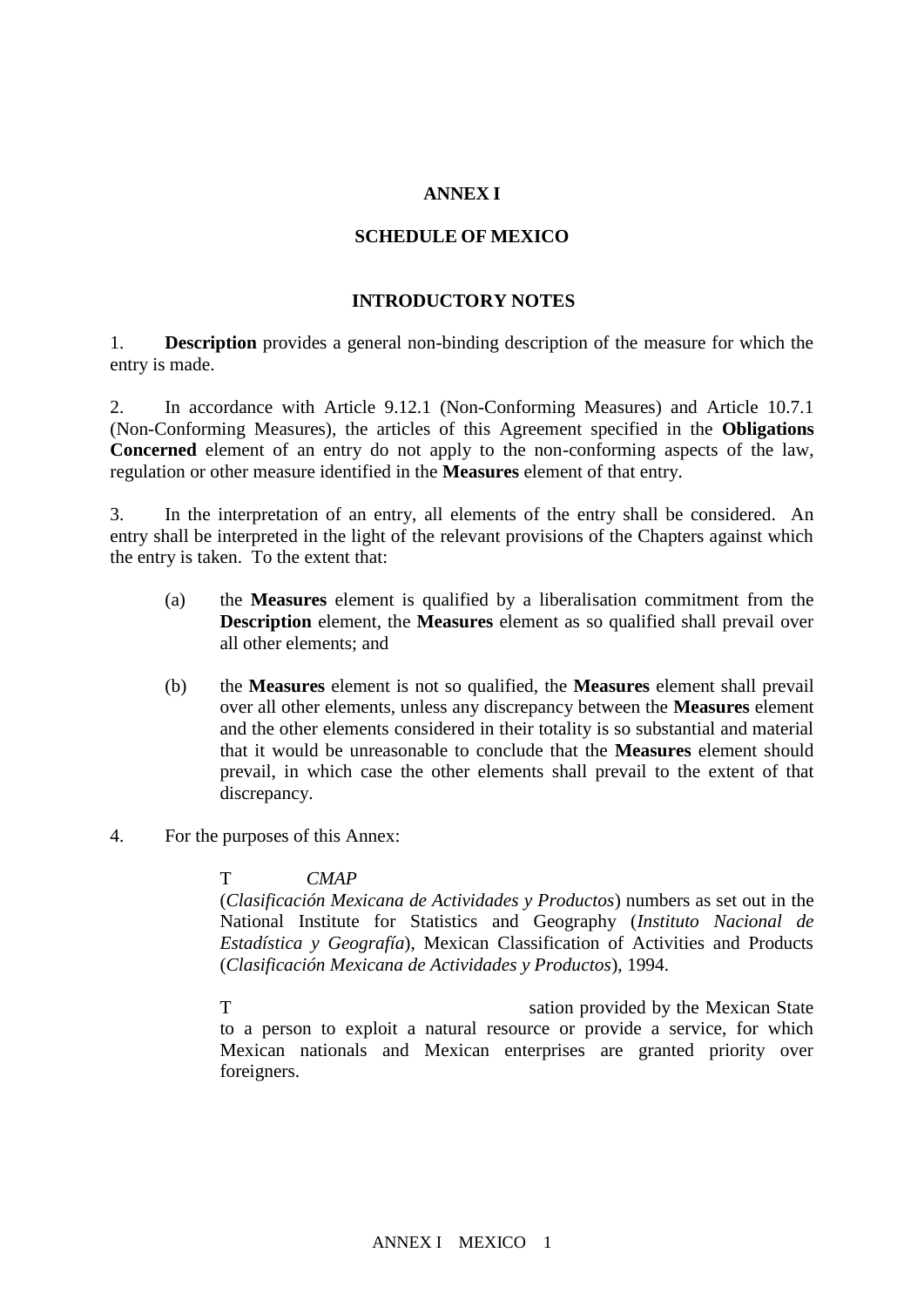# ANNEX I

## SCHEDULE OF MEXICO

### INTRODUCTORY NOTES

1. **Description** provides a general non-binding description of the measure for which the entry is made.

2. In accordance with Article 9.12.1 (Non-Conforming Measures) and Article 10.7.1 (Non-Conforming Measures), the articles of this Agreement specified in the **Obligations Concerned** element of an entry do not apply to the non-conforming aspects of the law, regulation or other measure identified in the **Measures** element of that entry.

3. In the interpretation of an entry, all elements of the entry shall be considered. An entry shall be interpreted in the light of the relevant provisions of the Chapters against which the entry is taken. To the extent that:

   (a) the **Measures** element is qualified by a liberalisation commitment from the **Description** element, the **Measures** element as so qualified shall prevail over all other elements; and

   (b) the **Measures** element is not so qualified, the **Measures** element shall prevail over all other elements, unless any discrepancy between the **Measures** element and the other elements considered in their totality is so substantial and material that it would be unreasonable to conclude that the **Measures** element should prevail, in which case the other elements shall prevail to the extent of that discrepancy.

4. For the purposes of this Annex:

   T *CMAP* (*Clasificación Mexicana de Actividades y Productos*) numbers as set out in the National Institute for Statistics and Geography (*Instituto Nacional de Estadística y Geografía*), Mexican Classification of Activities and Products (*Clasificación Mexicana de Actividades y Productos*), 1994.

   T sation provided by the Mexican State to a person to exploit a natural resource or provide a service, for which Mexican nationals and Mexican enterprises are granted priority over foreigners.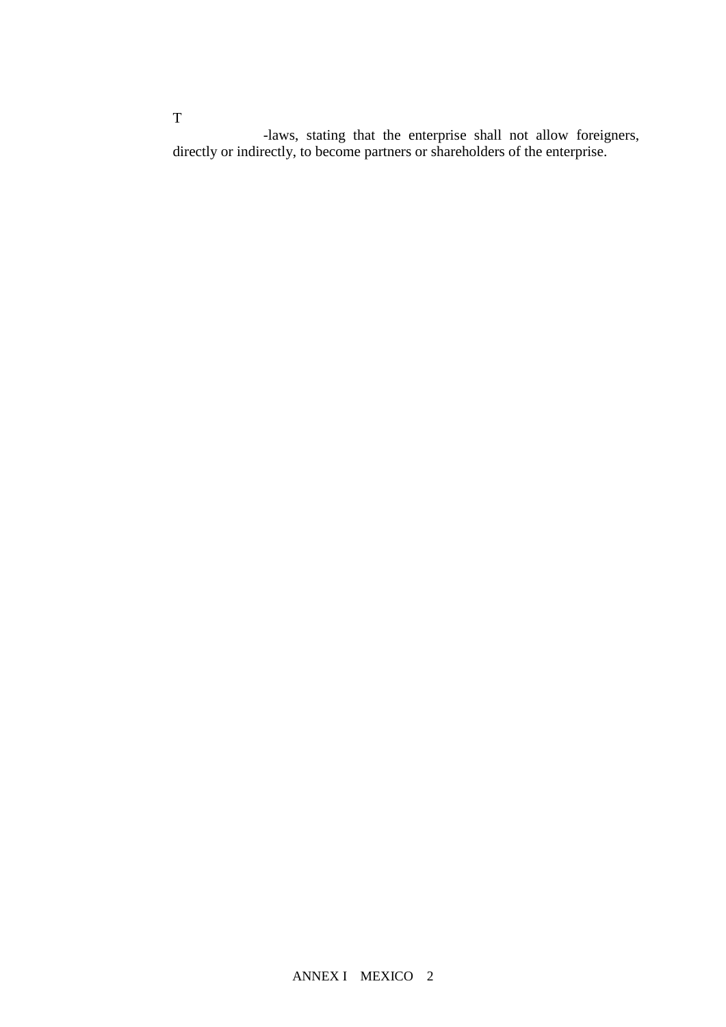T

-laws, stating that the enterprise shall not allow foreigners, directly or indirectly, to become partners or shareholders of the enterprise.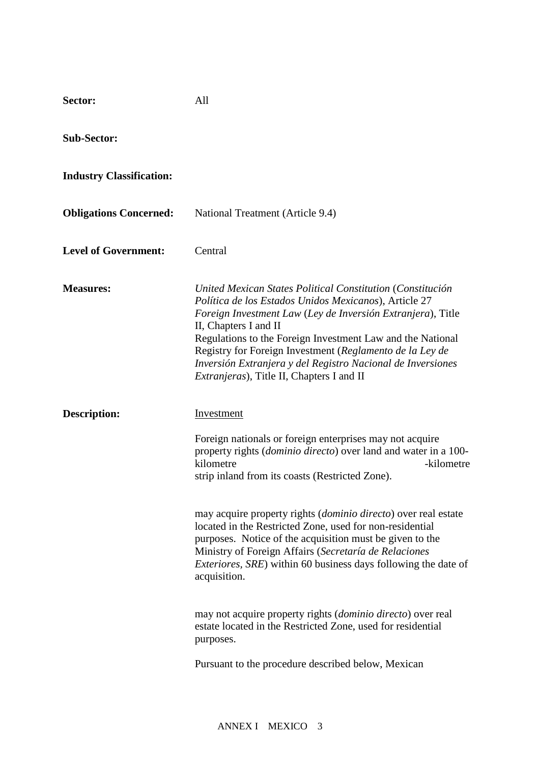**Sector:** All

**Sub-Sector:**

**Industry Classification:**

**Obligations Concerned:** National Treatment (Article 9.4)

**Level of Government:** Central

**Measures:** *United Mexican States Political Constitution* (*Constitución Política de los Estados Unidos Mexicanos*), Article 27

*Foreign Investment Law* (*Ley de Inversión Extranjera*), Title II, Chapters I and II

Regulations to the Foreign Investment Law and the National Registry for Foreign Investment (*Reglamento de la Ley de Inversión Extranjera y del Registro Nacional de Inversiones Extranjeras*), Title II, Chapters I and II

**Description:** <u>Investment</u>

Foreign nationals or foreign enterprises may not acquire property rights (*dominio directo*) over land and water in a 100-kilometre -kilometre strip inland from its coasts (Restricted Zone).

may acquire property rights (*dominio directo*) over real estate located in the Restricted Zone, used for non-residential purposes. Notice of the acquisition must be given to the Ministry of Foreign Affairs (*Secretaría de Relaciones Exteriores, SRE*) within 60 business days following the date of acquisition.

may not acquire property rights (*dominio directo*) over real estate located in the Restricted Zone, used for residential purposes.

Pursuant to the procedure described below, Mexican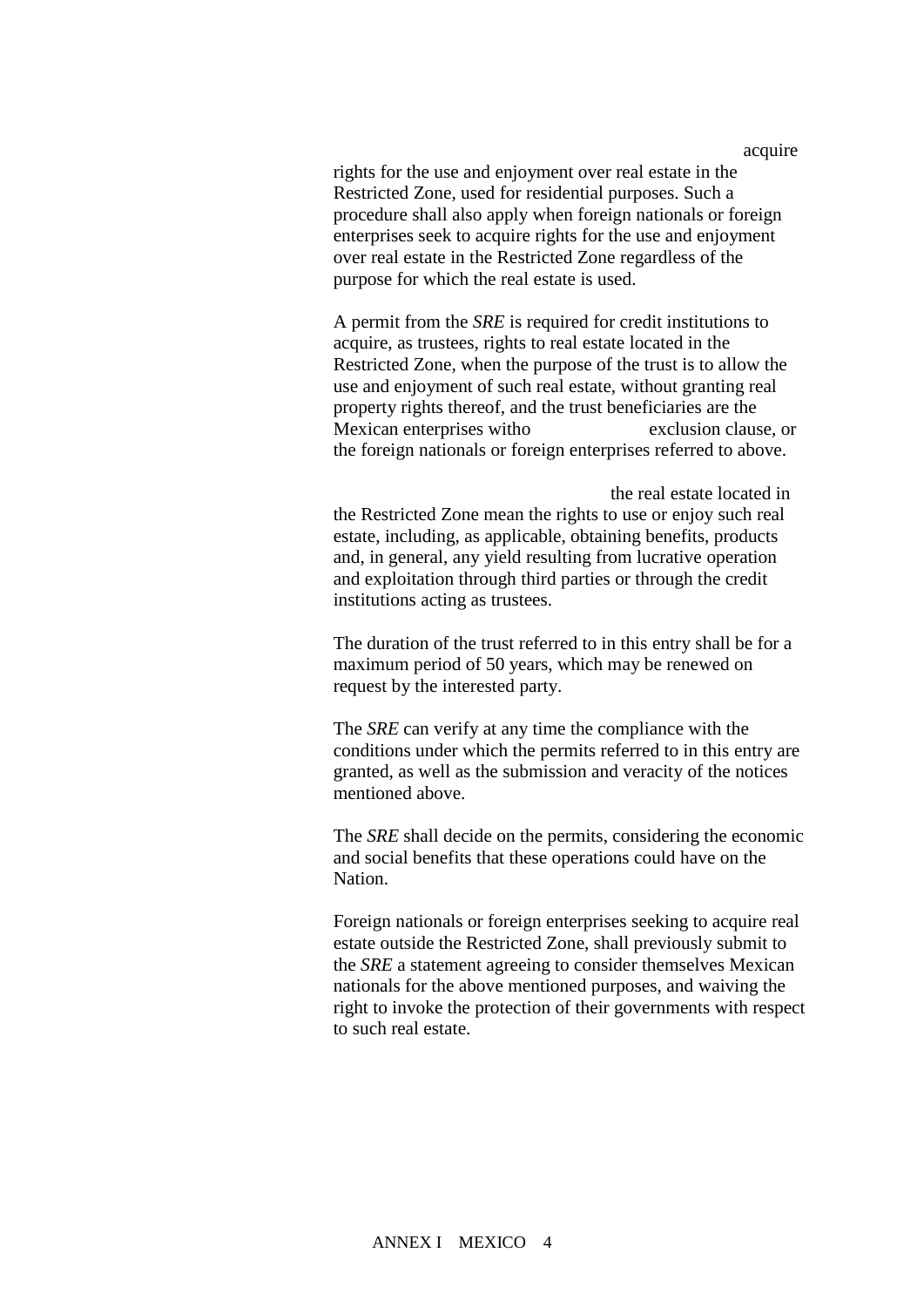acquire

rights for the use and enjoyment over real estate in the Restricted Zone, used for residential purposes. Such a procedure shall also apply when foreign nationals or foreign enterprises seek to acquire rights for the use and enjoyment over real estate in the Restricted Zone regardless of the purpose for which the real estate is used.

A permit from the *SRE* is required for credit institutions to acquire, as trustees, rights to real estate located in the Restricted Zone, when the purpose of the trust is to allow the use and enjoyment of such real estate, without granting real property rights thereof, and the trust beneficiaries are the Mexican enterprises witho exclusion clause, or the foreign nationals or foreign enterprises referred to above.

the real estate located in the Restricted Zone mean the rights to use or enjoy such real estate, including, as applicable, obtaining benefits, products and, in general, any yield resulting from lucrative operation and exploitation through third parties or through the credit institutions acting as trustees.

The duration of the trust referred to in this entry shall be for a maximum period of 50 years, which may be renewed on request by the interested party.

The *SRE* can verify at any time the compliance with the conditions under which the permits referred to in this entry are granted, as well as the submission and veracity of the notices mentioned above.

The *SRE* shall decide on the permits, considering the economic and social benefits that these operations could have on the Nation.

Foreign nationals or foreign enterprises seeking to acquire real estate outside the Restricted Zone, shall previously submit to the *SRE* a statement agreeing to consider themselves Mexican nationals for the above mentioned purposes, and waiving the right to invoke the protection of their governments with respect to such real estate.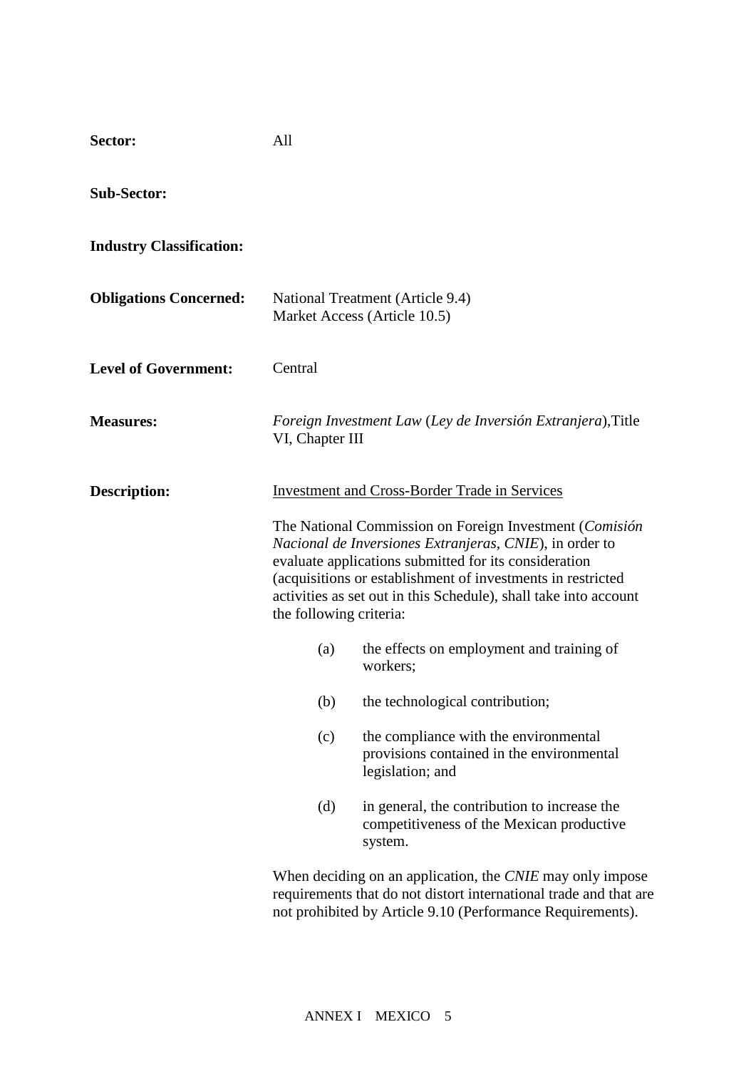**Sector:** All

**Sub-Sector:**

**Industry Classification:**

**Obligations Concerned:** National Treatment (Article 9.4)
Market Access (Article 10.5)

**Level of Government:** Central

**Measures:** *Foreign Investment Law* (*Ley de Inversión Extranjera*),Title VI, Chapter III

**Description:** Investment and Cross-Border Trade in Services

The National Commission on Foreign Investment (*Comisión Nacional de Inversiones Extranjeras, CNIE*), in order to evaluate applications submitted for its consideration (acquisitions or establishment of investments in restricted activities as set out in this Schedule), shall take into account the following criteria:

(a) the effects on employment and training of workers;

(b) the technological contribution;

(c) the compliance with the environmental provisions contained in the environmental legislation; and

(d) in general, the contribution to increase the competitiveness of the Mexican productive system.

When deciding on an application, the *CNIE* may only impose requirements that do not distort international trade and that are not prohibited by Article 9.10 (Performance Requirements).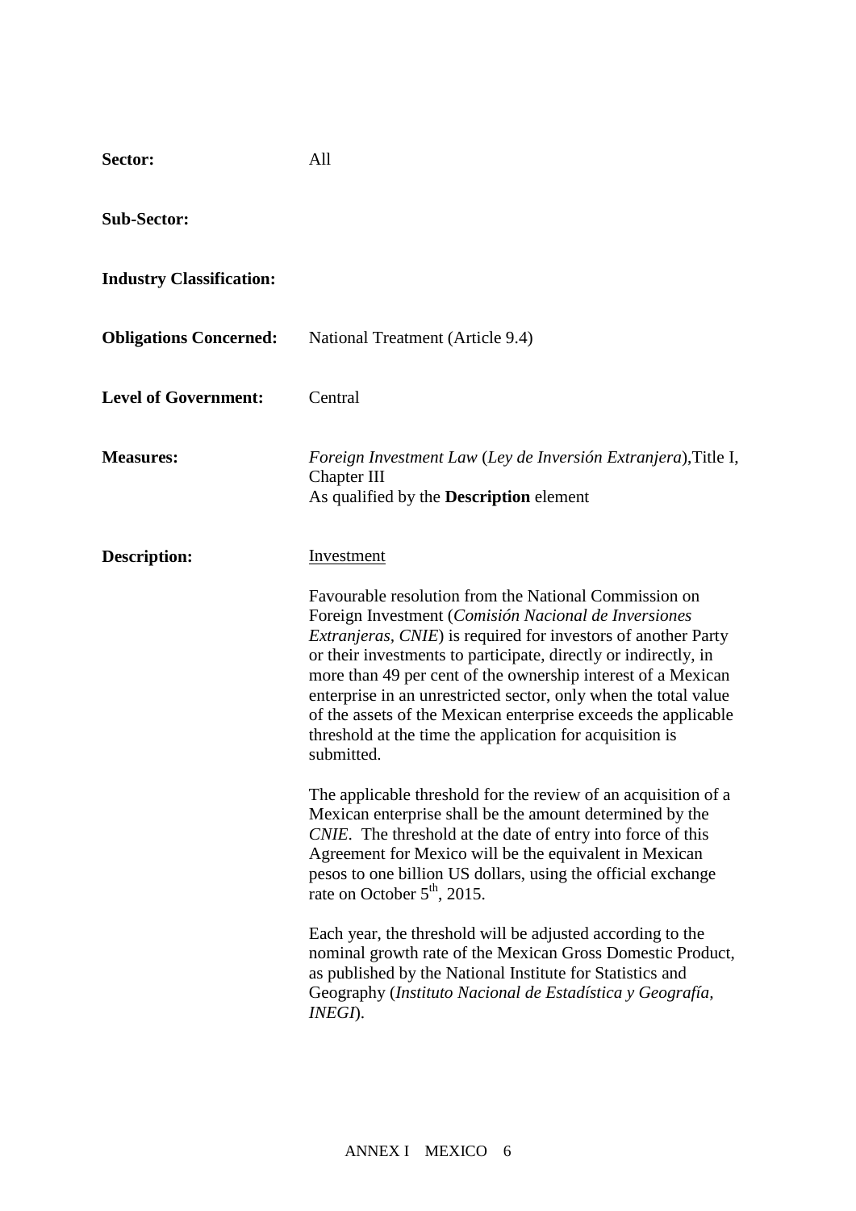**Sector:** All

**Sub-Sector:**

**Industry Classification:**

**Obligations Concerned:** National Treatment (Article 9.4)

**Level of Government:** Central

**Measures:** *Foreign Investment Law* (*Ley de Inversión Extranjera*),Title I, Chapter III
As qualified by the **Description** element

**Description:** Investment

Favourable resolution from the National Commission on Foreign Investment (*Comisión Nacional de Inversiones Extranjeras, CNIE*) is required for investors of another Party or their investments to participate, directly or indirectly, in more than 49 per cent of the ownership interest of a Mexican enterprise in an unrestricted sector, only when the total value of the assets of the Mexican enterprise exceeds the applicable threshold at the time the application for acquisition is submitted.

The applicable threshold for the review of an acquisition of a Mexican enterprise shall be the amount determined by the *CNIE*. The threshold at the date of entry into force of this Agreement for Mexico will be the equivalent in Mexican pesos to one billion US dollars, using the official exchange rate on October 5th, 2015.

Each year, the threshold will be adjusted according to the nominal growth rate of the Mexican Gross Domestic Product, as published by the National Institute for Statistics and Geography (*Instituto Nacional de Estadística y Geografía, INEGI*).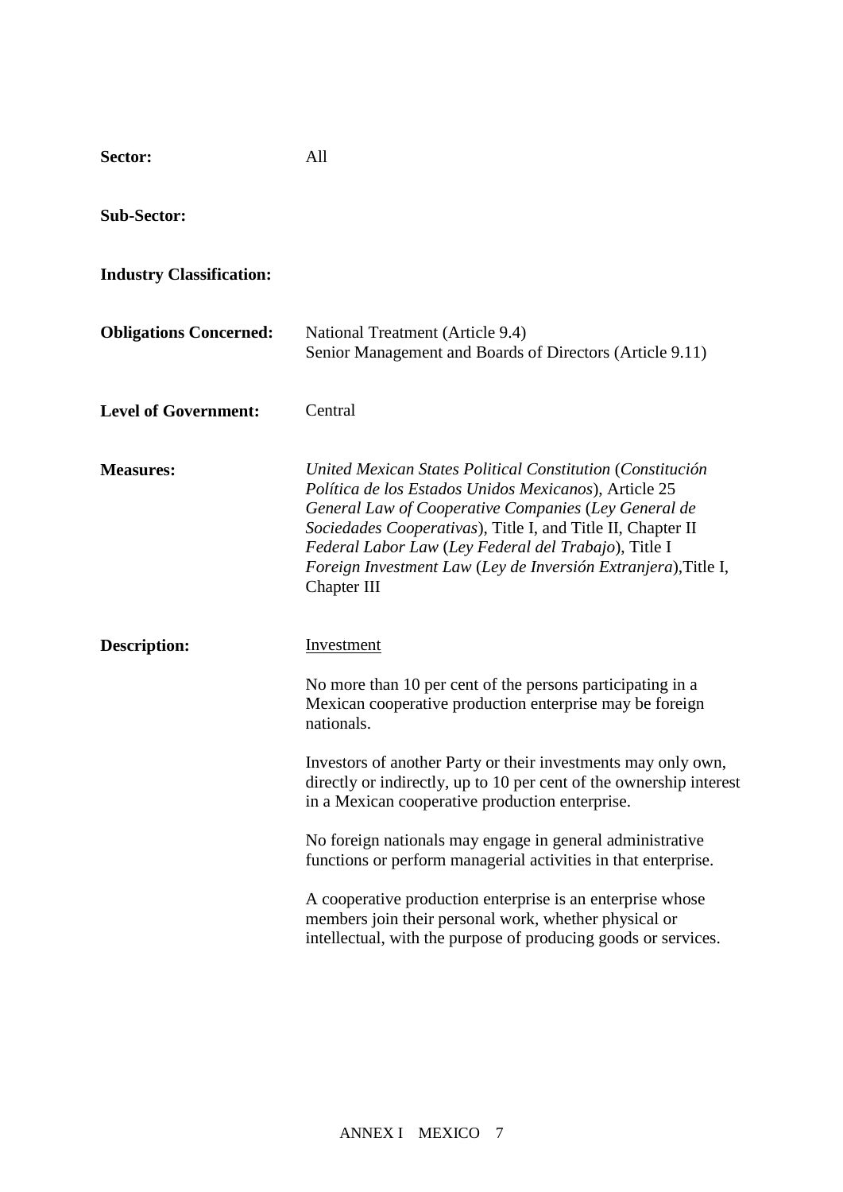**Sector:** All

**Sub-Sector:**

**Industry Classification:**

**Obligations Concerned:** National Treatment (Article 9.4)
Senior Management and Boards of Directors (Article 9.11)

**Level of Government:** Central

**Measures:** *United Mexican States Political Constitution* (*Constitución Política de los Estados Unidos Mexicanos*), Article 25
*General Law of Cooperative Companies* (*Ley General de Sociedades Cooperativas*), Title I, and Title II, Chapter II
*Federal Labor Law* (*Ley Federal del Trabajo*), Title I
*Foreign Investment Law* (*Ley de Inversión Extranjera*),Title I, Chapter III

**Description:** Investment

No more than 10 per cent of the persons participating in a Mexican cooperative production enterprise may be foreign nationals.

Investors of another Party or their investments may only own, directly or indirectly, up to 10 per cent of the ownership interest in a Mexican cooperative production enterprise.

No foreign nationals may engage in general administrative functions or perform managerial activities in that enterprise.

A cooperative production enterprise is an enterprise whose members join their personal work, whether physical or intellectual, with the purpose of producing goods or services.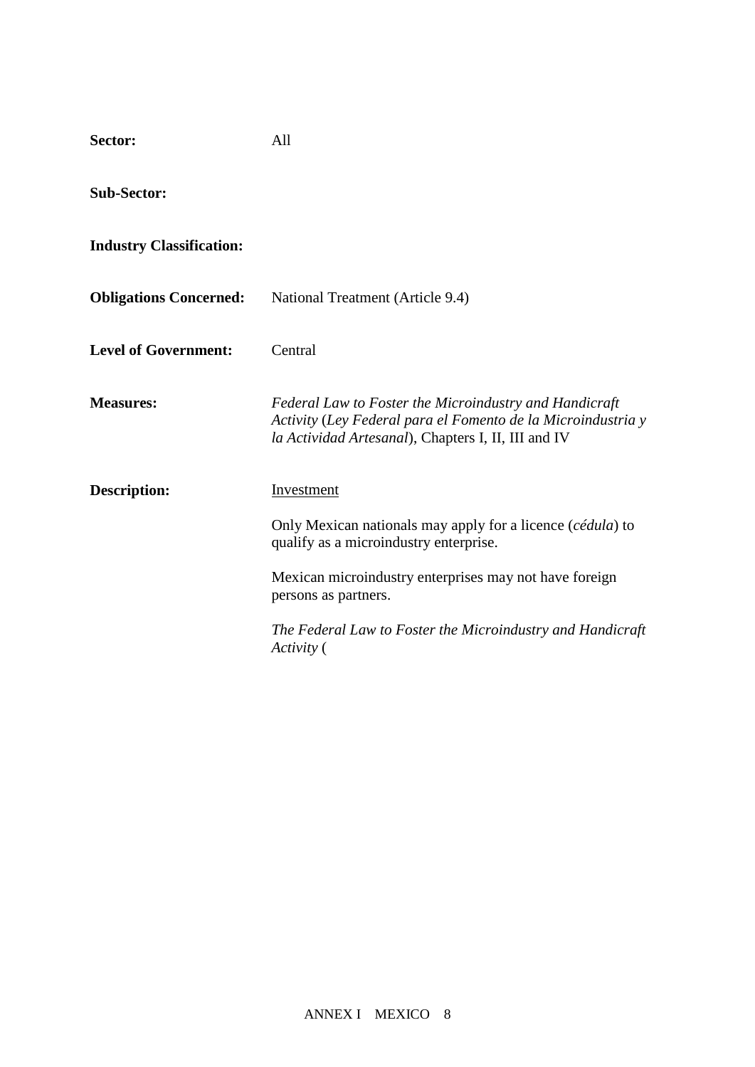| | |
|---|---|
| **Sector:** | All |
| **Sub-Sector:** | |
| **Industry Classification:** | |
| **Obligations Concerned:** | National Treatment (Article 9.4) |
| **Level of Government:** | Central |
| **Measures:** | *Federal Law to Foster the Microindustry and Handicraft Activity* (*Ley Federal para el Fomento de la Microindustria y la Actividad Artesanal*), Chapters I, II, III and IV |
| **Description:** | Investment<br><br>Only Mexican nationals may apply for a licence (*cédula*) to qualify as a microindustry enterprise.<br><br>Mexican microindustry enterprises may not have foreign persons as partners.<br><br>*The Federal Law to Foster the Microindustry and Handicraft Activity* ( |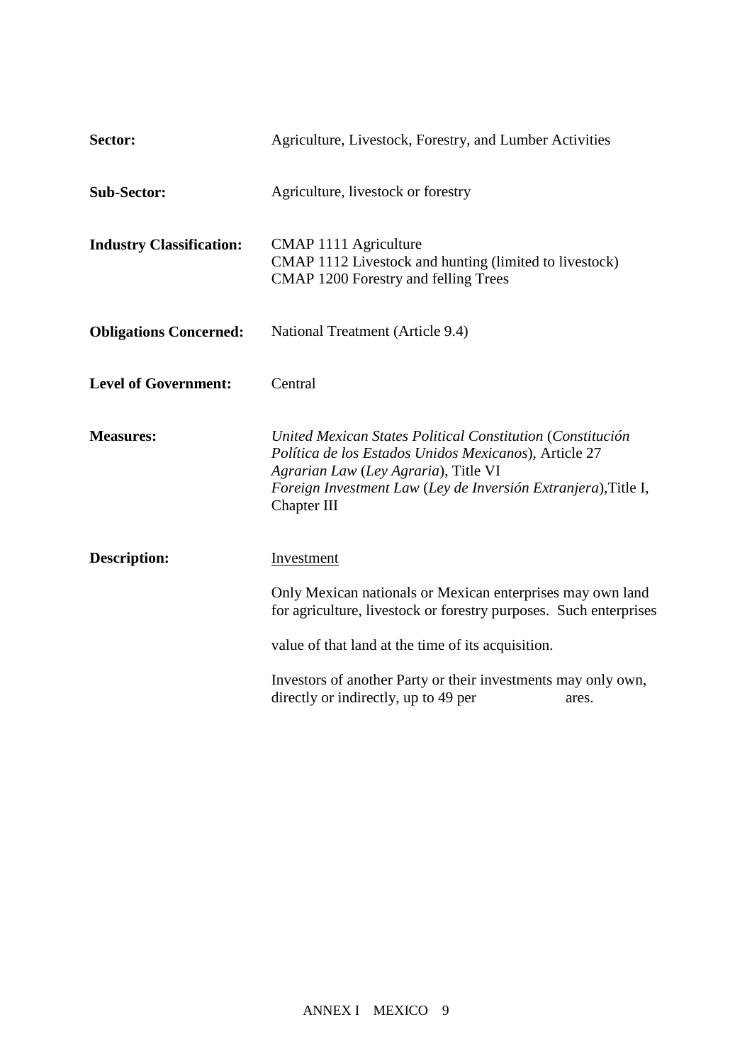| | |
|---|---|
| **Sector:** | Agriculture, Livestock, Forestry, and Lumber Activities |
| **Sub-Sector:** | Agriculture, livestock or forestry |
| **Industry Classification:** | CMAP 1111 Agriculture<br>CMAP 1112 Livestock and hunting (limited to livestock)<br>CMAP 1200 Forestry and felling Trees |
| **Obligations Concerned:** | National Treatment (Article 9.4) |
| **Level of Government:** | Central |
| **Measures:** | *United Mexican States Political Constitution* (*Constitución Política de los Estados Unidos Mexicanos*), Article 27<br>*Agrarian Law* (*Ley Agraria*), Title VI<br>*Foreign Investment Law* (*Ley de Inversión Extranjera*),Title I, Chapter III |
| **Description:** | Investment |

Only Mexican nationals or Mexican enterprises may own land for agriculture, livestock or forestry purposes. Such enterprises

value of that land at the time of its acquisition.

Investors of another Party or their investments may only own, directly or indirectly, up to 49 per ares.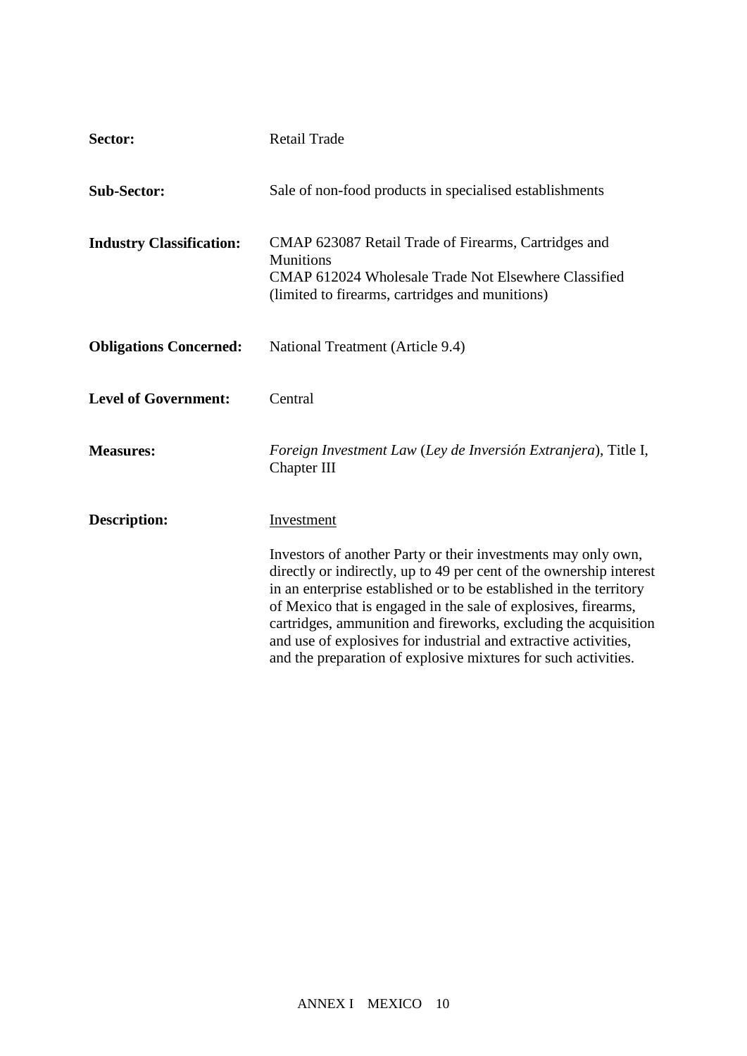**Sector:** Retail Trade

**Sub-Sector:** Sale of non-food products in specialised establishments

**Industry Classification:** CMAP 623087 Retail Trade of Firearms, Cartridges and Munitions
CMAP 612024 Wholesale Trade Not Elsewhere Classified (limited to firearms, cartridges and munitions)

**Obligations Concerned:** National Treatment (Article 9.4)

**Level of Government:** Central

**Measures:** *Foreign Investment Law* (*Ley de Inversión Extranjera*), Title I, Chapter III

**Description:** Investment

Investors of another Party or their investments may only own, directly or indirectly, up to 49 per cent of the ownership interest in an enterprise established or to be established in the territory of Mexico that is engaged in the sale of explosives, firearms, cartridges, ammunition and fireworks, excluding the acquisition and use of explosives for industrial and extractive activities, and the preparation of explosive mixtures for such activities.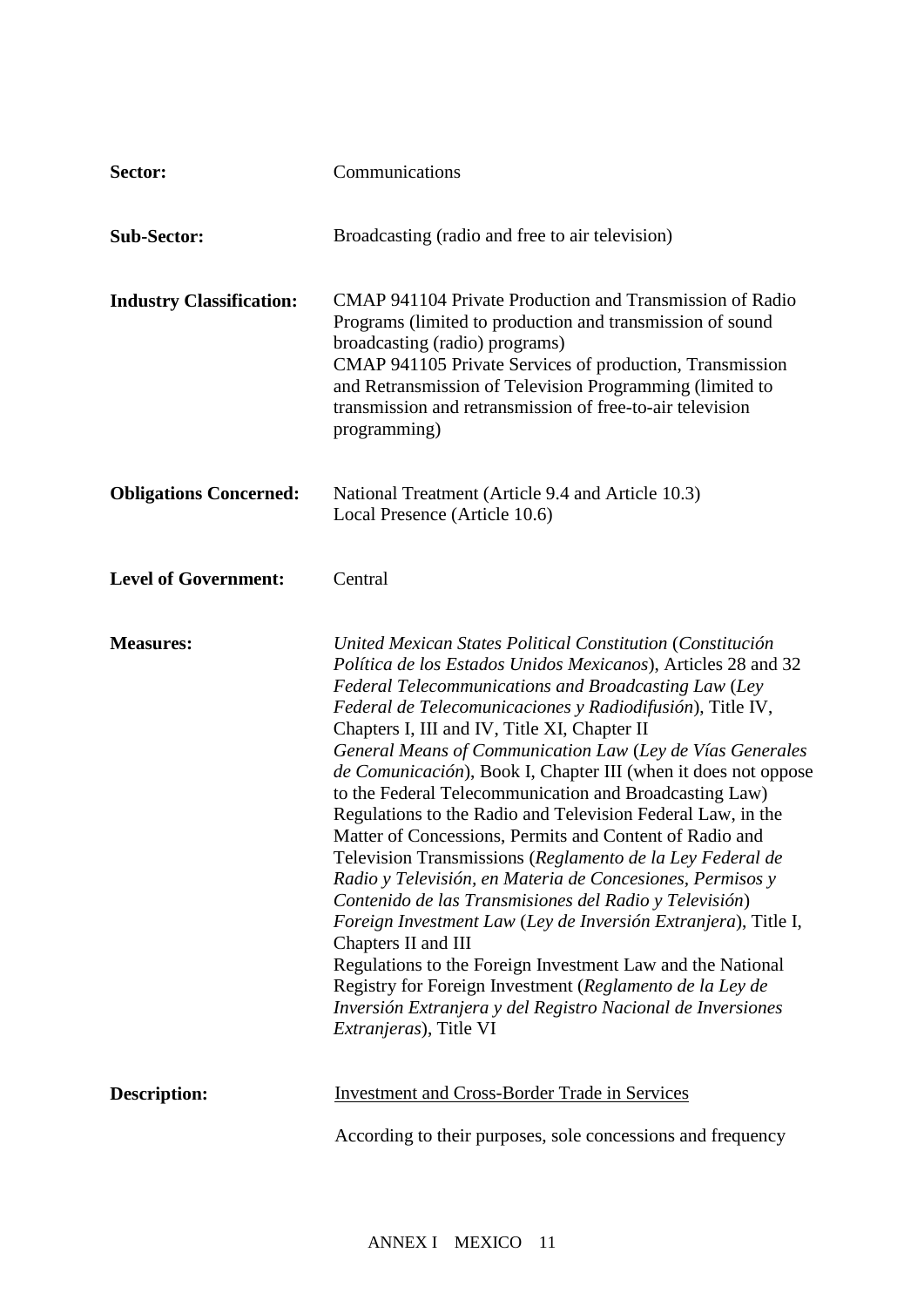| | |
|---|---|
| **Sector:** | Communications |
| **Sub-Sector:** | Broadcasting (radio and free to air television) |
| **Industry Classification:** | CMAP 941104 Private Production and Transmission of Radio Programs (limited to production and transmission of sound broadcasting (radio) programs)<br>CMAP 941105 Private Services of production, Transmission and Retransmission of Television Programming (limited to transmission and retransmission of free-to-air television programming) |
| **Obligations Concerned:** | National Treatment (Article 9.4 and Article 10.3)<br>Local Presence (Article 10.6) |
| **Level of Government:** | Central |
| **Measures:** | *United Mexican States Political Constitution* (*Constitución Política de los Estados Unidos Mexicanos*), Articles 28 and 32<br>*Federal Telecommunications and Broadcasting Law* (*Ley Federal de Telecomunicaciones y Radiodifusión*), Title IV, Chapters I, III and IV, Title XI, Chapter II<br>*General Means of Communication Law* (*Ley de Vías Generales de Comunicación*), Book I, Chapter III (when it does not oppose to the Federal Telecommunication and Broadcasting Law)<br>Regulations to the Radio and Television Federal Law, in the Matter of Concessions, Permits and Content of Radio and Television Transmissions (*Reglamento de la Ley Federal de Radio y Televisión, en Materia de Concesiones, Permisos y Contenido de las Transmisiones del Radio y Televisión*)<br>*Foreign Investment Law* (*Ley de Inversión Extranjera*), Title I, Chapters II and III<br>Regulations to the Foreign Investment Law and the National Registry for Foreign Investment (*Reglamento de la Ley de Inversión Extranjera y del Registro Nacional de Inversiones Extranjeras*), Title VI |
| **Description:** | <u>Investment and Cross-Border Trade in Services</u><br><br>According to their purposes, sole concessions and frequency |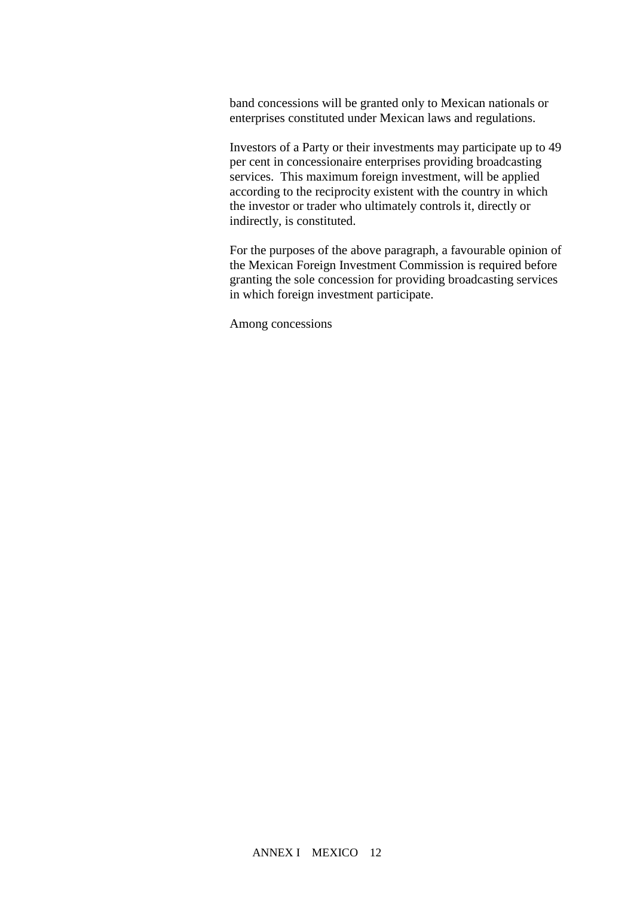band concessions will be granted only to Mexican nationals or enterprises constituted under Mexican laws and regulations.

Investors of a Party or their investments may participate up to 49 per cent in concessionaire enterprises providing broadcasting services. This maximum foreign investment, will be applied according to the reciprocity existent with the country in which the investor or trader who ultimately controls it, directly or indirectly, is constituted.

For the purposes of the above paragraph, a favourable opinion of the Mexican Foreign Investment Commission is required before granting the sole concession for providing broadcasting services in which foreign investment participate.

Among concessions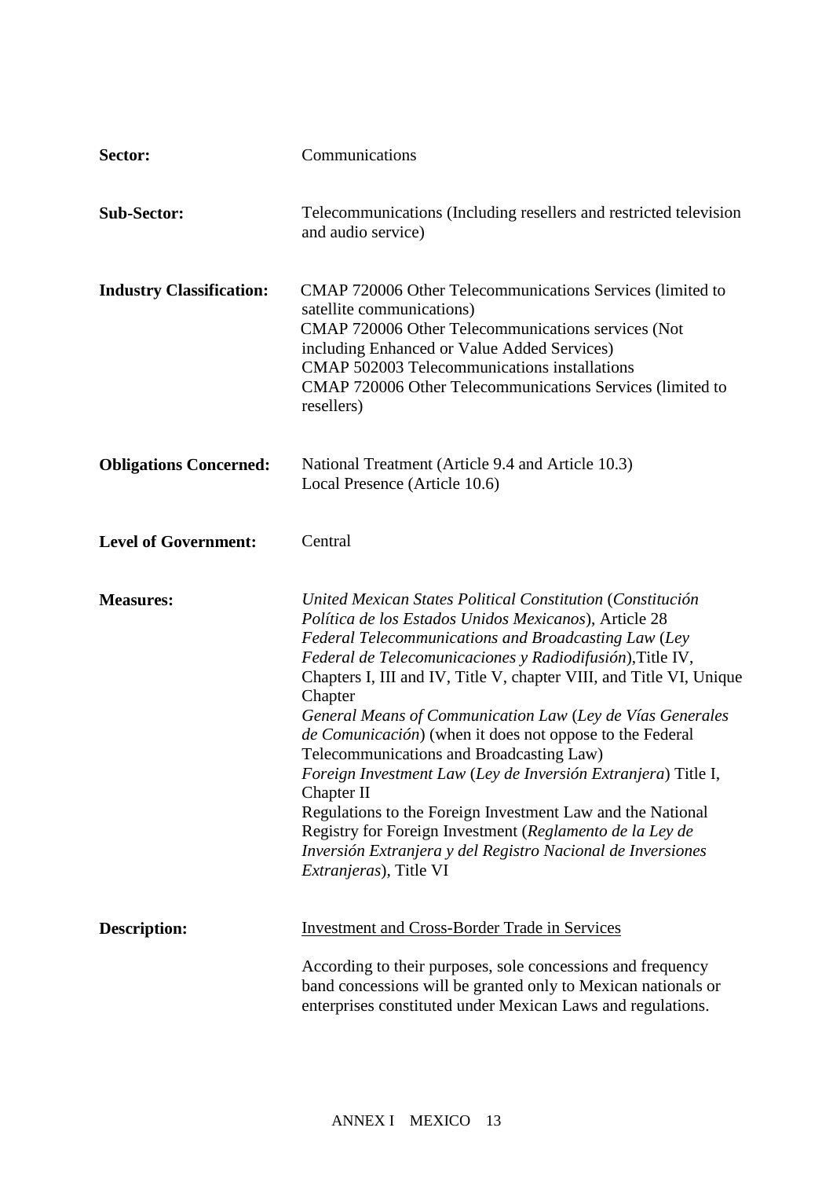**Sector:** Communications

**Sub-Sector:** Telecommunications (Including resellers and restricted television and audio service)

**Industry Classification:** CMAP 720006 Other Telecommunications Services (limited to satellite communications)
CMAP 720006 Other Telecommunications services (Not including Enhanced or Value Added Services)
CMAP 502003 Telecommunications installations
CMAP 720006 Other Telecommunications Services (limited to resellers)

**Obligations Concerned:** National Treatment (Article 9.4 and Article 10.3)
Local Presence (Article 10.6)

**Level of Government:** Central

**Measures:** *United Mexican States Political Constitution* (*Constitución Política de los Estados Unidos Mexicanos*), Article 28
*Federal Telecommunications and Broadcasting Law* (*Ley Federal de Telecomunicaciones y Radiodifusión*),Title IV, Chapters I, III and IV, Title V, chapter VIII, and Title VI, Unique Chapter
*General Means of Communication Law* (*Ley de Vías Generales de Comunicación*) (when it does not oppose to the Federal Telecommunications and Broadcasting Law)
*Foreign Investment Law* (*Ley de Inversión Extranjera*) Title I, Chapter II
Regulations to the Foreign Investment Law and the National Registry for Foreign Investment (*Reglamento de la Ley de Inversión Extranjera y del Registro Nacional de Inversiones Extranjeras*), Title VI

**Description:** <u>Investment and Cross-Border Trade in Services</u>

According to their purposes, sole concessions and frequency band concessions will be granted only to Mexican nationals or enterprises constituted under Mexican Laws and regulations.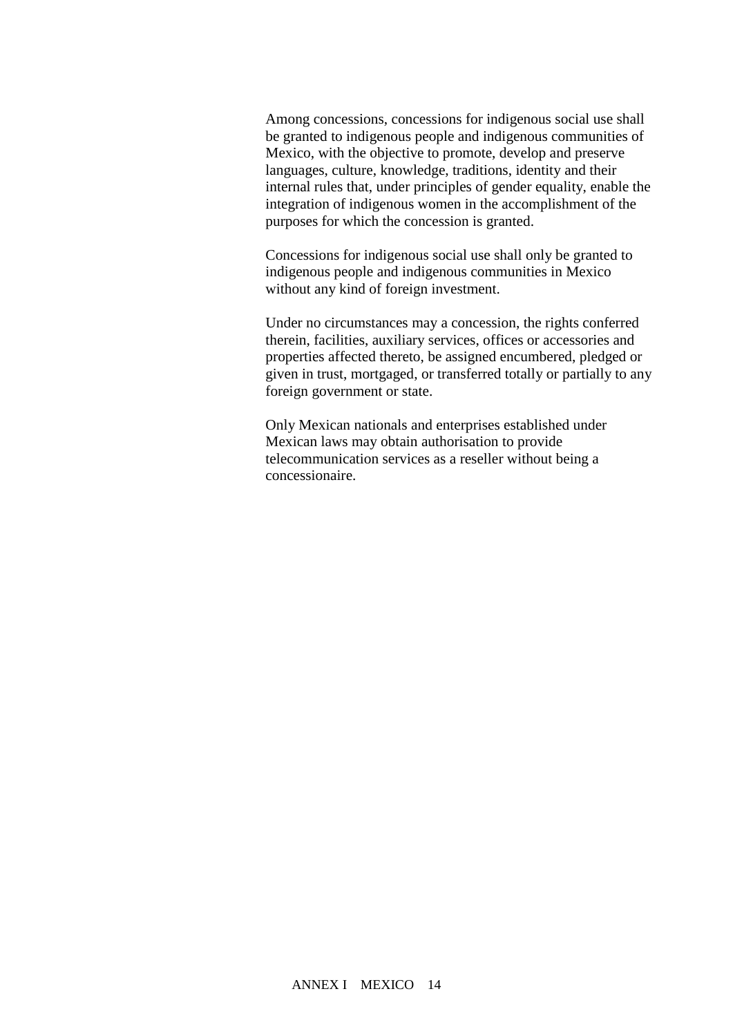Among concessions, concessions for indigenous social use shall be granted to indigenous people and indigenous communities of Mexico, with the objective to promote, develop and preserve languages, culture, knowledge, traditions, identity and their internal rules that, under principles of gender equality, enable the integration of indigenous women in the accomplishment of the purposes for which the concession is granted.

Concessions for indigenous social use shall only be granted to indigenous people and indigenous communities in Mexico without any kind of foreign investment.

Under no circumstances may a concession, the rights conferred therein, facilities, auxiliary services, offices or accessories and properties affected thereto, be assigned encumbered, pledged or given in trust, mortgaged, or transferred totally or partially to any foreign government or state.

Only Mexican nationals and enterprises established under Mexican laws may obtain authorisation to provide telecommunication services as a reseller without being a concessionaire.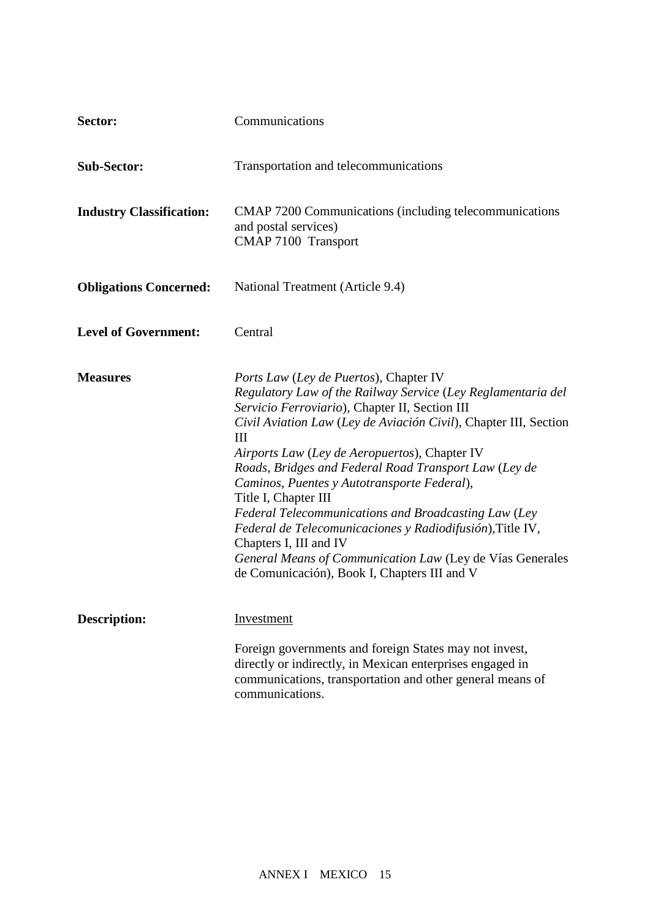**Sector:** Communications

**Sub-Sector:** Transportation and telecommunications

**Industry Classification:** CMAP 7200 Communications (including telecommunications and postal services)
CMAP 7100 Transport

**Obligations Concerned:** National Treatment (Article 9.4)

**Level of Government:** Central

**Measures**

*Ports Law* (*Ley de Puertos*), Chapter IV
*Regulatory Law of the Railway Service* (*Ley Reglamentaria del Servicio Ferroviario*), Chapter II, Section III
*Civil Aviation Law* (*Ley de Aviación Civil*), Chapter III, Section III
*Airports Law* (*Ley de Aeropuertos*), Chapter IV
*Roads, Bridges and Federal Road Transport Law* (*Ley de Caminos, Puentes y Autotransporte Federal*), Title I, Chapter III
*Federal Telecommunications and Broadcasting Law* (*Ley Federal de Telecomunicaciones y Radiodifusión*),Title IV, Chapters I, III and IV
*General Means of Communication Law* (Ley de Vías Generales de Comunicación), Book I, Chapters III and V

**Description:**

Investment

Foreign governments and foreign States may not invest, directly or indirectly, in Mexican enterprises engaged in communications, transportation and other general means of communications.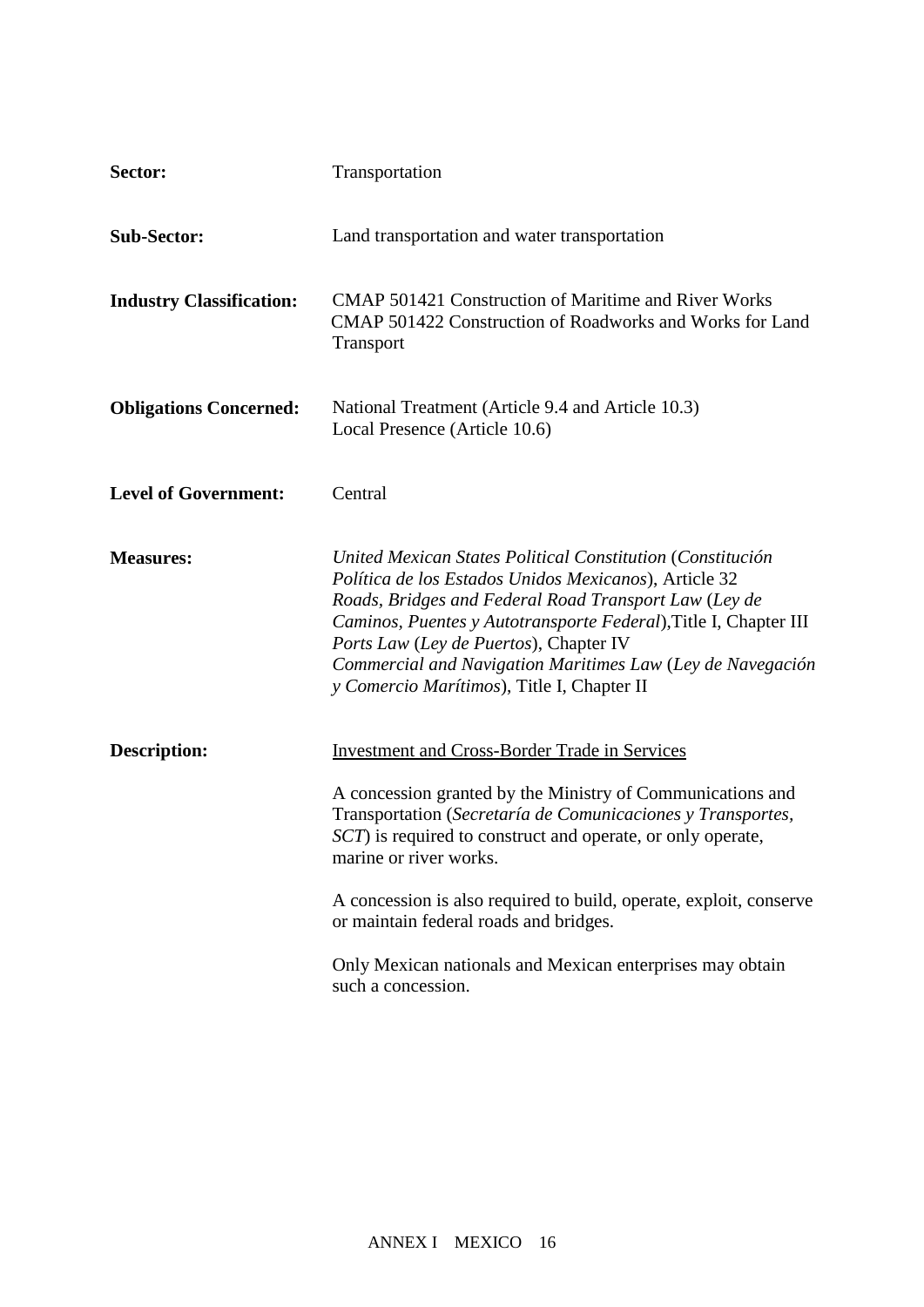**Sector:** Transportation

**Sub-Sector:** Land transportation and water transportation

**Industry Classification:** CMAP 501421 Construction of Maritime and River Works
CMAP 501422 Construction of Roadworks and Works for Land Transport

**Obligations Concerned:** National Treatment (Article 9.4 and Article 10.3)
Local Presence (Article 10.6)

**Level of Government:** Central

**Measures:** *United Mexican States Political Constitution* (*Constitución Política de los Estados Unidos Mexicanos*), Article 32
*Roads, Bridges and Federal Road Transport Law* (*Ley de Caminos, Puentes y Autotransporte Federal*),Title I, Chapter III
*Ports Law* (*Ley de Puertos*), Chapter IV
*Commercial and Navigation Maritimes Law* (*Ley de Navegación y Comercio Marítimos*), Title I, Chapter II

**Description:** Investment and Cross-Border Trade in Services

A concession granted by the Ministry of Communications and Transportation (*Secretaría de Comunicaciones y Transportes, SCT*) is required to construct and operate, or only operate, marine or river works.

A concession is also required to build, operate, exploit, conserve or maintain federal roads and bridges.

Only Mexican nationals and Mexican enterprises may obtain such a concession.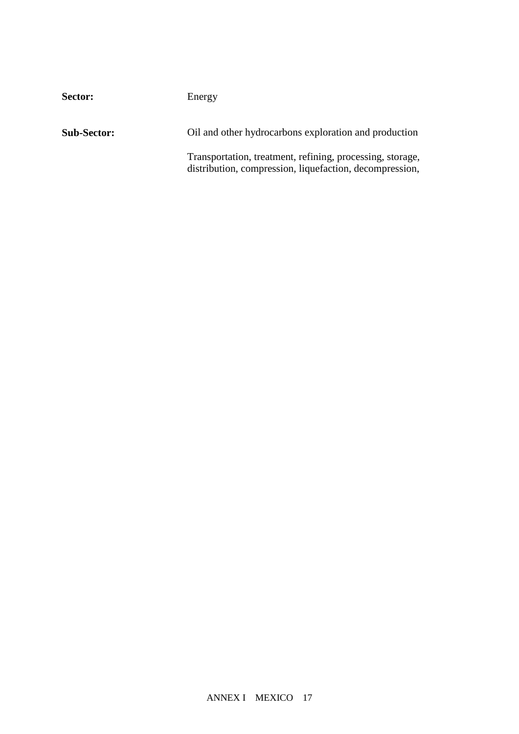| | |
|---|---|
| **Sector:** | Energy |
| **Sub-Sector:** | Oil and other hydrocarbons exploration and production<br><br>Transportation, treatment, refining, processing, storage, distribution, compression, liquefaction, decompression, |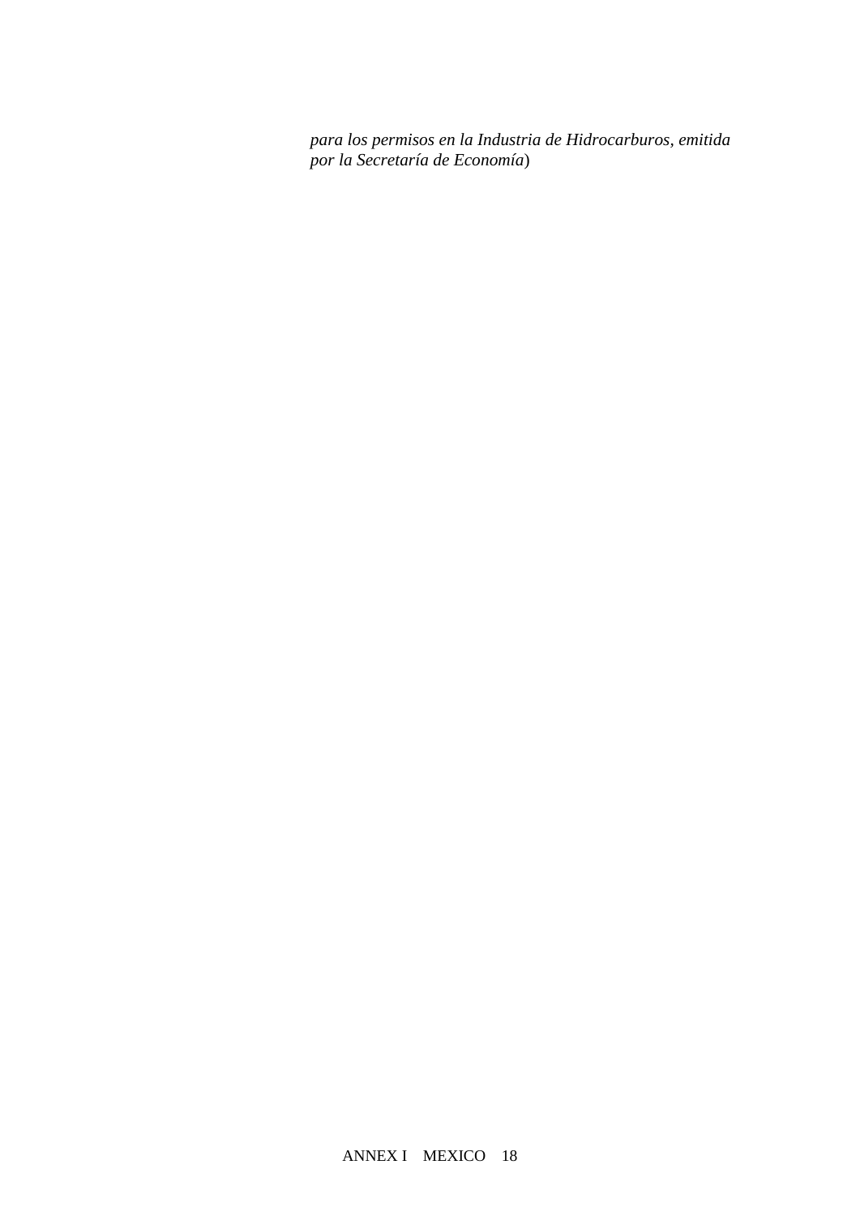*para los permisos en la Industria de Hidrocarburos, emitida por la Secretaría de Economía*)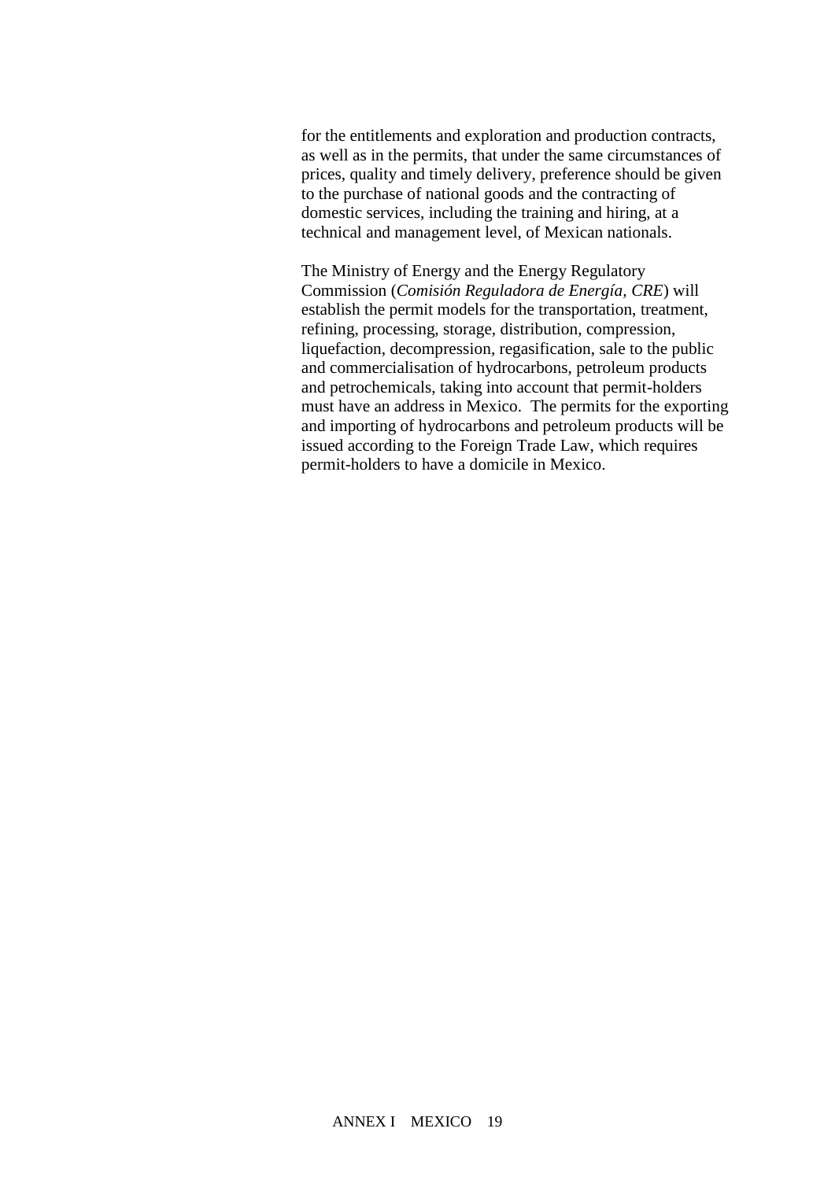for the entitlements and exploration and production contracts, as well as in the permits, that under the same circumstances of prices, quality and timely delivery, preference should be given to the purchase of national goods and the contracting of domestic services, including the training and hiring, at a technical and management level, of Mexican nationals.

The Ministry of Energy and the Energy Regulatory Commission (*Comisión Reguladora de Energía, CRE*) will establish the permit models for the transportation, treatment, refining, processing, storage, distribution, compression, liquefaction, decompression, regasification, sale to the public and commercialisation of hydrocarbons, petroleum products and petrochemicals, taking into account that permit-holders must have an address in Mexico. The permits for the exporting and importing of hydrocarbons and petroleum products will be issued according to the Foreign Trade Law, which requires permit-holders to have a domicile in Mexico.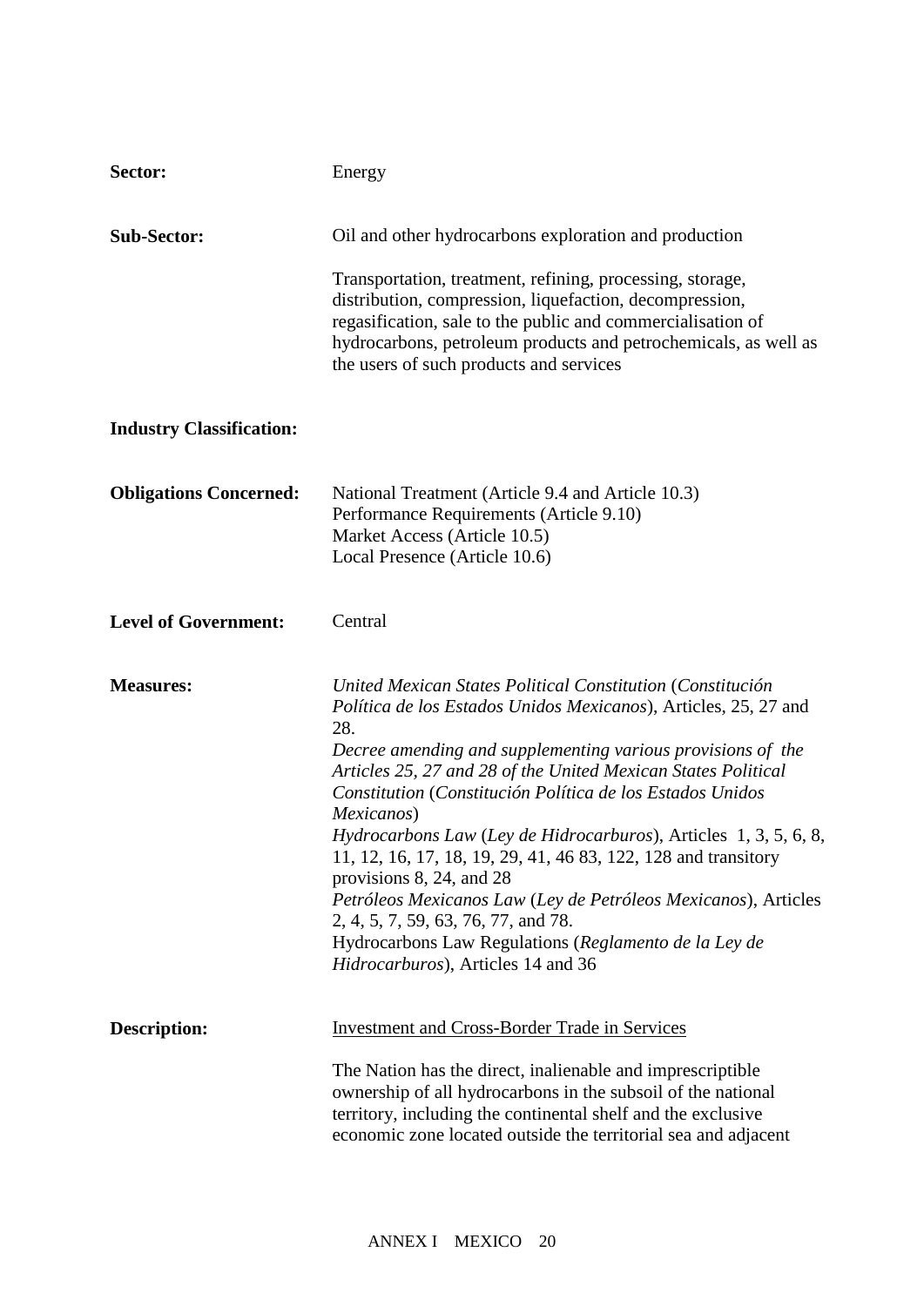| | |
|---|---|
| **Sector:** | Energy |
| **Sub-Sector:** | Oil and other hydrocarbons exploration and production<br><br>Transportation, treatment, refining, processing, storage, distribution, compression, liquefaction, decompression, regasification, sale to the public and commercialisation of hydrocarbons, petroleum products and petrochemicals, as well as the users of such products and services |
| **Industry Classification:** | |
| **Obligations Concerned:** | National Treatment (Article 9.4 and Article 10.3)<br>Performance Requirements (Article 9.10)<br>Market Access (Article 10.5)<br>Local Presence (Article 10.6) |
| **Level of Government:** | Central |
| **Measures:** | *United Mexican States Political Constitution* (*Constitución Política de los Estados Unidos Mexicanos*), Articles, 25, 27 and 28.<br>*Decree amending and supplementing various provisions of the Articles 25, 27 and 28 of the United Mexican States Political Constitution* (*Constitución Política de los Estados Unidos Mexicanos*)<br>*Hydrocarbons Law* (*Ley de Hidrocarburos*), Articles 1, 3, 5, 6, 8, 11, 12, 16, 17, 18, 19, 29, 41, 46 83, 122, 128 and transitory provisions 8, 24, and 28<br>*Petróleos Mexicanos Law* (*Ley de Petróleos Mexicanos*), Articles 2, 4, 5, 7, 59, 63, 76, 77, and 78.<br>Hydrocarbons Law Regulations (*Reglamento de la Ley de Hidrocarburos*), Articles 14 and 36 |
| **Description:** | Investment and Cross-Border Trade in Services<br><br>The Nation has the direct, inalienable and imprescriptible ownership of all hydrocarbons in the subsoil of the national territory, including the continental shelf and the exclusive economic zone located outside the territorial sea and adjacent |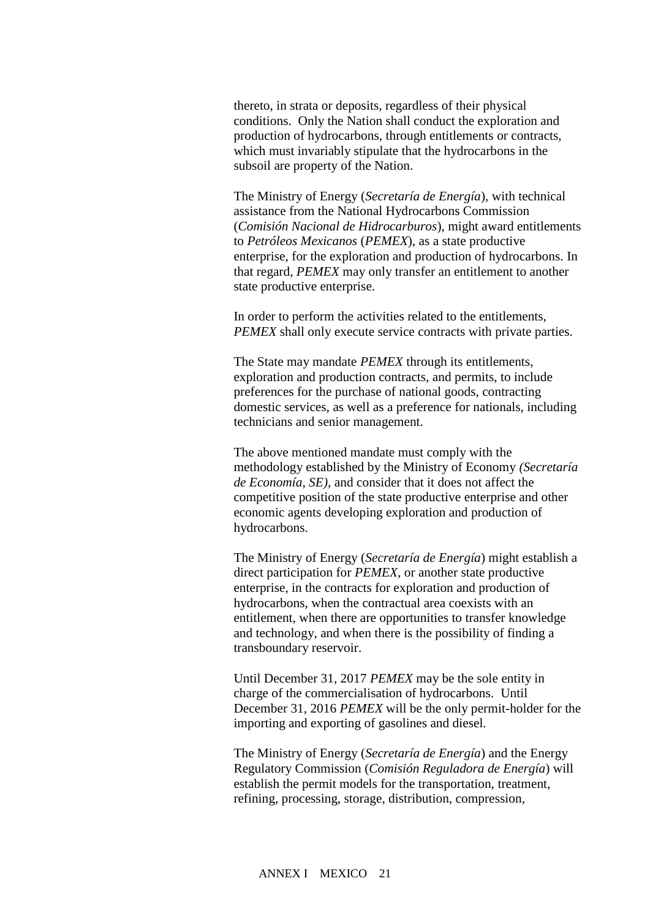thereto, in strata or deposits, regardless of their physical conditions. Only the Nation shall conduct the exploration and production of hydrocarbons, through entitlements or contracts, which must invariably stipulate that the hydrocarbons in the subsoil are property of the Nation.

The Ministry of Energy (*Secretaría de Energía*), with technical assistance from the National Hydrocarbons Commission (*Comisión Nacional de Hidrocarburos*), might award entitlements to *Petróleos Mexicanos* (*PEMEX*), as a state productive enterprise, for the exploration and production of hydrocarbons. In that regard, *PEMEX* may only transfer an entitlement to another state productive enterprise.

In order to perform the activities related to the entitlements, *PEMEX* shall only execute service contracts with private parties.

The State may mandate *PEMEX* through its entitlements, exploration and production contracts, and permits, to include preferences for the purchase of national goods, contracting domestic services, as well as a preference for nationals, including technicians and senior management.

The above mentioned mandate must comply with the methodology established by the Ministry of Economy *(Secretaría de Economía, SE)*, and consider that it does not affect the competitive position of the state productive enterprise and other economic agents developing exploration and production of hydrocarbons.

The Ministry of Energy (*Secretaría de Energía*) might establish a direct participation for *PEMEX*, or another state productive enterprise, in the contracts for exploration and production of hydrocarbons, when the contractual area coexists with an entitlement, when there are opportunities to transfer knowledge and technology, and when there is the possibility of finding a transboundary reservoir.

Until December 31, 2017 *PEMEX* may be the sole entity in charge of the commercialisation of hydrocarbons. Until December 31, 2016 *PEMEX* will be the only permit-holder for the importing and exporting of gasolines and diesel.

The Ministry of Energy (*Secretaría de Energía*) and the Energy Regulatory Commission (*Comisión Reguladora de Energía*) will establish the permit models for the transportation, treatment, refining, processing, storage, distribution, compression,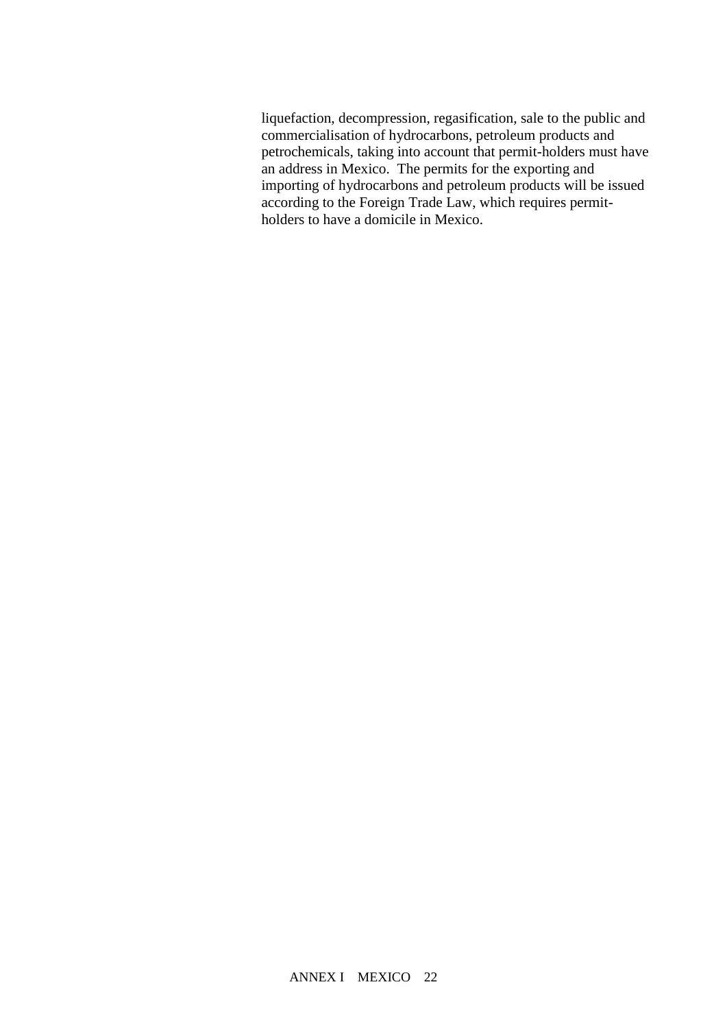liquefaction, decompression, regasification, sale to the public and commercialisation of hydrocarbons, petroleum products and petrochemicals, taking into account that permit-holders must have an address in Mexico. The permits for the exporting and importing of hydrocarbons and petroleum products will be issued according to the Foreign Trade Law, which requires permit-holders to have a domicile in Mexico.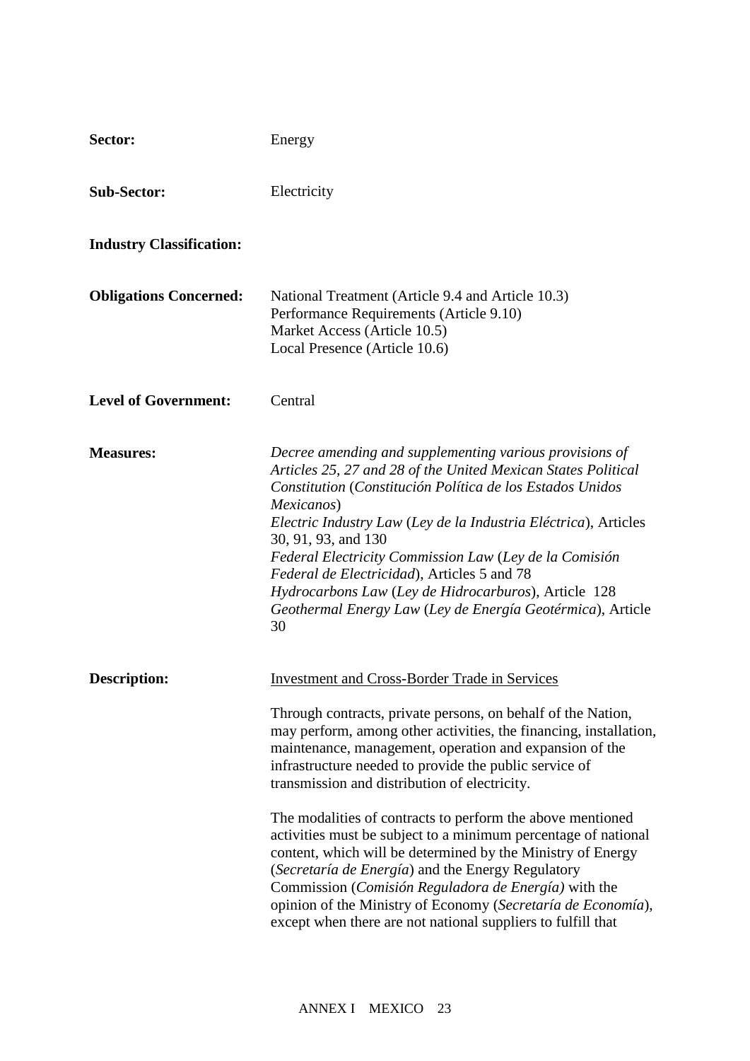**Sector:** Energy

**Sub-Sector:** Electricity

**Industry Classification:**

**Obligations Concerned:** National Treatment (Article 9.4 and Article 10.3)
Performance Requirements (Article 9.10)
Market Access (Article 10.5)
Local Presence (Article 10.6)

**Level of Government:** Central

**Measures:** *Decree amending and supplementing various provisions of Articles 25, 27 and 28 of the United Mexican States Political Constitution* (*Constitución Política de los Estados Unidos Mexicanos*)
*Electric Industry Law* (*Ley de la Industria Eléctrica*), Articles 30, 91, 93, and 130
*Federal Electricity Commission Law* (*Ley de la Comisión Federal de Electricidad*), Articles 5 and 78
*Hydrocarbons Law* (*Ley de Hidrocarburos*), Article 128
*Geothermal Energy Law* (*Ley de Energía Geotérmica*), Article 30

**Description:** Investment and Cross-Border Trade in Services

Through contracts, private persons, on behalf of the Nation, may perform, among other activities, the financing, installation, maintenance, management, operation and expansion of the infrastructure needed to provide the public service of transmission and distribution of electricity.

The modalities of contracts to perform the above mentioned activities must be subject to a minimum percentage of national content, which will be determined by the Ministry of Energy (*Secretaría de Energía*) and the Energy Regulatory Commission (*Comisión Reguladora de Energía)* with the opinion of the Ministry of Economy (*Secretaría de Economía*), except when there are not national suppliers to fulfill that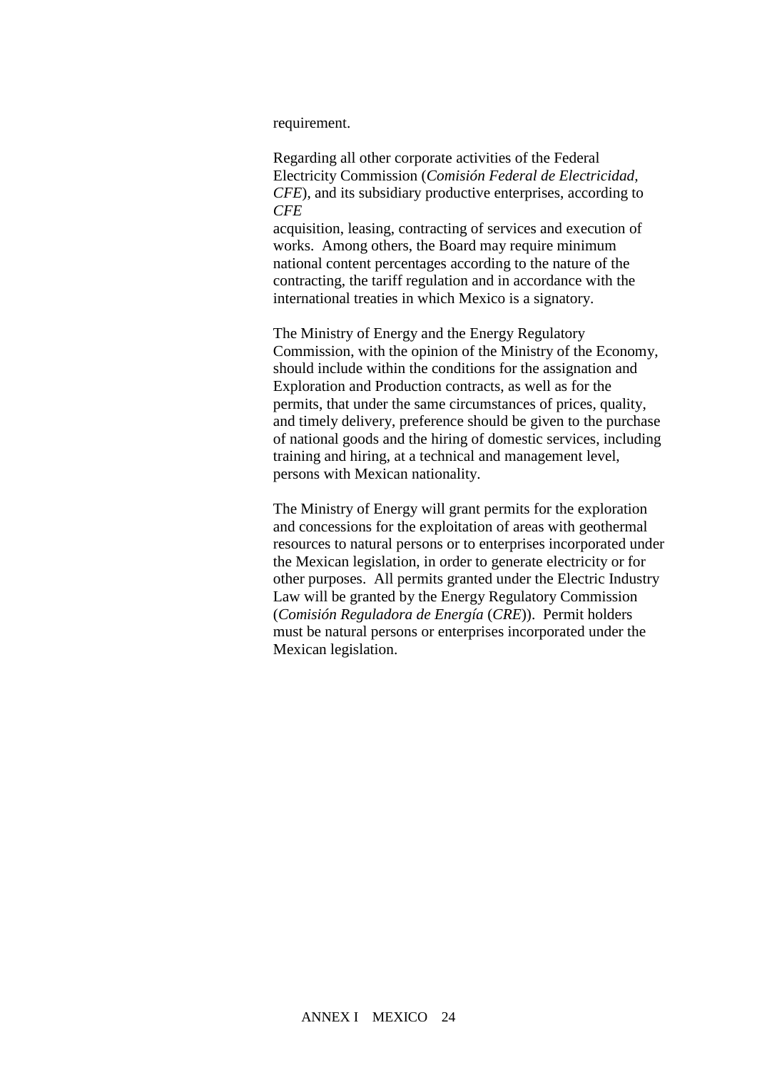requirement.

Regarding all other corporate activities of the Federal Electricity Commission (*Comisión Federal de Electricidad*, *CFE*), and its subsidiary productive enterprises, according to *CFE*

acquisition, leasing, contracting of services and execution of works. Among others, the Board may require minimum national content percentages according to the nature of the contracting, the tariff regulation and in accordance with the international treaties in which Mexico is a signatory.

The Ministry of Energy and the Energy Regulatory Commission, with the opinion of the Ministry of the Economy, should include within the conditions for the assignation and Exploration and Production contracts, as well as for the permits, that under the same circumstances of prices, quality, and timely delivery, preference should be given to the purchase of national goods and the hiring of domestic services, including training and hiring, at a technical and management level, persons with Mexican nationality.

The Ministry of Energy will grant permits for the exploration and concessions for the exploitation of areas with geothermal resources to natural persons or to enterprises incorporated under the Mexican legislation, in order to generate electricity or for other purposes. All permits granted under the Electric Industry Law will be granted by the Energy Regulatory Commission (*Comisión Reguladora de Energía* (*CRE*)). Permit holders must be natural persons or enterprises incorporated under the Mexican legislation.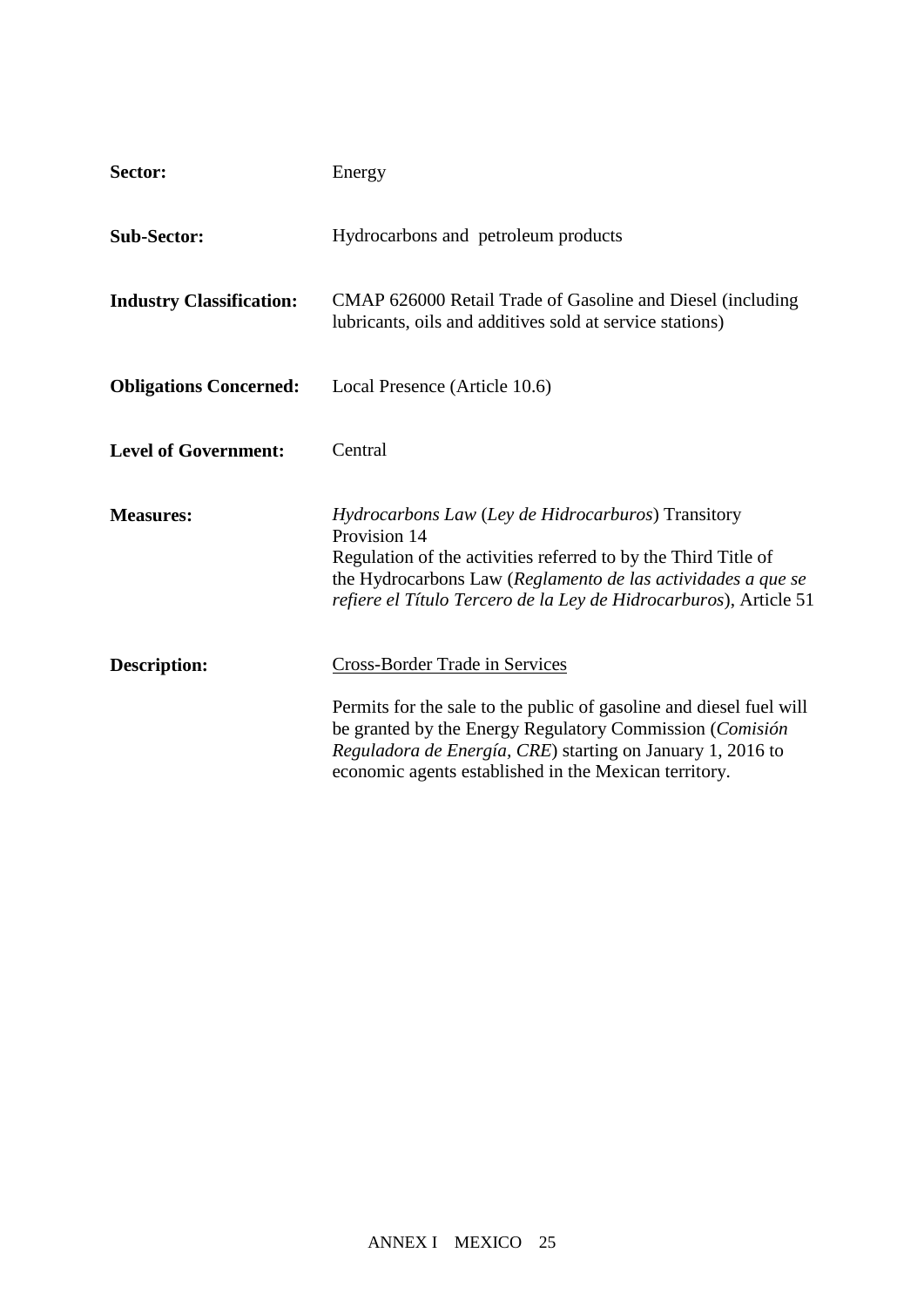**Sector:** Energy

**Sub-Sector:** Hydrocarbons and petroleum products

**Industry Classification:** CMAP 626000 Retail Trade of Gasoline and Diesel (including lubricants, oils and additives sold at service stations)

**Obligations Concerned:** Local Presence (Article 10.6)

**Level of Government:** Central

**Measures:** *Hydrocarbons Law* (*Ley de Hidrocarburos*) Transitory Provision 14

Regulation of the activities referred to by the Third Title of the Hydrocarbons Law (*Reglamento de las actividades a que se refiere el Título Tercero de la Ley de Hidrocarburos*), Article 51

**Description:** Cross-Border Trade in Services

Permits for the sale to the public of gasoline and diesel fuel will be granted by the Energy Regulatory Commission (*Comisión Reguladora de Energía, CRE*) starting on January 1, 2016 to economic agents established in the Mexican territory.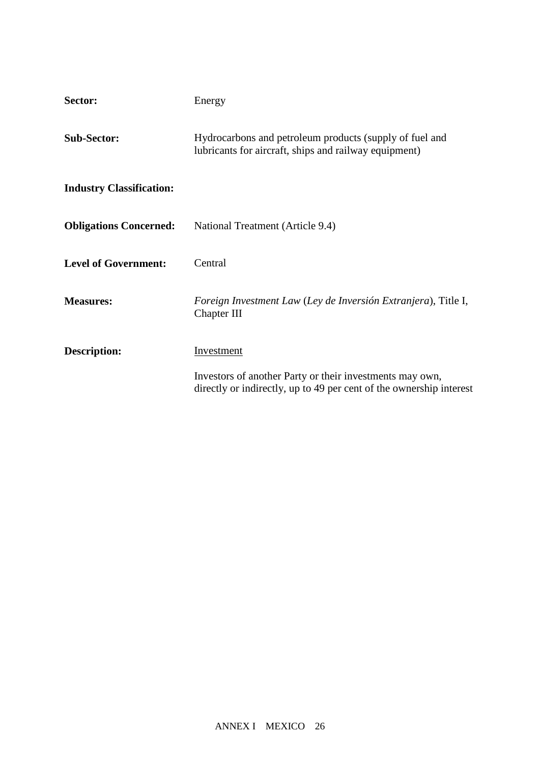**Sector:** Energy

**Sub-Sector:** Hydrocarbons and petroleum products (supply of fuel and lubricants for aircraft, ships and railway equipment)

**Industry Classification:**

**Obligations Concerned:** National Treatment (Article 9.4)

**Level of Government:** Central

**Measures:** *Foreign Investment Law* (*Ley de Inversión Extranjera*), Title I, Chapter III

**Description:** Investment

Investors of another Party or their investments may own, directly or indirectly, up to 49 per cent of the ownership interest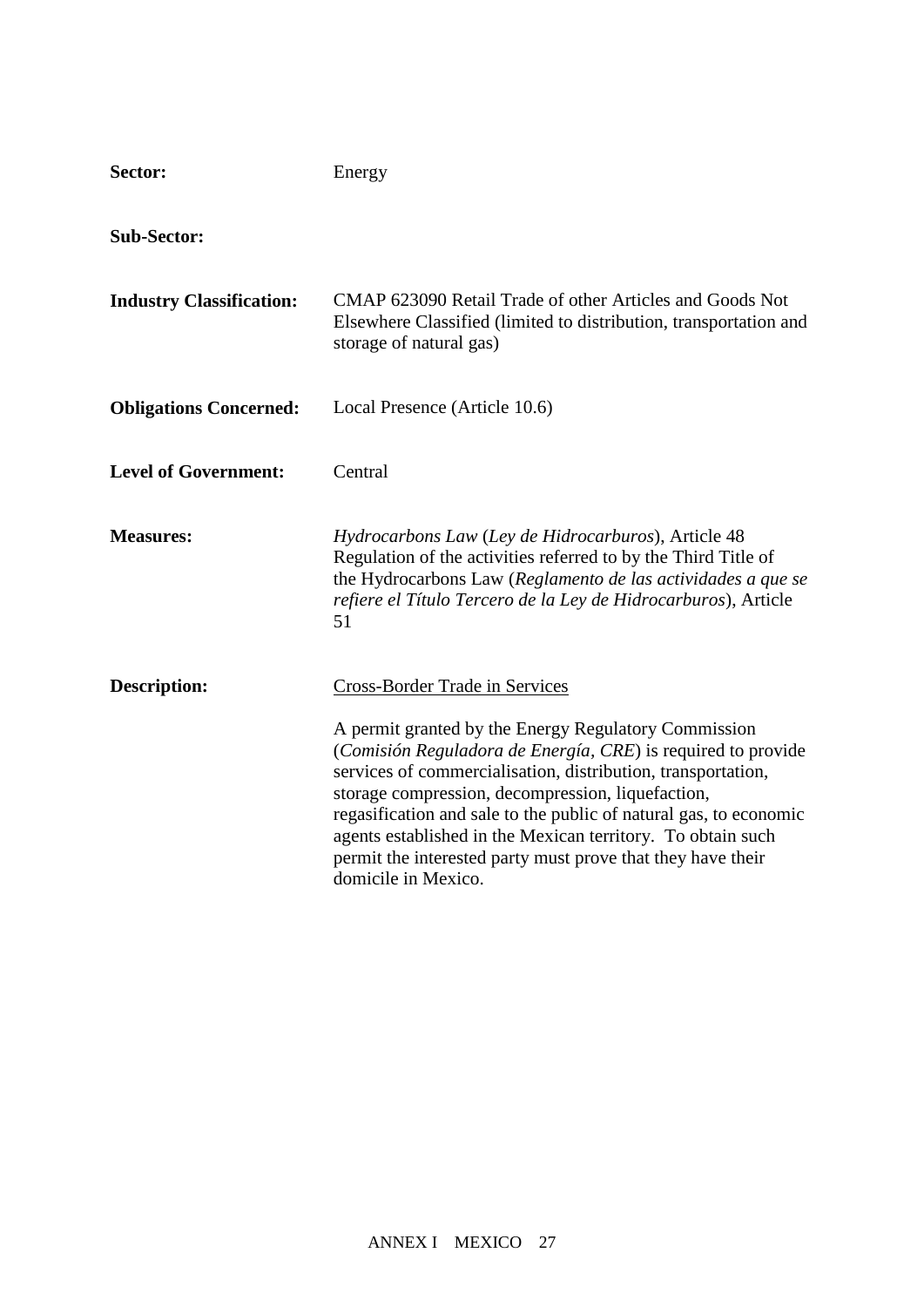**Sector:** Energy

**Sub-Sector:**

**Industry Classification:** CMAP 623090 Retail Trade of other Articles and Goods Not Elsewhere Classified (limited to distribution, transportation and storage of natural gas)

**Obligations Concerned:** Local Presence (Article 10.6)

**Level of Government:** Central

**Measures:** *Hydrocarbons Law* (*Ley de Hidrocarburos*), Article 48
Regulation of the activities referred to by the Third Title of the Hydrocarbons Law (*Reglamento de las actividades a que se refiere el Título Tercero de la Ley de Hidrocarburos*), Article 51

**Description:** Cross-Border Trade in Services

A permit granted by the Energy Regulatory Commission (*Comisión Reguladora de Energía, CRE*) is required to provide services of commercialisation, distribution, transportation, storage compression, decompression, liquefaction, regasification and sale to the public of natural gas, to economic agents established in the Mexican territory. To obtain such permit the interested party must prove that they have their domicile in Mexico.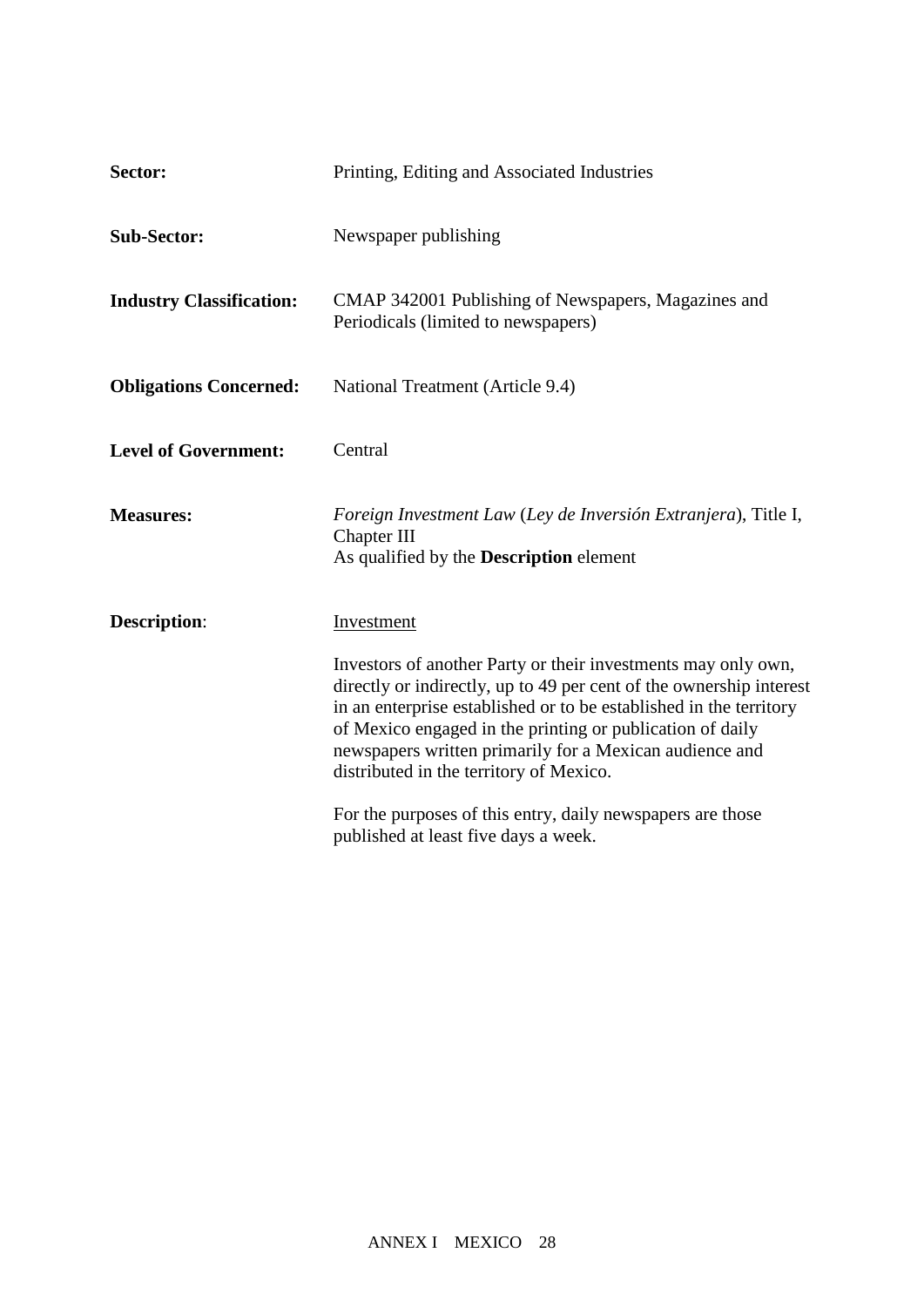| | |
|---|---|
| **Sector:** | Printing, Editing and Associated Industries |
| **Sub-Sector:** | Newspaper publishing |
| **Industry Classification:** | CMAP 342001 Publishing of Newspapers, Magazines and Periodicals (limited to newspapers) |
| **Obligations Concerned:** | National Treatment (Article 9.4) |
| **Level of Government:** | Central |
| **Measures:** | *Foreign Investment Law* (*Ley de Inversión Extranjera*), Title I, Chapter III<br>As qualified by the **Description** element |
| **Description**: | Investment<br><br>Investors of another Party or their investments may only own, directly or indirectly, up to 49 per cent of the ownership interest in an enterprise established or to be established in the territory of Mexico engaged in the printing or publication of daily newspapers written primarily for a Mexican audience and distributed in the territory of Mexico.<br><br>For the purposes of this entry, daily newspapers are those published at least five days a week. |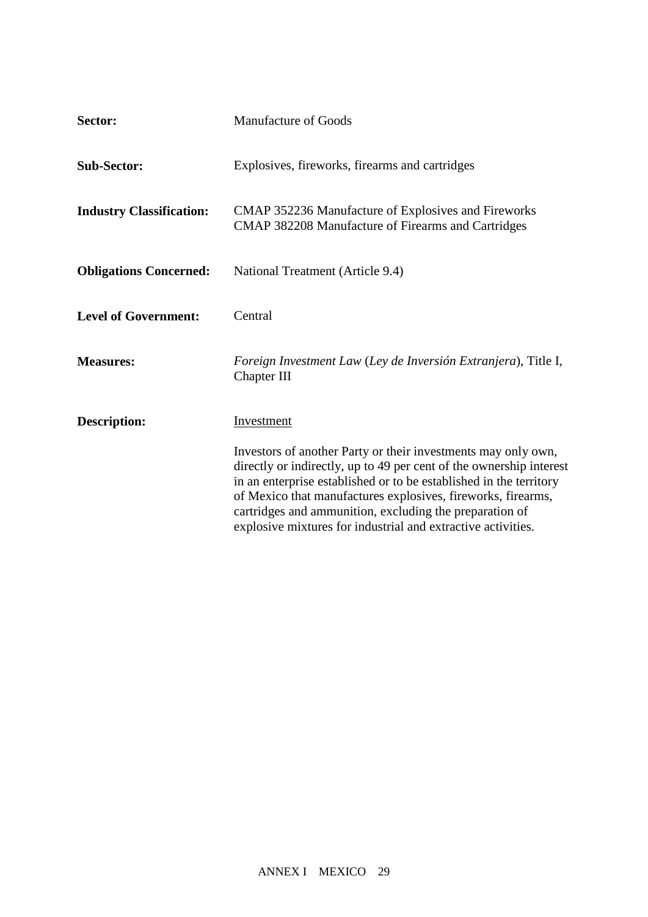| | |
|---|---|
| **Sector:** | Manufacture of Goods |
| **Sub-Sector:** | Explosives, fireworks, firearms and cartridges |
| **Industry Classification:** | CMAP 352236 Manufacture of Explosives and Fireworks<br>CMAP 382208 Manufacture of Firearms and Cartridges |
| **Obligations Concerned:** | National Treatment (Article 9.4) |
| **Level of Government:** | Central |
| **Measures:** | *Foreign Investment Law* (*Ley de Inversión Extranjera*), Title I, Chapter III |
| **Description:** | Investment<br><br>Investors of another Party or their investments may only own, directly or indirectly, up to 49 per cent of the ownership interest in an enterprise established or to be established in the territory of Mexico that manufactures explosives, fireworks, firearms, cartridges and ammunition, excluding the preparation of explosive mixtures for industrial and extractive activities. |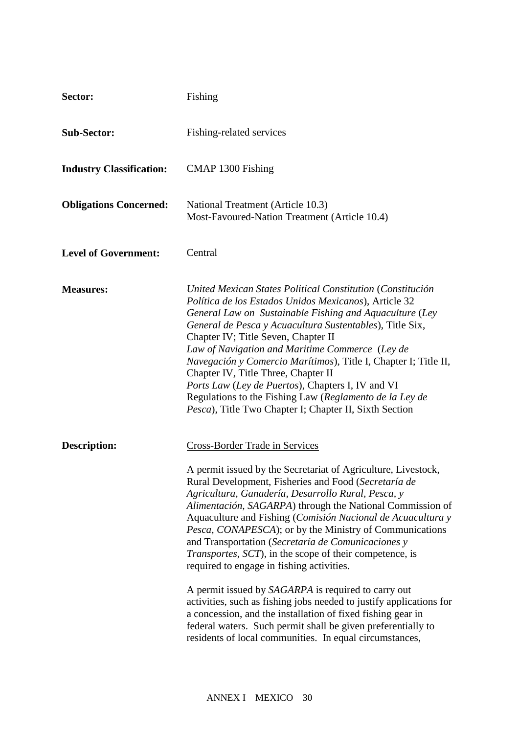**Sector:** Fishing

**Sub-Sector:** Fishing-related services

**Industry Classification:** CMAP 1300 Fishing

**Obligations Concerned:** National Treatment (Article 10.3)
Most-Favoured-Nation Treatment (Article 10.4)

**Level of Government:** Central

**Measures:** *United Mexican States Political Constitution* (*Constitución Política de los Estados Unidos Mexicanos*), Article 32
*General Law on Sustainable Fishing and Aquaculture* (*Ley General de Pesca y Acuacultura Sustentables*), Title Six, Chapter IV; Title Seven, Chapter II
*Law of Navigation and Maritime Commerce* (*Ley de Navegación y Comercio Marítimos*), Title I, Chapter I; Title II, Chapter IV, Title Three, Chapter II
*Ports Law* (*Ley de Puertos*), Chapters I, IV and VI
Regulations to the Fishing Law (*Reglamento de la Ley de Pesca*), Title Two Chapter I; Chapter II, Sixth Section

**Description:** Cross-Border Trade in Services

A permit issued by the Secretariat of Agriculture, Livestock, Rural Development, Fisheries and Food (*Secretaría de Agricultura, Ganadería, Desarrollo Rural, Pesca, y Alimentación, SAGARPA*) through the National Commission of Aquaculture and Fishing (*Comisión Nacional de Acuacultura y Pesca, CONAPESCA*); or by the Ministry of Communications and Transportation (*Secretaría de Comunicaciones y Transportes, SCT*), in the scope of their competence, is required to engage in fishing activities.

A permit issued by *SAGARPA* is required to carry out activities, such as fishing jobs needed to justify applications for a concession, and the installation of fixed fishing gear in federal waters. Such permit shall be given preferentially to residents of local communities. In equal circumstances,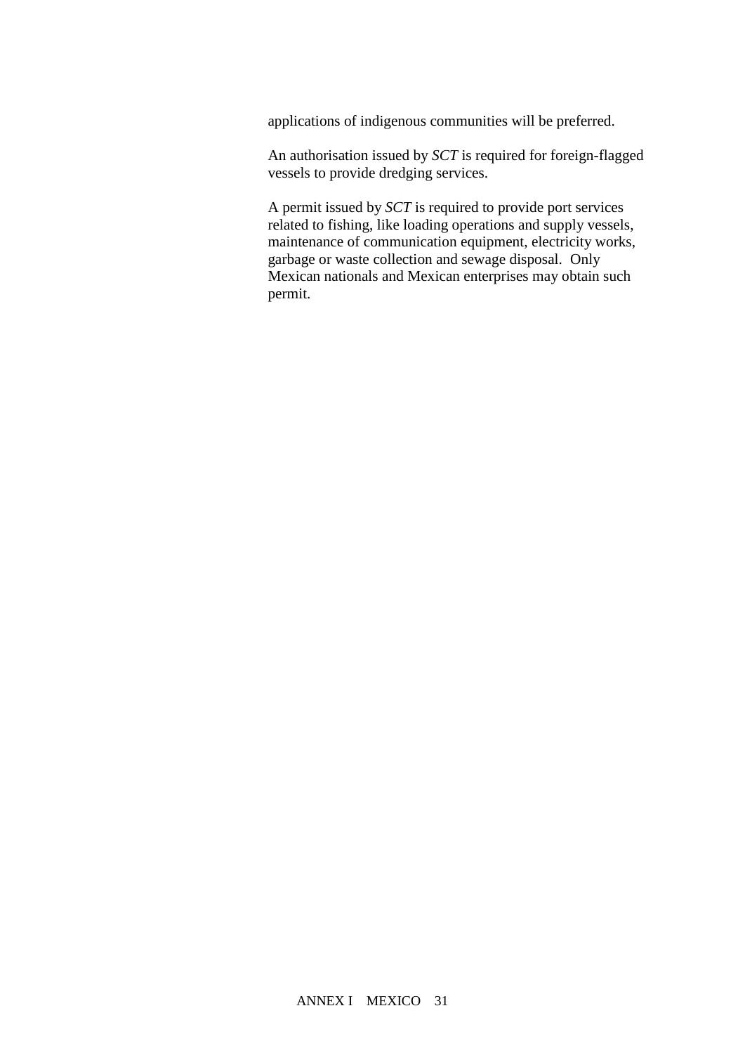applications of indigenous communities will be preferred.

An authorisation issued by *SCT* is required for foreign-flagged vessels to provide dredging services.

A permit issued by *SCT* is required to provide port services related to fishing, like loading operations and supply vessels, maintenance of communication equipment, electricity works, garbage or waste collection and sewage disposal. Only Mexican nationals and Mexican enterprises may obtain such permit.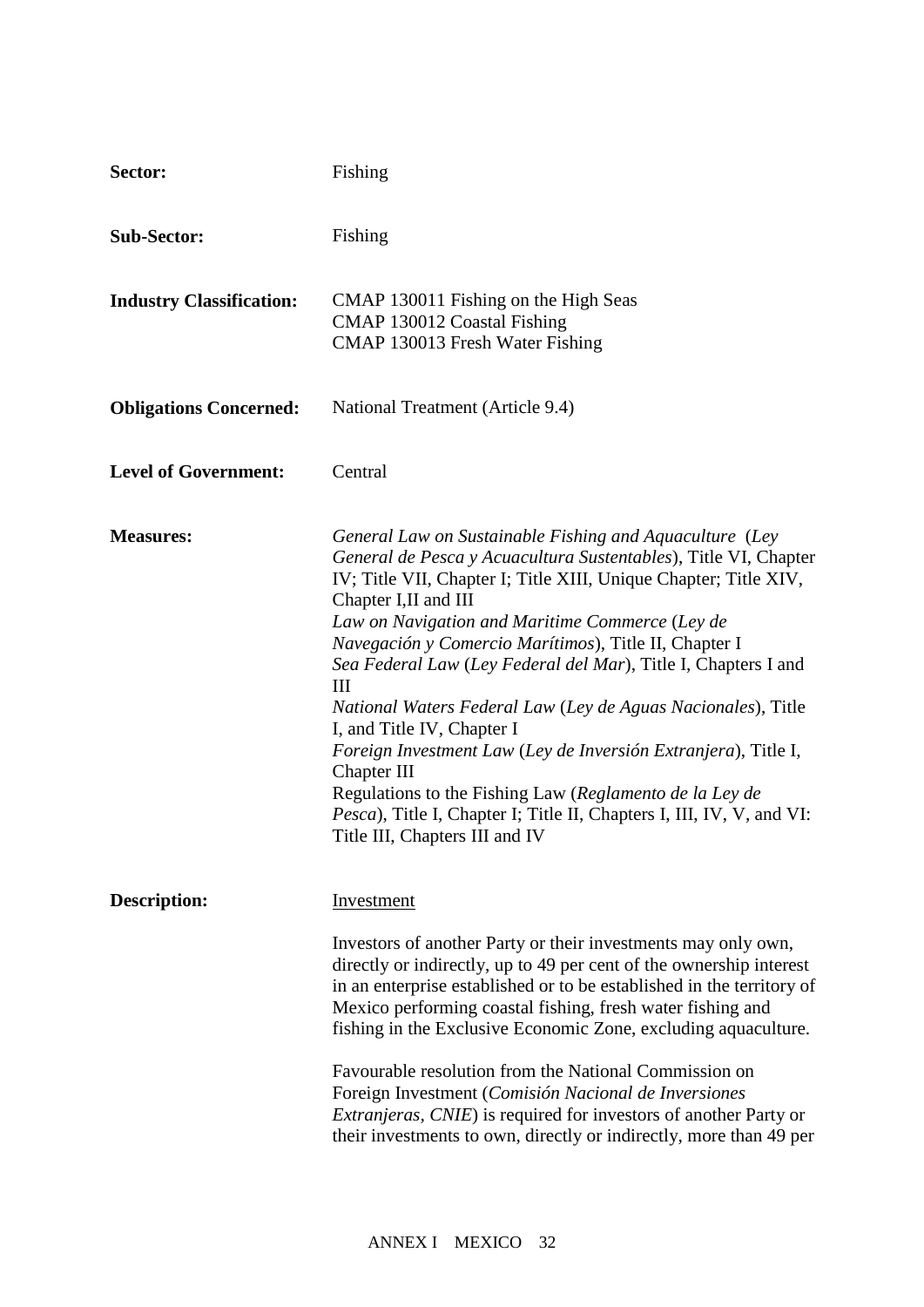**Sector:** Fishing

**Sub-Sector:** Fishing

**Industry Classification:** CMAP 130011 Fishing on the High Seas
CMAP 130012 Coastal Fishing
CMAP 130013 Fresh Water Fishing

**Obligations Concerned:** National Treatment (Article 9.4)

**Level of Government:** Central

**Measures:** *General Law on Sustainable Fishing and Aquaculture* (*Ley General de Pesca y Acuacultura Sustentables*), Title VI, Chapter IV; Title VII, Chapter I; Title XIII, Unique Chapter; Title XIV, Chapter I,II and III
*Law on Navigation and Maritime Commerce* (*Ley de Navegación y Comercio Marítimos*), Title II, Chapter I
*Sea Federal Law* (*Ley Federal del Mar*), Title I, Chapters I and III
*National Waters Federal Law* (*Ley de Aguas Nacionales*), Title I, and Title IV, Chapter I
*Foreign Investment Law* (*Ley de Inversión Extranjera*), Title I, Chapter III
Regulations to the Fishing Law (*Reglamento de la Ley de Pesca*), Title I, Chapter I; Title II, Chapters I, III, IV, V, and VI: Title III, Chapters III and IV

**Description:** Investment

Investors of another Party or their investments may only own, directly or indirectly, up to 49 per cent of the ownership interest in an enterprise established or to be established in the territory of Mexico performing coastal fishing, fresh water fishing and fishing in the Exclusive Economic Zone, excluding aquaculture.

Favourable resolution from the National Commission on Foreign Investment (*Comisión Nacional de Inversiones Extranjeras, CNIE*) is required for investors of another Party or their investments to own, directly or indirectly, more than 49 per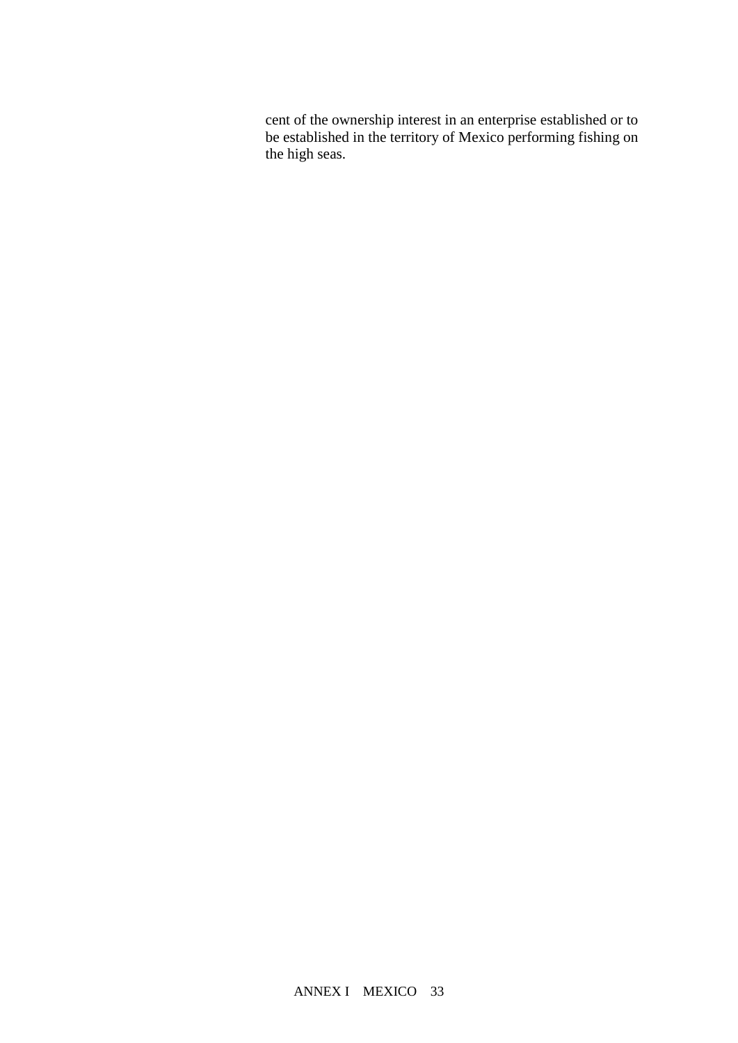cent of the ownership interest in an enterprise established or to be established in the territory of Mexico performing fishing on the high seas.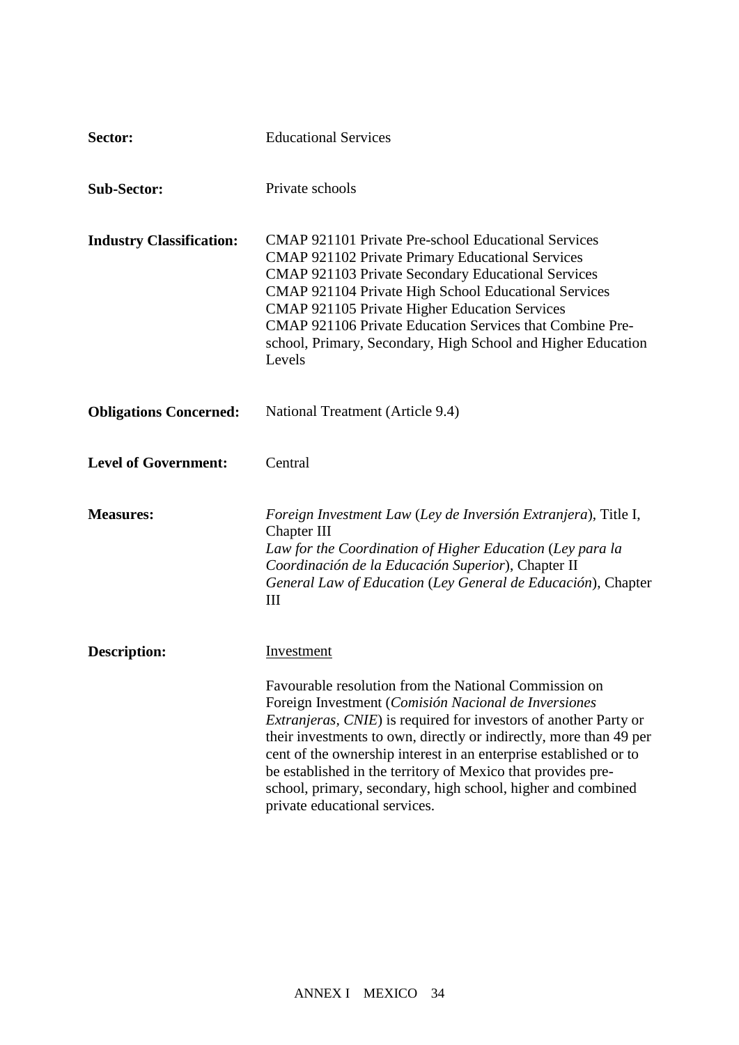**Sector:** Educational Services

**Sub-Sector:** Private schools

**Industry Classification:**
CMAP 921101 Private Pre-school Educational Services
CMAP 921102 Private Primary Educational Services
CMAP 921103 Private Secondary Educational Services
CMAP 921104 Private High School Educational Services
CMAP 921105 Private Higher Education Services
CMAP 921106 Private Education Services that Combine Pre-school, Primary, Secondary, High School and Higher Education Levels

**Obligations Concerned:** National Treatment (Article 9.4)

**Level of Government:** Central

**Measures:**
*Foreign Investment Law* (*Ley de Inversión Extranjera*), Title I, Chapter III
*Law for the Coordination of Higher Education* (*Ley para la Coordinación de la Educación Superior*), Chapter II
*General Law of Education* (*Ley General de Educación*), Chapter III

**Description:**

Investment

Favourable resolution from the National Commission on Foreign Investment (*Comisión Nacional de Inversiones Extranjeras, CNIE*) is required for investors of another Party or their investments to own, directly or indirectly, more than 49 per cent of the ownership interest in an enterprise established or to be established in the territory of Mexico that provides pre-school, primary, secondary, high school, higher and combined private educational services.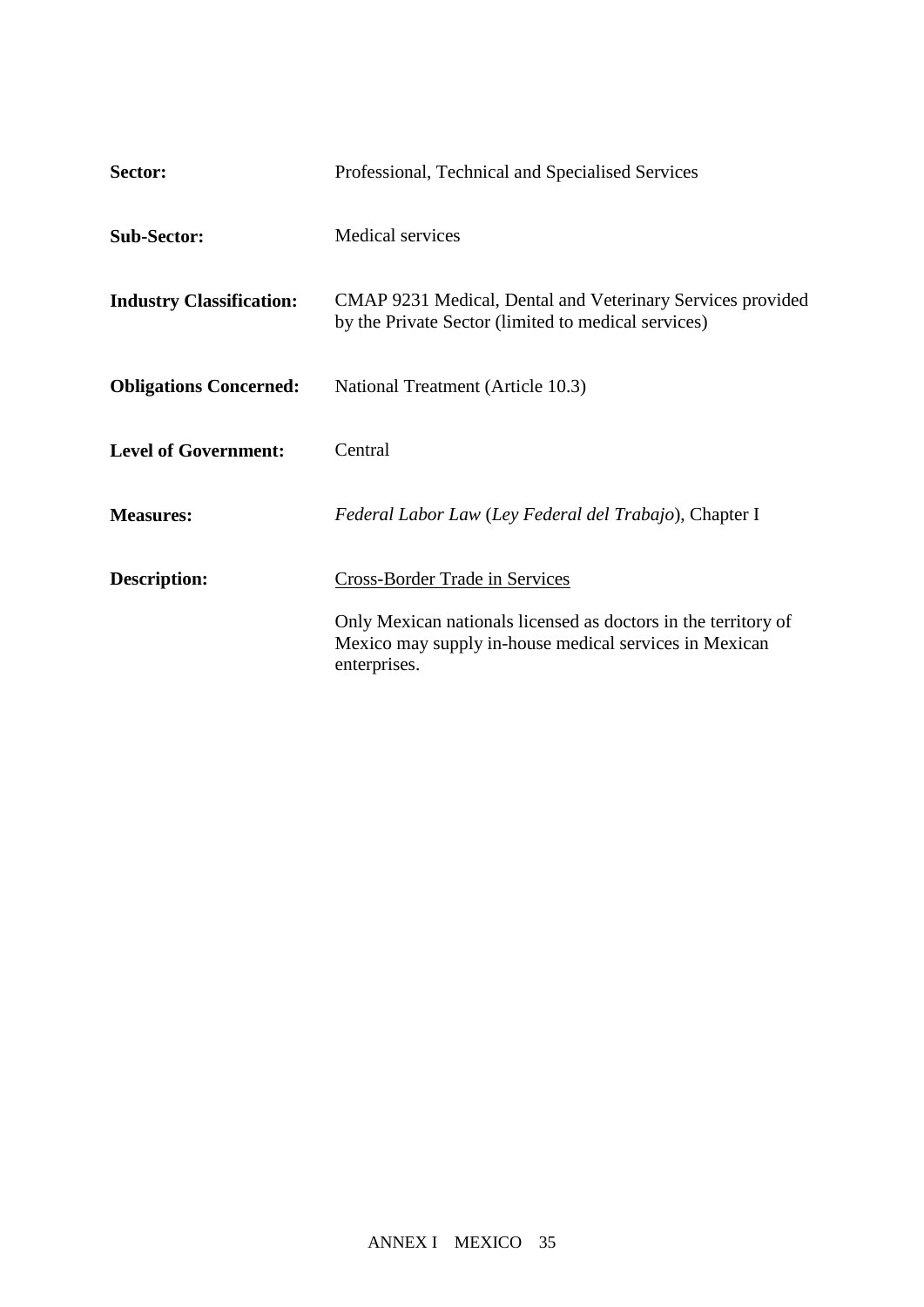**Sector:** Professional, Technical and Specialised Services

**Sub-Sector:** Medical services

**Industry Classification:** CMAP 9231 Medical, Dental and Veterinary Services provided by the Private Sector (limited to medical services)

**Obligations Concerned:** National Treatment (Article 10.3)

**Level of Government:** Central

**Measures:** *Federal Labor Law* (*Ley Federal del Trabajo*), Chapter I

**Description:** <u>Cross-Border Trade in Services</u>

Only Mexican nationals licensed as doctors in the territory of Mexico may supply in-house medical services in Mexican enterprises.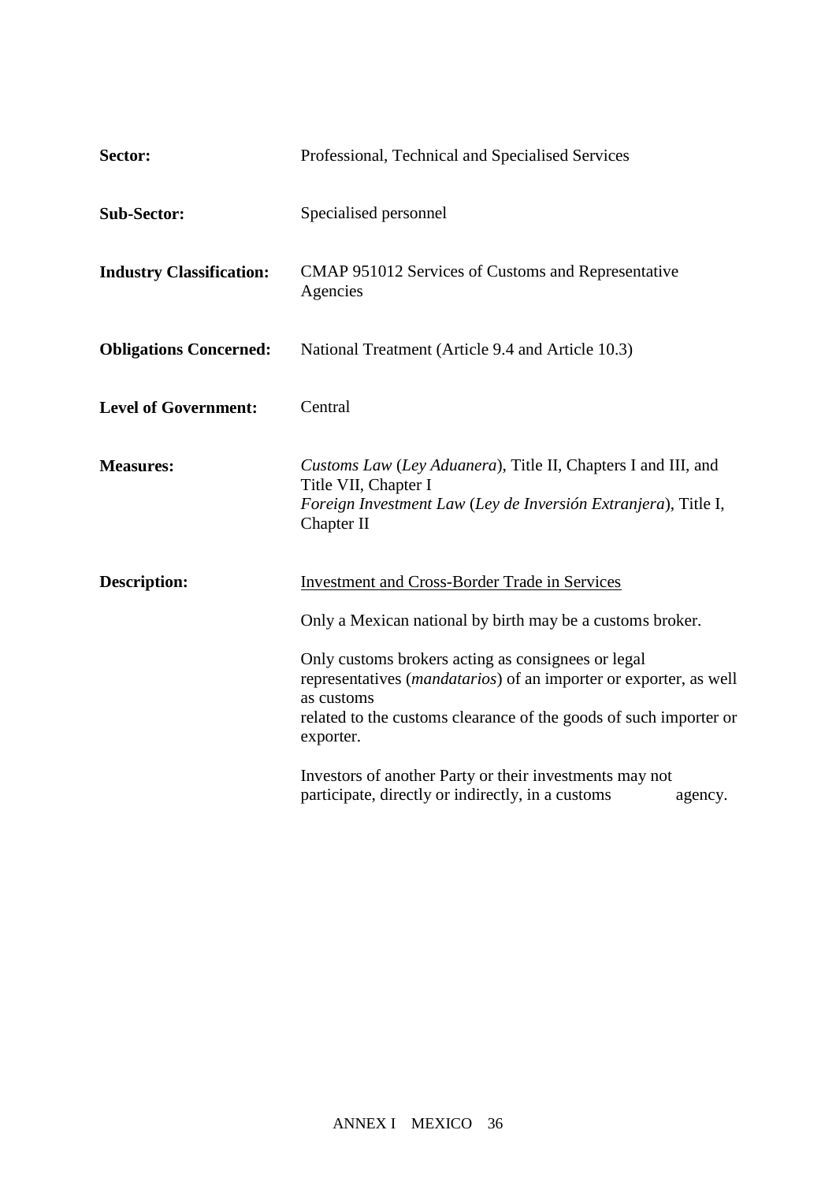| | |
|---|---|
| **Sector:** | Professional, Technical and Specialised Services |
| **Sub-Sector:** | Specialised personnel |
| **Industry Classification:** | CMAP 951012 Services of Customs and Representative Agencies |
| **Obligations Concerned:** | National Treatment (Article 9.4 and Article 10.3) |
| **Level of Government:** | Central |
| **Measures:** | *Customs Law* (*Ley Aduanera*), Title II, Chapters I and III, and Title VII, Chapter I<br>*Foreign Investment Law* (*Ley de Inversión Extranjera*), Title I, Chapter II |
| **Description:** | <u>Investment and Cross-Border Trade in Services</u><br><br>Only a Mexican national by birth may be a customs broker.<br><br>Only customs brokers acting as consignees or legal representatives (*mandatarios*) of an importer or exporter, as well as customs related to the customs clearance of the goods of such importer or exporter.<br><br>Investors of another Party or their investments may not participate, directly or indirectly, in a customs agency. |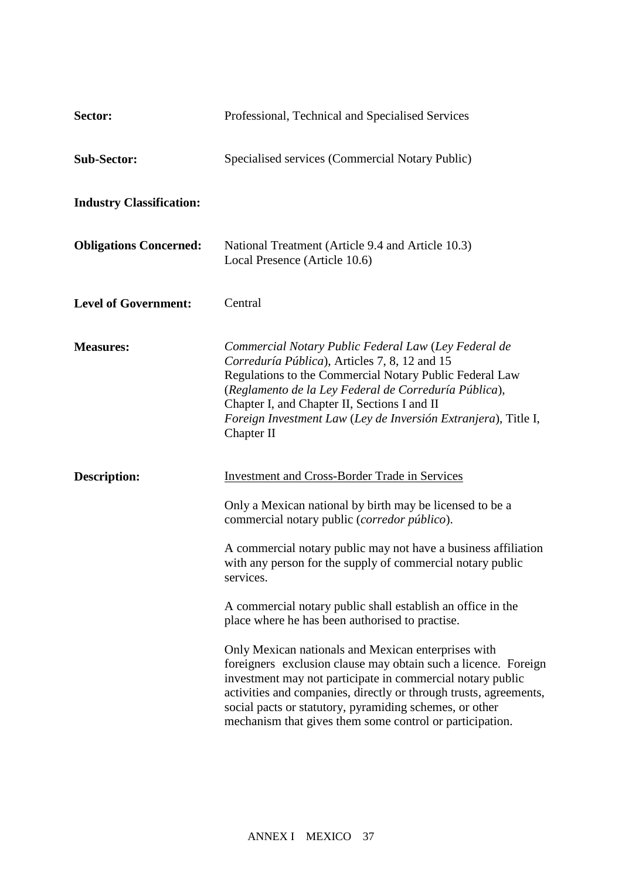**Sector:** Professional, Technical and Specialised Services

**Sub-Sector:** Specialised services (Commercial Notary Public)

**Industry Classification:**

**Obligations Concerned:** National Treatment (Article 9.4 and Article 10.3)
Local Presence (Article 10.6)

**Level of Government:** Central

**Measures:** *Commercial Notary Public Federal Law* (*Ley Federal de Correduría Pública*), Articles 7, 8, 12 and 15
Regulations to the Commercial Notary Public Federal Law (*Reglamento de la Ley Federal de Correduría Pública*), Chapter I, and Chapter II, Sections I and II
*Foreign Investment Law* (*Ley de Inversión Extranjera*), Title I, Chapter II

**Description:** Investment and Cross-Border Trade in Services

Only a Mexican national by birth may be licensed to be a commercial notary public (*corredor público*).

A commercial notary public may not have a business affiliation with any person for the supply of commercial notary public services.

A commercial notary public shall establish an office in the place where he has been authorised to practise.

Only Mexican nationals and Mexican enterprises with foreigners exclusion clause may obtain such a licence. Foreign investment may not participate in commercial notary public activities and companies, directly or through trusts, agreements, social pacts or statutory, pyramiding schemes, or other mechanism that gives them some control or participation.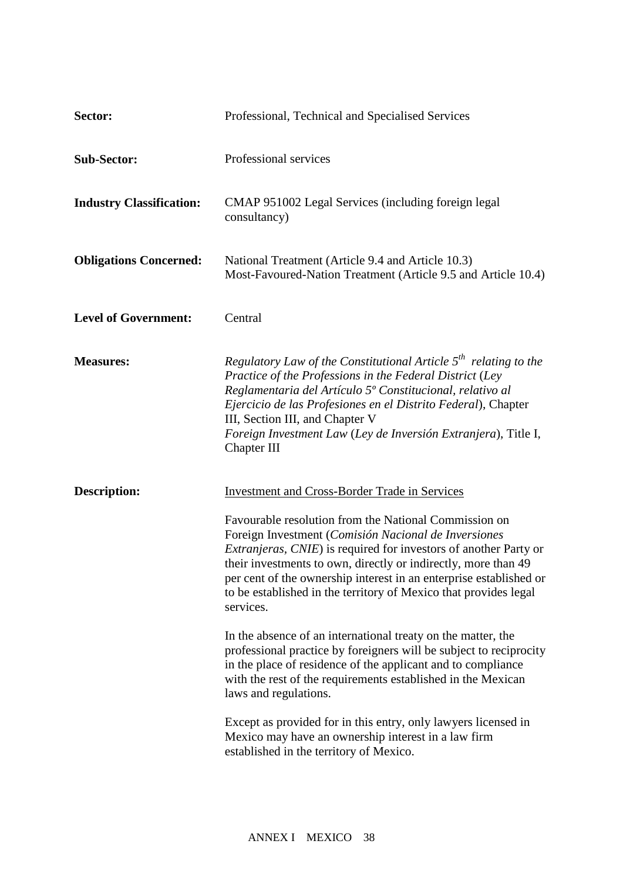| | |
|---|---|
| **Sector:** | Professional, Technical and Specialised Services |
| **Sub-Sector:** | Professional services |
| **Industry Classification:** | CMAP 951002 Legal Services (including foreign legal consultancy) |
| **Obligations Concerned:** | National Treatment (Article 9.4 and Article 10.3)<br>Most-Favoured-Nation Treatment (Article 9.5 and Article 10.4) |
| **Level of Government:** | Central |
| **Measures:** | *Regulatory Law of the Constitutional Article 5th relating to the Practice of the Professions in the Federal District* (*Ley Reglamentaria del Artículo 5º Constitucional, relativo al Ejercicio de las Profesiones en el Distrito Federal*), Chapter III, Section III, and Chapter V<br>*Foreign Investment Law* (*Ley de Inversión Extranjera*), Title I, Chapter III |

**Description:**

<u>Investment and Cross-Border Trade in Services</u>

Favourable resolution from the National Commission on Foreign Investment (*Comisión Nacional de Inversiones Extranjeras*, *CNIE*) is required for investors of another Party or their investments to own, directly or indirectly, more than 49 per cent of the ownership interest in an enterprise established or to be established in the territory of Mexico that provides legal services.

In the absence of an international treaty on the matter, the professional practice by foreigners will be subject to reciprocity in the place of residence of the applicant and to compliance with the rest of the requirements established in the Mexican laws and regulations.

Except as provided for in this entry, only lawyers licensed in Mexico may have an ownership interest in a law firm established in the territory of Mexico.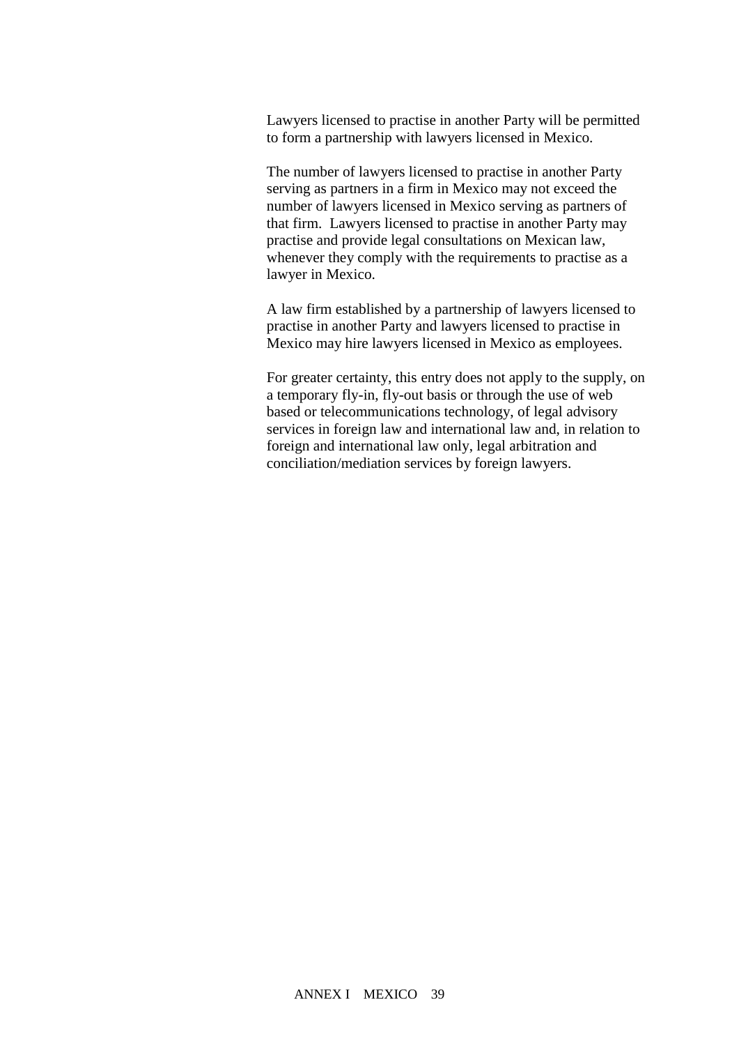Lawyers licensed to practise in another Party will be permitted to form a partnership with lawyers licensed in Mexico.

The number of lawyers licensed to practise in another Party serving as partners in a firm in Mexico may not exceed the number of lawyers licensed in Mexico serving as partners of that firm. Lawyers licensed to practise in another Party may practise and provide legal consultations on Mexican law, whenever they comply with the requirements to practise as a lawyer in Mexico.

A law firm established by a partnership of lawyers licensed to practise in another Party and lawyers licensed to practise in Mexico may hire lawyers licensed in Mexico as employees.

For greater certainty, this entry does not apply to the supply, on a temporary fly-in, fly-out basis or through the use of web based or telecommunications technology, of legal advisory services in foreign law and international law and, in relation to foreign and international law only, legal arbitration and conciliation/mediation services by foreign lawyers.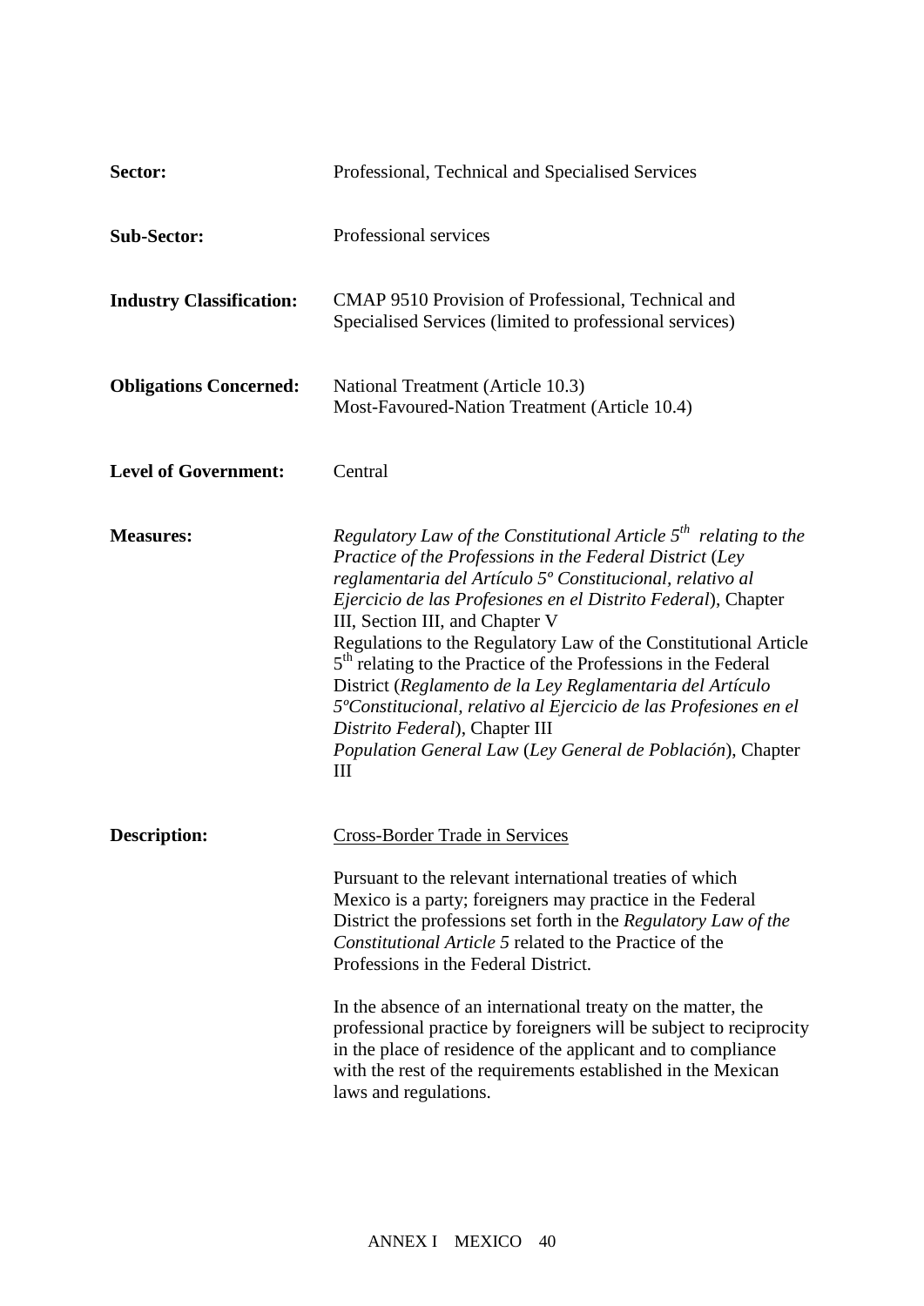**Sector:** Professional, Technical and Specialised Services

**Sub-Sector:** Professional services

**Industry Classification:** CMAP 9510 Provision of Professional, Technical and Specialised Services (limited to professional services)

**Obligations Concerned:** National Treatment (Article 10.3)
Most-Favoured-Nation Treatment (Article 10.4)

**Level of Government:** Central

**Measures:** *Regulatory Law of the Constitutional Article 5th relating to the Practice of the Professions in the Federal District* (*Ley reglamentaria del Artículo 5º Constitucional, relativo al Ejercicio de las Profesiones en el Distrito Federal*), Chapter III, Section III, and Chapter V
Regulations to the Regulatory Law of the Constitutional Article 5th relating to the Practice of the Professions in the Federal District (*Reglamento de la Ley Reglamentaria del Artículo 5ºConstitucional, relativo al Ejercicio de las Profesiones en el Distrito Federal*), Chapter III
*Population General Law* (*Ley General de Población*), Chapter III

**Description:** Cross-Border Trade in Services

Pursuant to the relevant international treaties of which Mexico is a party; foreigners may practice in the Federal District the professions set forth in the *Regulatory Law of the Constitutional Article 5* related to the Practice of the Professions in the Federal District.

In the absence of an international treaty on the matter, the professional practice by foreigners will be subject to reciprocity in the place of residence of the applicant and to compliance with the rest of the requirements established in the Mexican laws and regulations.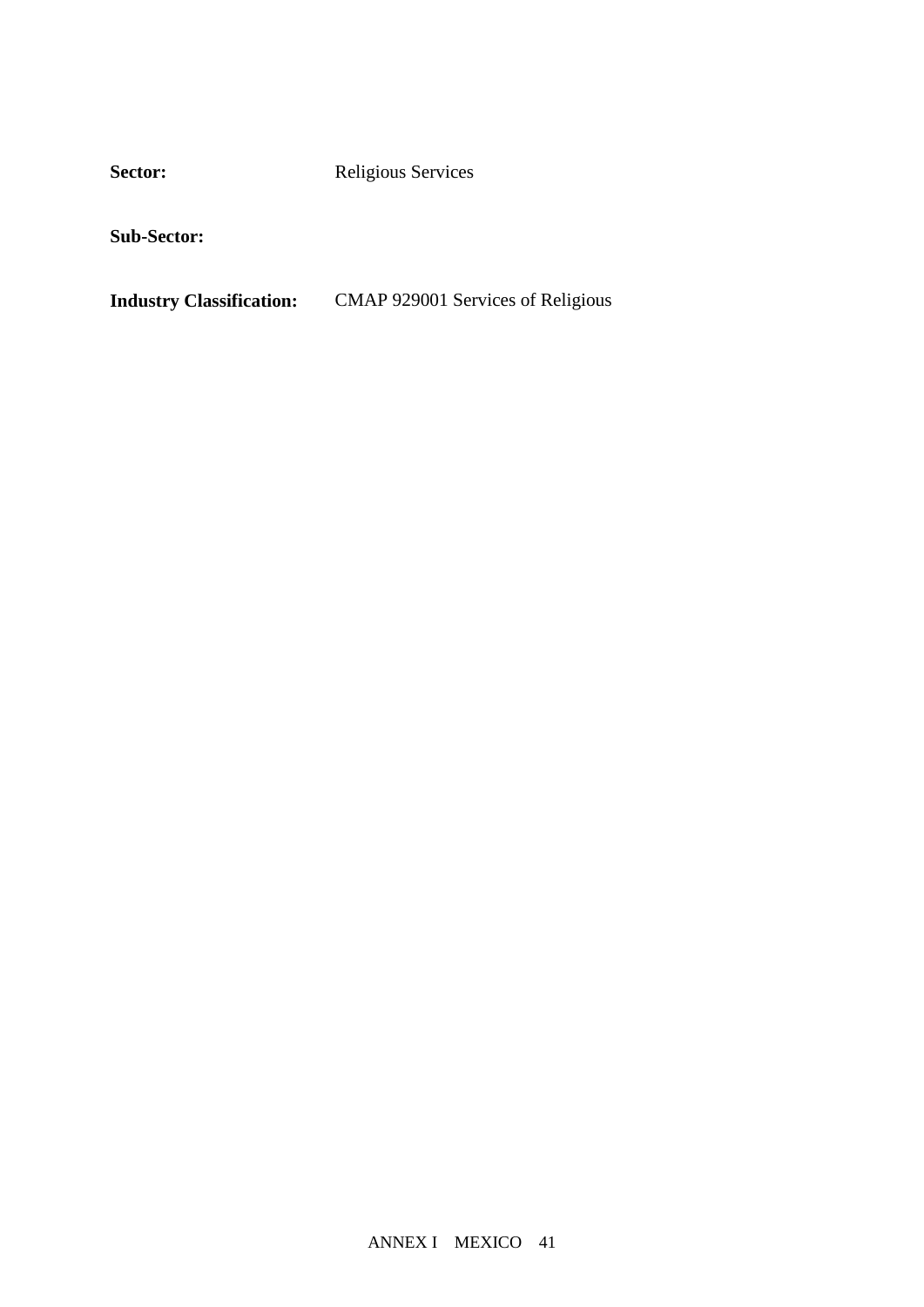**Sector:** Religious Services

**Sub-Sector:**

**Industry Classification:** CMAP 929001 Services of Religious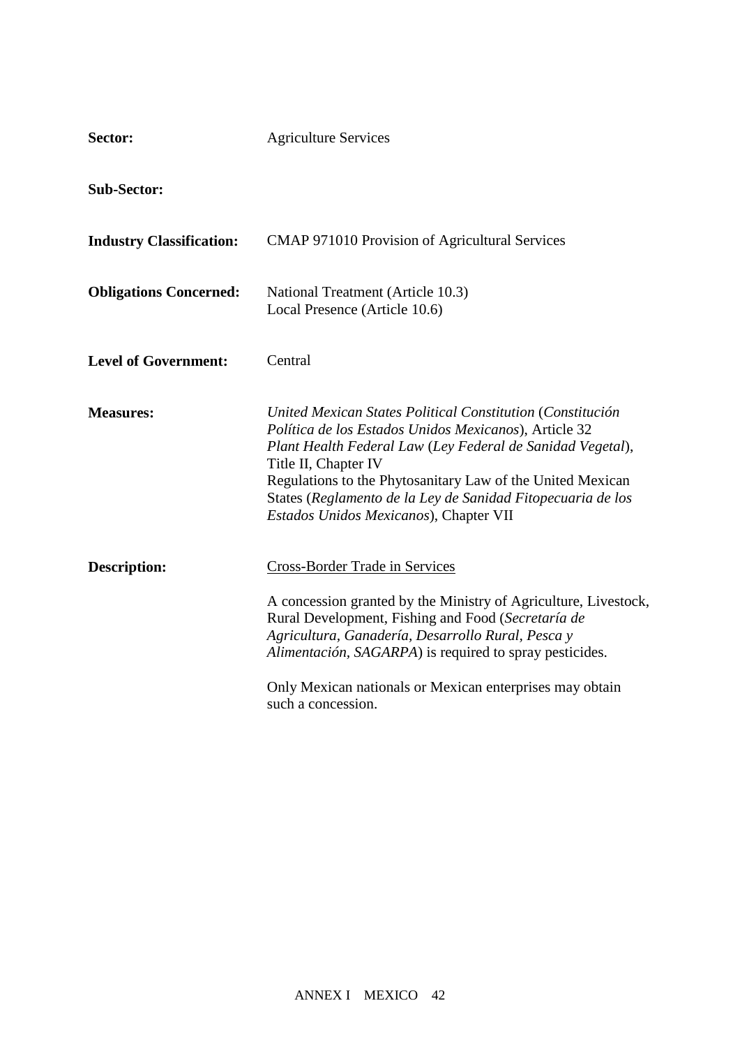**Sector:** Agriculture Services

**Sub-Sector:**

**Industry Classification:** CMAP 971010 Provision of Agricultural Services

**Obligations Concerned:** National Treatment (Article 10.3)
Local Presence (Article 10.6)

**Level of Government:** Central

**Measures:** *United Mexican States Political Constitution* (*Constitución Política de los Estados Unidos Mexicanos*), Article 32
*Plant Health Federal Law* (*Ley Federal de Sanidad Vegetal*), Title II, Chapter IV
Regulations to the Phytosanitary Law of the United Mexican States (*Reglamento de la Ley de Sanidad Fitopecuaria de los Estados Unidos Mexicanos*), Chapter VII

**Description:** <u>Cross-Border Trade in Services</u>

A concession granted by the Ministry of Agriculture, Livestock, Rural Development, Fishing and Food (*Secretaría de Agricultura, Ganadería, Desarrollo Rural, Pesca y Alimentación, SAGARPA*) is required to spray pesticides.

Only Mexican nationals or Mexican enterprises may obtain such a concession.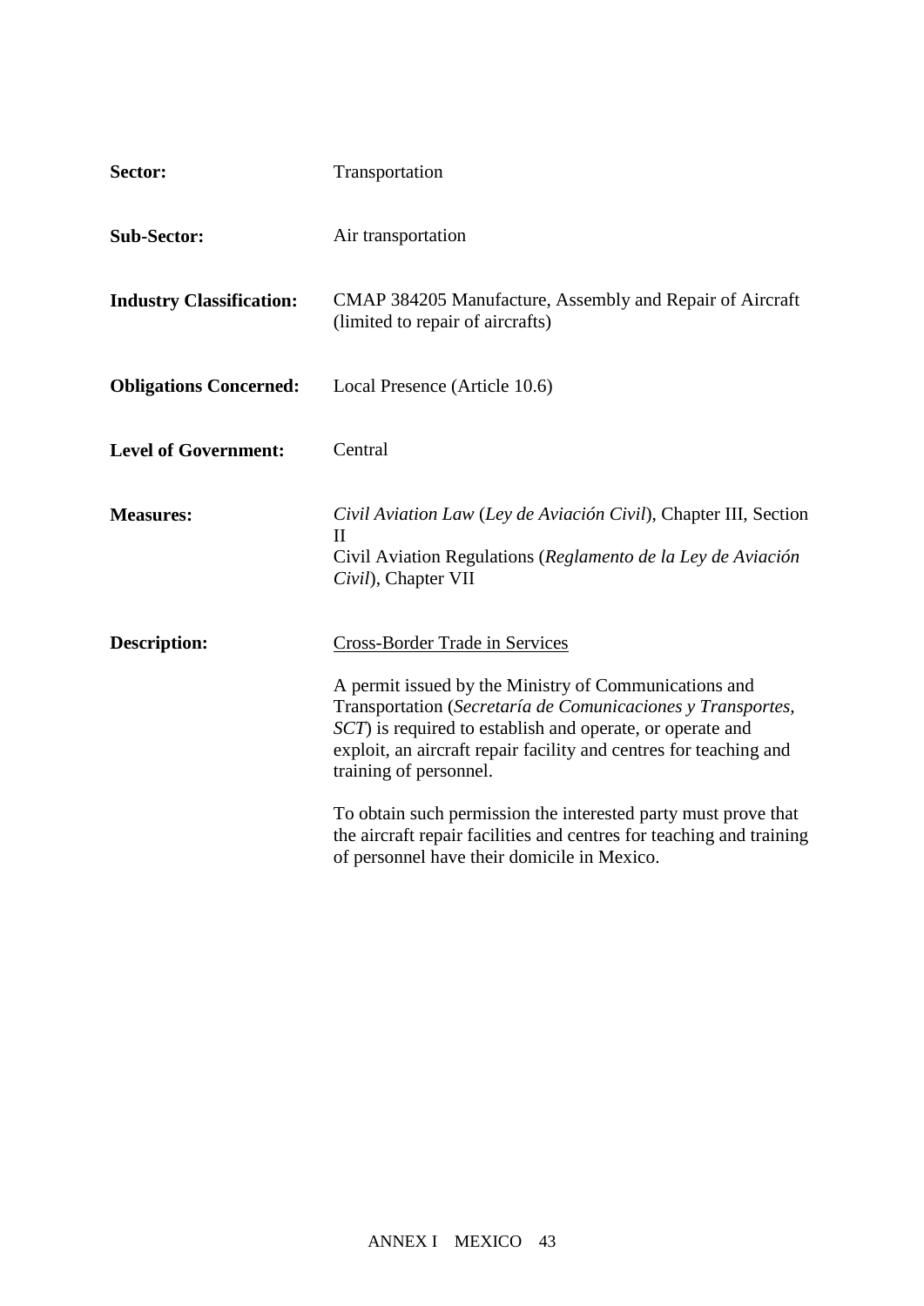**Sector:** Transportation

**Sub-Sector:** Air transportation

**Industry Classification:** CMAP 384205 Manufacture, Assembly and Repair of Aircraft (limited to repair of aircrafts)

**Obligations Concerned:** Local Presence (Article 10.6)

**Level of Government:** Central

**Measures:** *Civil Aviation Law* (*Ley de Aviación Civil*), Chapter III, Section II
Civil Aviation Regulations (*Reglamento de la Ley de Aviación Civil*), Chapter VII

**Description:** Cross-Border Trade in Services

A permit issued by the Ministry of Communications and Transportation (*Secretaría de Comunicaciones y Transportes, SCT*) is required to establish and operate, or operate and exploit, an aircraft repair facility and centres for teaching and training of personnel.

To obtain such permission the interested party must prove that the aircraft repair facilities and centres for teaching and training of personnel have their domicile in Mexico.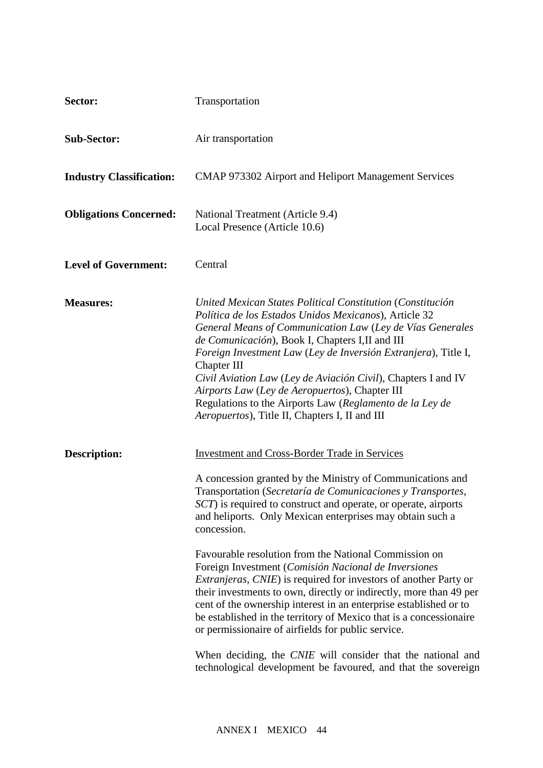**Sector:** Transportation

**Sub-Sector:** Air transportation

**Industry Classification:** CMAP 973302 Airport and Heliport Management Services

**Obligations Concerned:** National Treatment (Article 9.4)
Local Presence (Article 10.6)

**Level of Government:** Central

**Measures:** *United Mexican States Political Constitution* (*Constitución Política de los Estados Unidos Mexicanos*), Article 32
*General Means of Communication Law* (*Ley de Vías Generales de Comunicación*), Book I, Chapters I,II and III
*Foreign Investment Law* (*Ley de Inversión Extranjera*), Title I, Chapter III
*Civil Aviation Law* (*Ley de Aviación Civil*), Chapters I and IV
*Airports Law* (*Ley de Aeropuertos*), Chapter III
Regulations to the Airports Law (*Reglamento de la Ley de Aeropuertos*), Title II, Chapters I, II and III

**Description:** Investment and Cross-Border Trade in Services

A concession granted by the Ministry of Communications and Transportation (*Secretaría de Comunicaciones y Transportes, SCT*) is required to construct and operate, or operate, airports and heliports. Only Mexican enterprises may obtain such a concession.

Favourable resolution from the National Commission on Foreign Investment (*Comisión Nacional de Inversiones Extranjeras, CNIE*) is required for investors of another Party or their investments to own, directly or indirectly, more than 49 per cent of the ownership interest in an enterprise established or to be established in the territory of Mexico that is a concessionaire or permissionaire of airfields for public service.

When deciding, the *CNIE* will consider that the national and technological development be favoured, and that the sovereign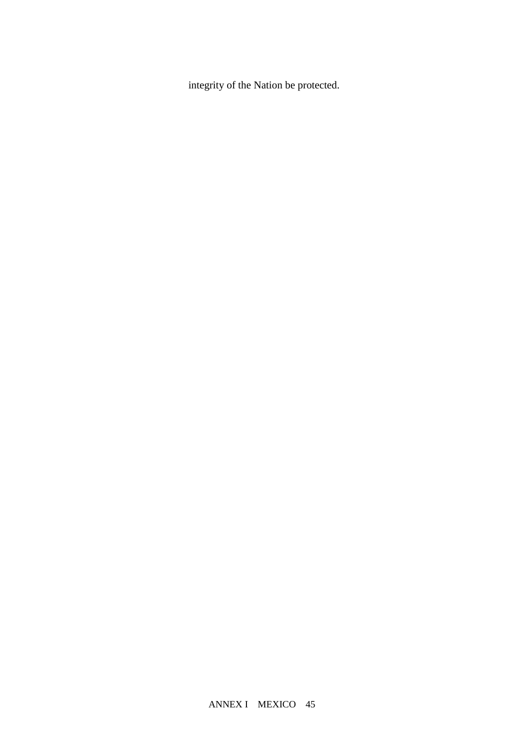integrity of the Nation be protected.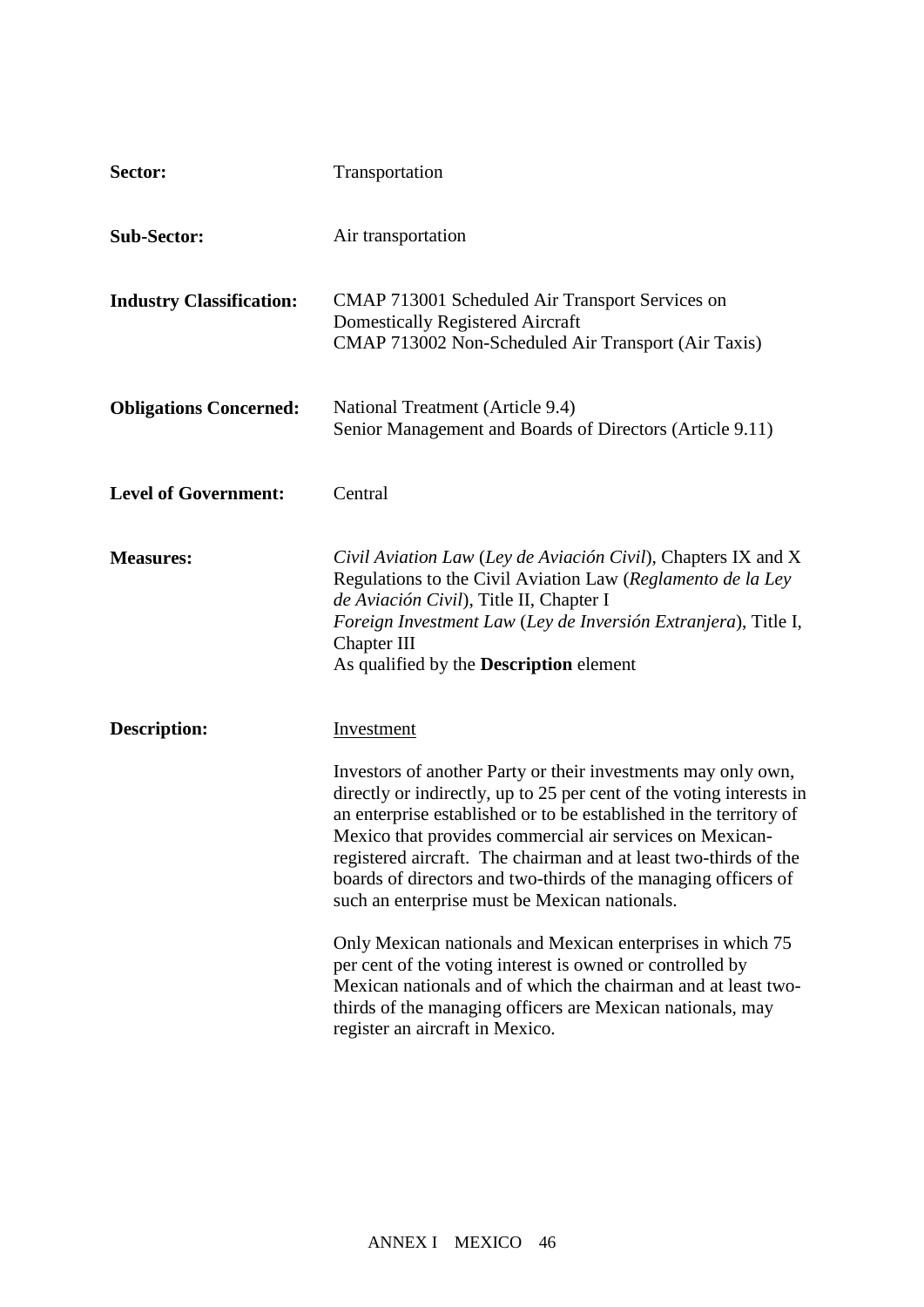**Sector:** Transportation

**Sub-Sector:** Air transportation

**Industry Classification:** CMAP 713001 Scheduled Air Transport Services on Domestically Registered Aircraft
CMAP 713002 Non-Scheduled Air Transport (Air Taxis)

**Obligations Concerned:** National Treatment (Article 9.4)
Senior Management and Boards of Directors (Article 9.11)

**Level of Government:** Central

**Measures:** *Civil Aviation Law* (*Ley de Aviación Civil*), Chapters IX and X
Regulations to the Civil Aviation Law (*Reglamento de la Ley de Aviación Civil*), Title II, Chapter I
*Foreign Investment Law* (*Ley de Inversión Extranjera*), Title I, Chapter III
As qualified by the **Description** element

**Description:** Investment

Investors of another Party or their investments may only own, directly or indirectly, up to 25 per cent of the voting interests in an enterprise established or to be established in the territory of Mexico that provides commercial air services on Mexican-registered aircraft. The chairman and at least two-thirds of the boards of directors and two-thirds of the managing officers of such an enterprise must be Mexican nationals.

Only Mexican nationals and Mexican enterprises in which 75 per cent of the voting interest is owned or controlled by Mexican nationals and of which the chairman and at least two-thirds of the managing officers are Mexican nationals, may register an aircraft in Mexico.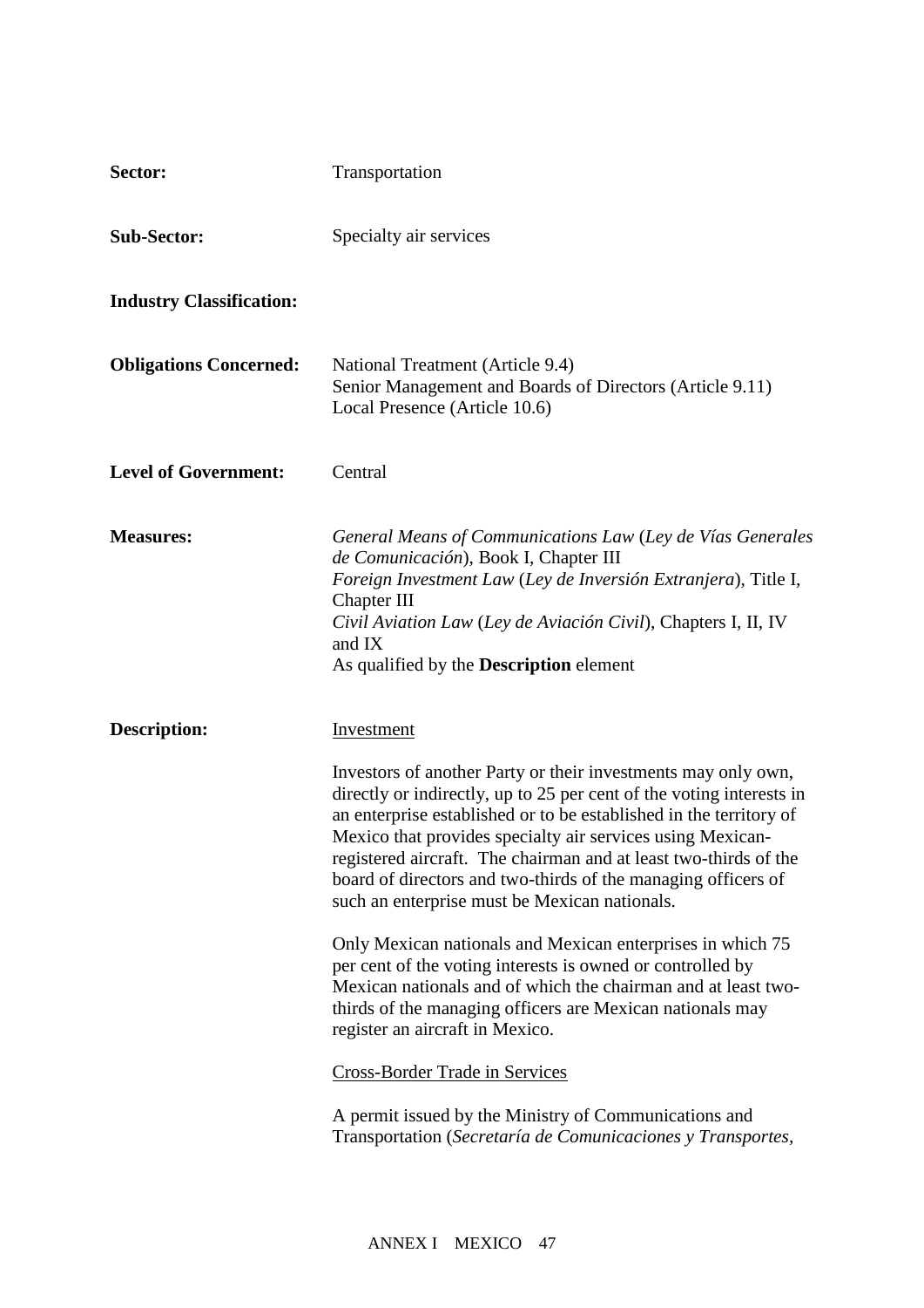**Sector:** Transportation

**Sub-Sector:** Specialty air services

**Industry Classification:**

**Obligations Concerned:** National Treatment (Article 9.4)
Senior Management and Boards of Directors (Article 9.11)
Local Presence (Article 10.6)

**Level of Government:** Central

**Measures:** *General Means of Communications Law* (*Ley de Vías Generales de Comunicación*), Book I, Chapter III
*Foreign Investment Law* (*Ley de Inversión Extranjera*), Title I, Chapter III
*Civil Aviation Law* (*Ley de Aviación Civil*), Chapters I, II, IV and IX
As qualified by the **Description** element

**Description:** Investment

Investors of another Party or their investments may only own, directly or indirectly, up to 25 per cent of the voting interests in an enterprise established or to be established in the territory of Mexico that provides specialty air services using Mexican-registered aircraft. The chairman and at least two-thirds of the board of directors and two-thirds of the managing officers of such an enterprise must be Mexican nationals.

Only Mexican nationals and Mexican enterprises in which 75 per cent of the voting interests is owned or controlled by Mexican nationals and of which the chairman and at least two-thirds of the managing officers are Mexican nationals may register an aircraft in Mexico.

Cross-Border Trade in Services

A permit issued by the Ministry of Communications and Transportation (*Secretaría de Comunicaciones y Transportes*,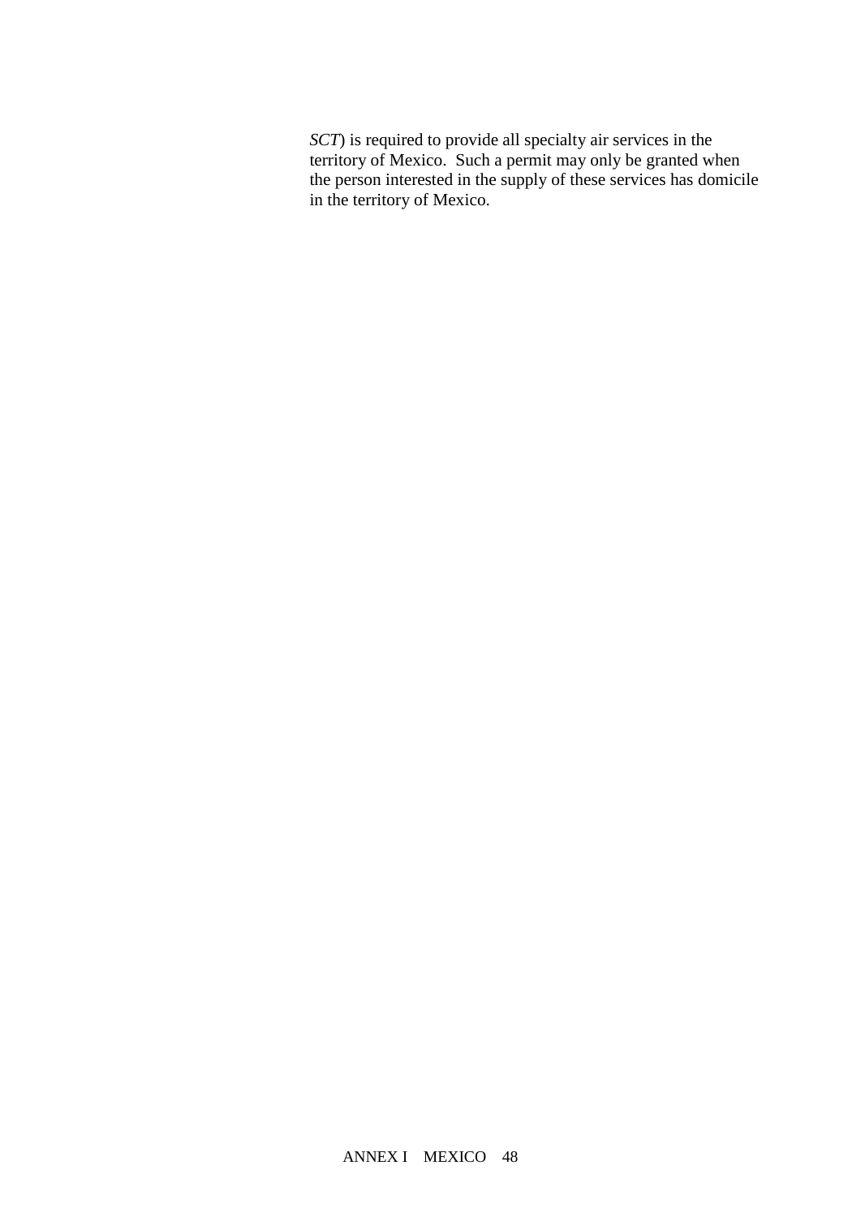*SCT*) is required to provide all specialty air services in the territory of Mexico. Such a permit may only be granted when the person interested in the supply of these services has domicile in the territory of Mexico.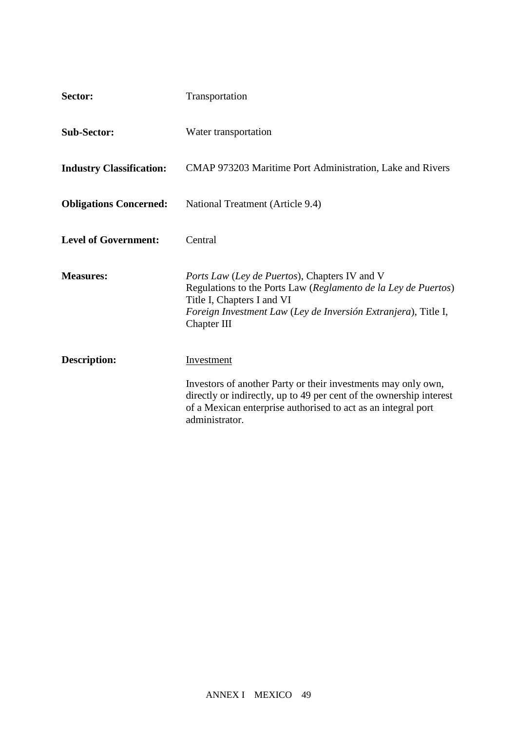**Sector:** Transportation

**Sub-Sector:** Water transportation

**Industry Classification:** CMAP 973203 Maritime Port Administration, Lake and Rivers

**Obligations Concerned:** National Treatment (Article 9.4)

**Level of Government:** Central

**Measures:** *Ports Law* (*Ley de Puertos*), Chapters IV and V
Regulations to the Ports Law (*Reglamento de la Ley de Puertos*) Title I, Chapters I and VI
*Foreign Investment Law* (*Ley de Inversión Extranjera*), Title I, Chapter III

**Description:** Investment

Investors of another Party or their investments may only own, directly or indirectly, up to 49 per cent of the ownership interest of a Mexican enterprise authorised to act as an integral port administrator.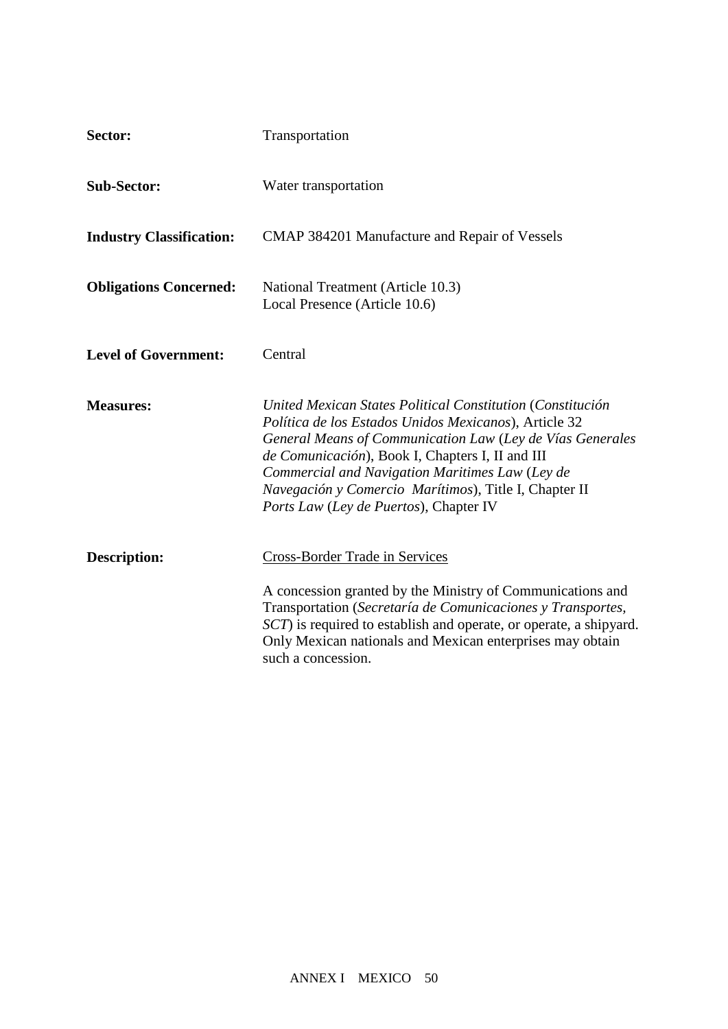**Sector:** Transportation

**Sub-Sector:** Water transportation

**Industry Classification:** CMAP 384201 Manufacture and Repair of Vessels

**Obligations Concerned:** National Treatment (Article 10.3)
Local Presence (Article 10.6)

**Level of Government:** Central

**Measures:** *United Mexican States Political Constitution* (*Constitución Política de los Estados Unidos Mexicanos*), Article 32
*General Means of Communication Law* (*Ley de Vías Generales de Comunicación*), Book I, Chapters I, II and III
*Commercial and Navigation Maritimes Law* (*Ley de Navegación y Comercio Marítimos*), Title I, Chapter II
*Ports Law* (*Ley de Puertos*), Chapter IV

**Description:** Cross-Border Trade in Services

A concession granted by the Ministry of Communications and Transportation (*Secretaría de Comunicaciones y Transportes, SCT*) is required to establish and operate, or operate, a shipyard. Only Mexican nationals and Mexican enterprises may obtain such a concession.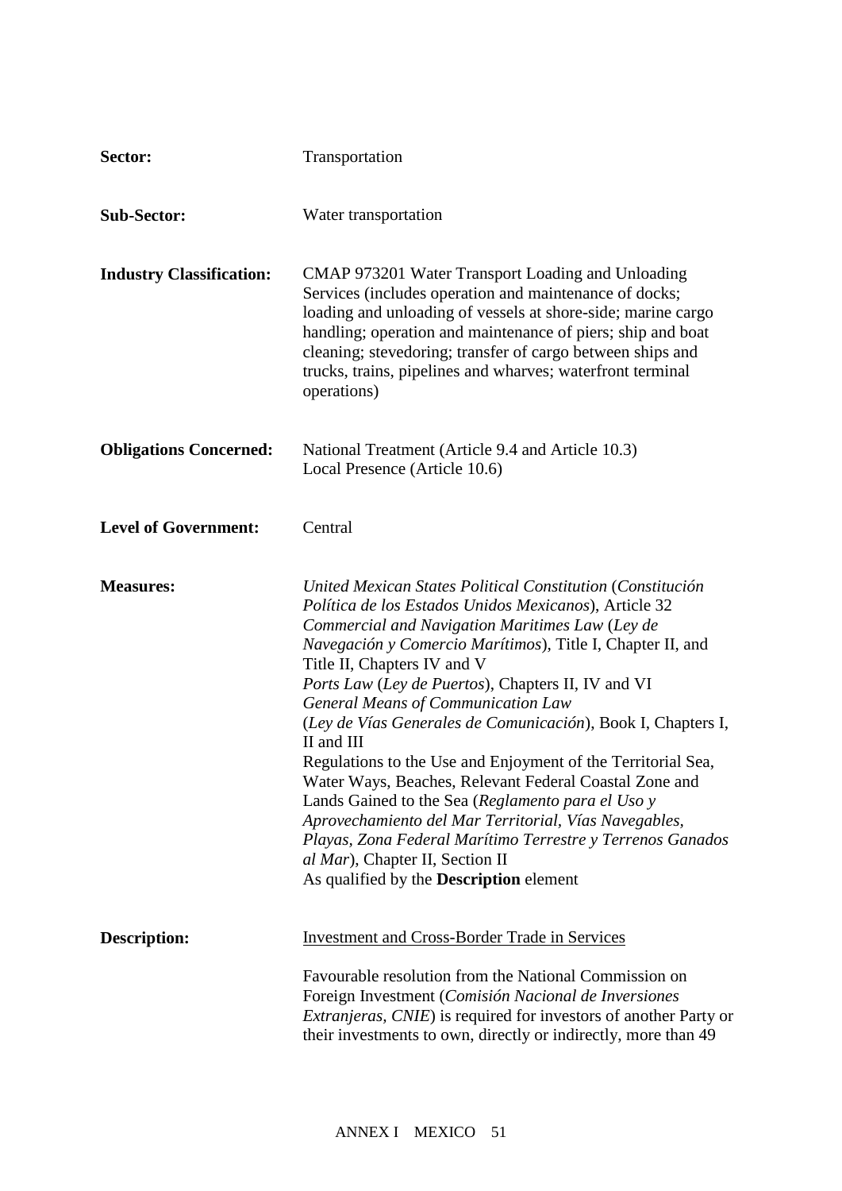**Sector:** Transportation

**Sub-Sector:** Water transportation

**Industry Classification:** CMAP 973201 Water Transport Loading and Unloading Services (includes operation and maintenance of docks; loading and unloading of vessels at shore-side; marine cargo handling; operation and maintenance of piers; ship and boat cleaning; stevedoring; transfer of cargo between ships and trucks, trains, pipelines and wharves; waterfront terminal operations)

**Obligations Concerned:** National Treatment (Article 9.4 and Article 10.3)
Local Presence (Article 10.6)

**Level of Government:** Central

**Measures:** *United Mexican States Political Constitution* (*Constitución Política de los Estados Unidos Mexicanos*), Article 32
*Commercial and Navigation Maritimes Law* (*Ley de Navegación y Comercio Marítimos*), Title I, Chapter II, and Title II, Chapters IV and V
*Ports Law* (*Ley de Puertos*), Chapters II, IV and VI
*General Means of Communication Law* (*Ley de Vías Generales de Comunicación*), Book I, Chapters I, II and III
Regulations to the Use and Enjoyment of the Territorial Sea, Water Ways, Beaches, Relevant Federal Coastal Zone and Lands Gained to the Sea (*Reglamento para el Uso y Aprovechamiento del Mar Territorial, Vías Navegables, Playas, Zona Federal Marítimo Terrestre y Terrenos Ganados al Mar*), Chapter II, Section II
As qualified by the **Description** element

**Description:** Investment and Cross-Border Trade in Services

Favourable resolution from the National Commission on Foreign Investment (*Comisión Nacional de Inversiones Extranjeras, CNIE*) is required for investors of another Party or their investments to own, directly or indirectly, more than 49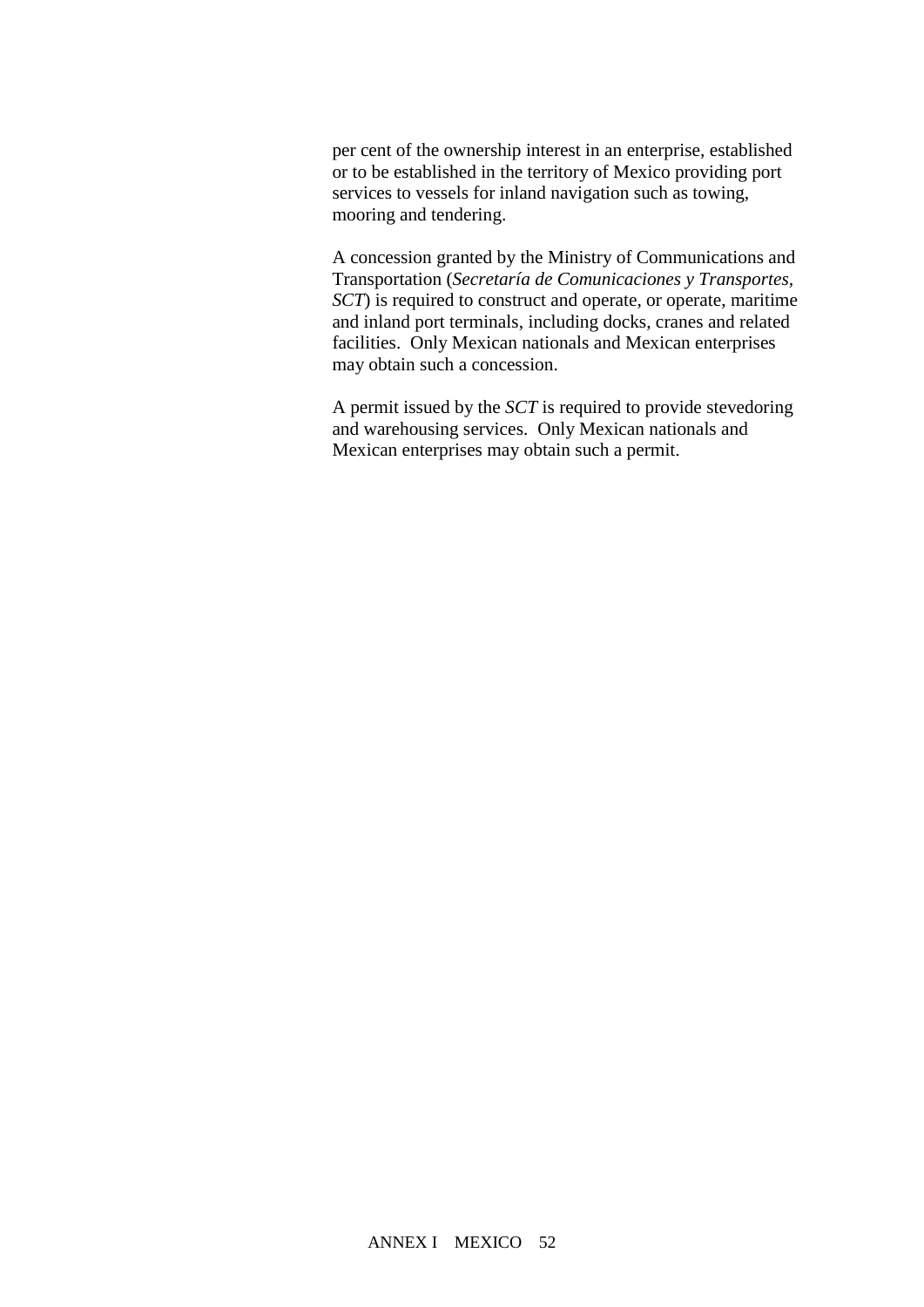per cent of the ownership interest in an enterprise, established or to be established in the territory of Mexico providing port services to vessels for inland navigation such as towing, mooring and tendering.

A concession granted by the Ministry of Communications and Transportation (*Secretaría de Comunicaciones y Transportes, SCT*) is required to construct and operate, or operate, maritime and inland port terminals, including docks, cranes and related facilities. Only Mexican nationals and Mexican enterprises may obtain such a concession.

A permit issued by the *SCT* is required to provide stevedoring and warehousing services. Only Mexican nationals and Mexican enterprises may obtain such a permit.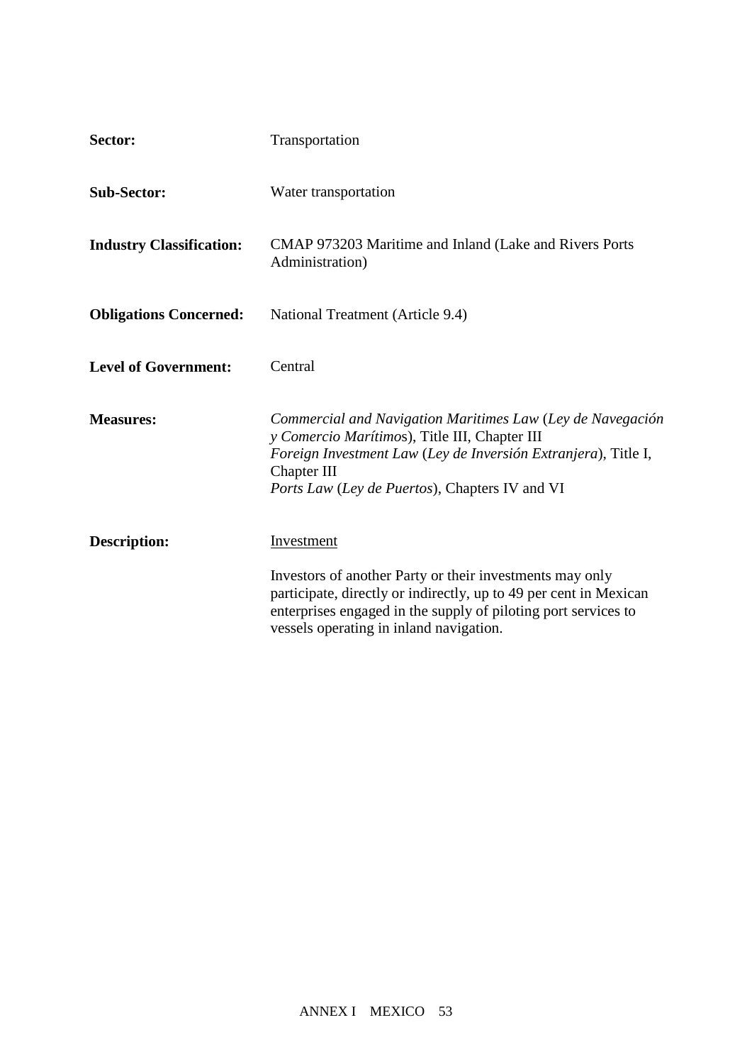**Sector:** Transportation

**Sub-Sector:** Water transportation

**Industry Classification:** CMAP 973203 Maritime and Inland (Lake and Rivers Ports Administration)

**Obligations Concerned:** National Treatment (Article 9.4)

**Level of Government:** Central

**Measures:** *Commercial and Navigation Maritimes Law* (*Ley de Navegación y Comercio Marítimos*), Title III, Chapter III
*Foreign Investment Law* (*Ley de Inversión Extranjera*), Title I, Chapter III
*Ports Law* (*Ley de Puertos*), Chapters IV and VI

**Description:** Investment

Investors of another Party or their investments may only participate, directly or indirectly, up to 49 per cent in Mexican enterprises engaged in the supply of piloting port services to vessels operating in inland navigation.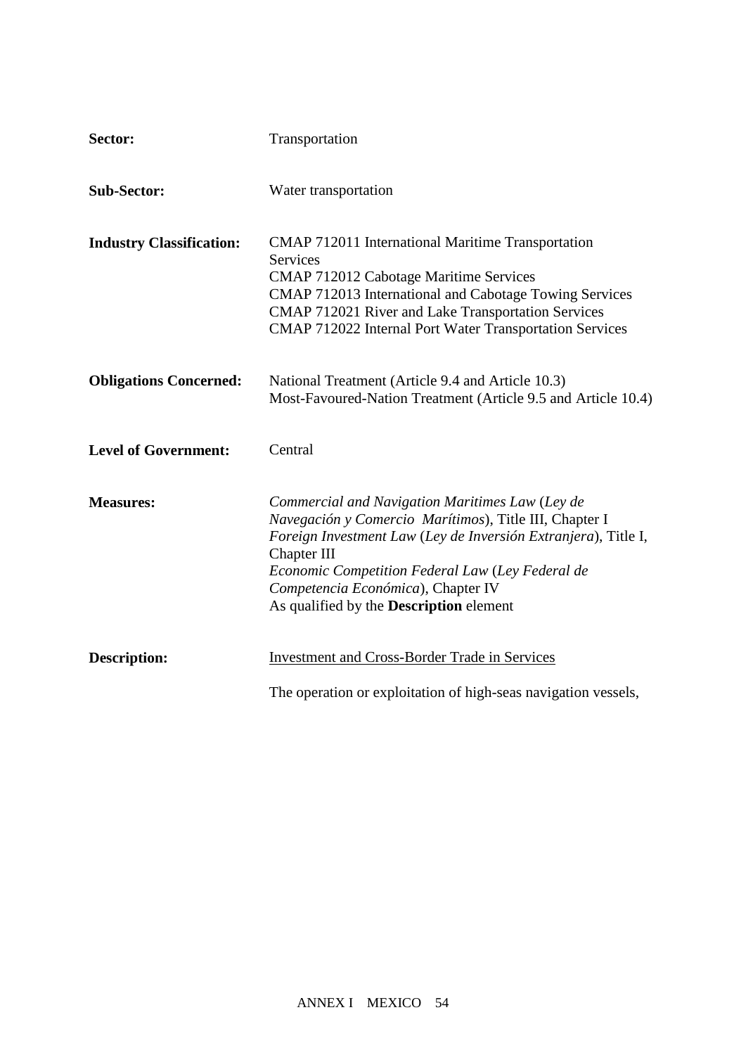| | |
|---|---|
| **Sector:** | Transportation |
| **Sub-Sector:** | Water transportation |
| **Industry Classification:** | CMAP 712011 International Maritime Transportation Services<br>CMAP 712012 Cabotage Maritime Services<br>CMAP 712013 International and Cabotage Towing Services<br>CMAP 712021 River and Lake Transportation Services<br>CMAP 712022 Internal Port Water Transportation Services |
| **Obligations Concerned:** | National Treatment (Article 9.4 and Article 10.3)<br>Most-Favoured-Nation Treatment (Article 9.5 and Article 10.4) |
| **Level of Government:** | Central |
| **Measures:** | *Commercial and Navigation Maritimes Law* (*Ley de Navegación y Comercio Marítimos*), Title III, Chapter I<br>*Foreign Investment Law* (*Ley de Inversión Extranjera*), Title I, Chapter III<br>*Economic Competition Federal Law* (*Ley Federal de Competencia Económica*), Chapter IV<br>As qualified by the **Description** element |
| **Description:** | Investment and Cross-Border Trade in Services<br><br>The operation or exploitation of high-seas navigation vessels, |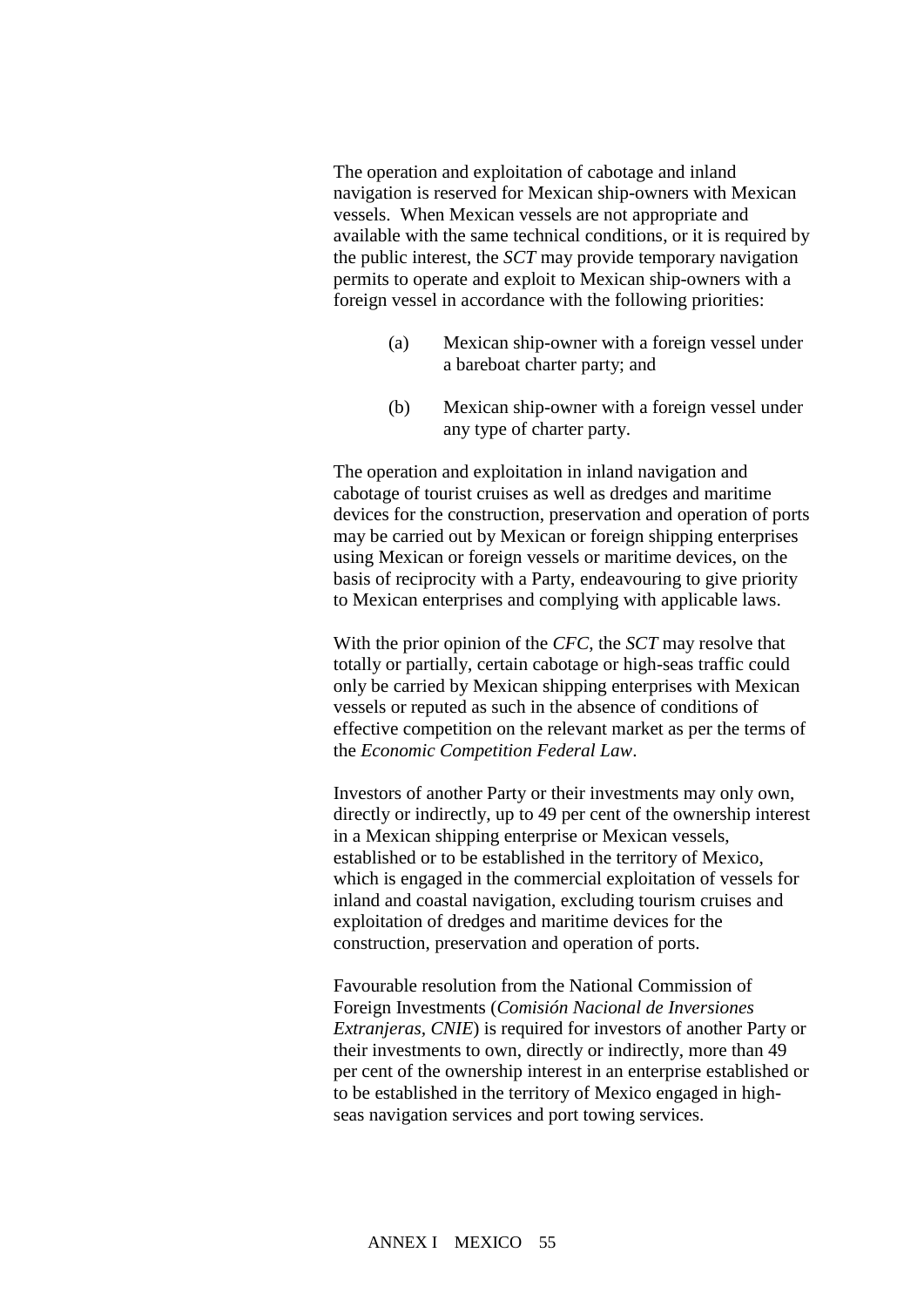The operation and exploitation of cabotage and inland navigation is reserved for Mexican ship-owners with Mexican vessels. When Mexican vessels are not appropriate and available with the same technical conditions, or it is required by the public interest, the *SCT* may provide temporary navigation permits to operate and exploit to Mexican ship-owners with a foreign vessel in accordance with the following priorities:

(a) Mexican ship-owner with a foreign vessel under a bareboat charter party; and

(b) Mexican ship-owner with a foreign vessel under any type of charter party.

The operation and exploitation in inland navigation and cabotage of tourist cruises as well as dredges and maritime devices for the construction, preservation and operation of ports may be carried out by Mexican or foreign shipping enterprises using Mexican or foreign vessels or maritime devices, on the basis of reciprocity with a Party, endeavouring to give priority to Mexican enterprises and complying with applicable laws.

With the prior opinion of the *CFC*, the *SCT* may resolve that totally or partially, certain cabotage or high-seas traffic could only be carried by Mexican shipping enterprises with Mexican vessels or reputed as such in the absence of conditions of effective competition on the relevant market as per the terms of the *Economic Competition Federal Law*.

Investors of another Party or their investments may only own, directly or indirectly, up to 49 per cent of the ownership interest in a Mexican shipping enterprise or Mexican vessels, established or to be established in the territory of Mexico, which is engaged in the commercial exploitation of vessels for inland and coastal navigation, excluding tourism cruises and exploitation of dredges and maritime devices for the construction, preservation and operation of ports.

Favourable resolution from the National Commission of Foreign Investments (*Comisión Nacional de Inversiones Extranjeras, CNIE*) is required for investors of another Party or their investments to own, directly or indirectly, more than 49 per cent of the ownership interest in an enterprise established or to be established in the territory of Mexico engaged in high-seas navigation services and port towing services.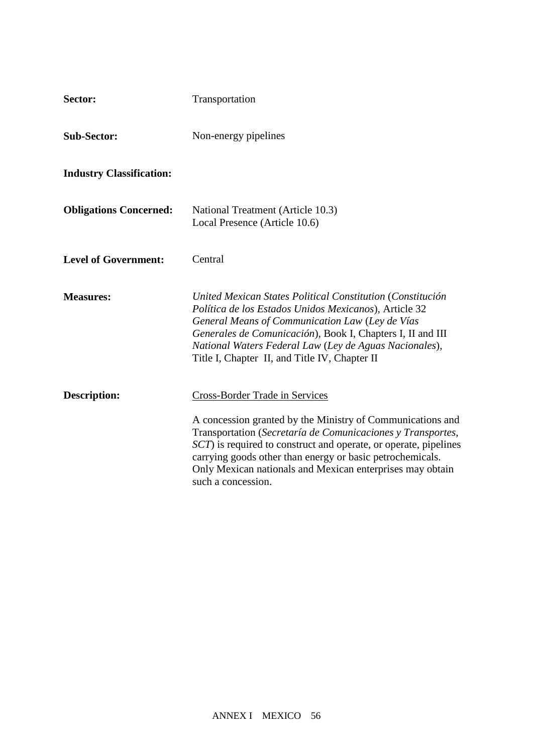**Sector:** Transportation

**Sub-Sector:** Non-energy pipelines

**Industry Classification:**

**Obligations Concerned:** National Treatment (Article 10.3)
Local Presence (Article 10.6)

**Level of Government:** Central

**Measures:** *United Mexican States Political Constitution* (*Constitución Política de los Estados Unidos Mexicanos*), Article 32
*General Means of Communication Law* (*Ley de Vías Generales de Comunicación*), Book I, Chapters I, II and III
*National Waters Federal Law* (*Ley de Aguas Nacionales*), Title I, Chapter II, and Title IV, Chapter II

**Description:** <u>Cross-Border Trade in Services</u>

A concession granted by the Ministry of Communications and Transportation (*Secretaría de Comunicaciones y Transportes, SCT*) is required to construct and operate, or operate, pipelines carrying goods other than energy or basic petrochemicals. Only Mexican nationals and Mexican enterprises may obtain such a concession.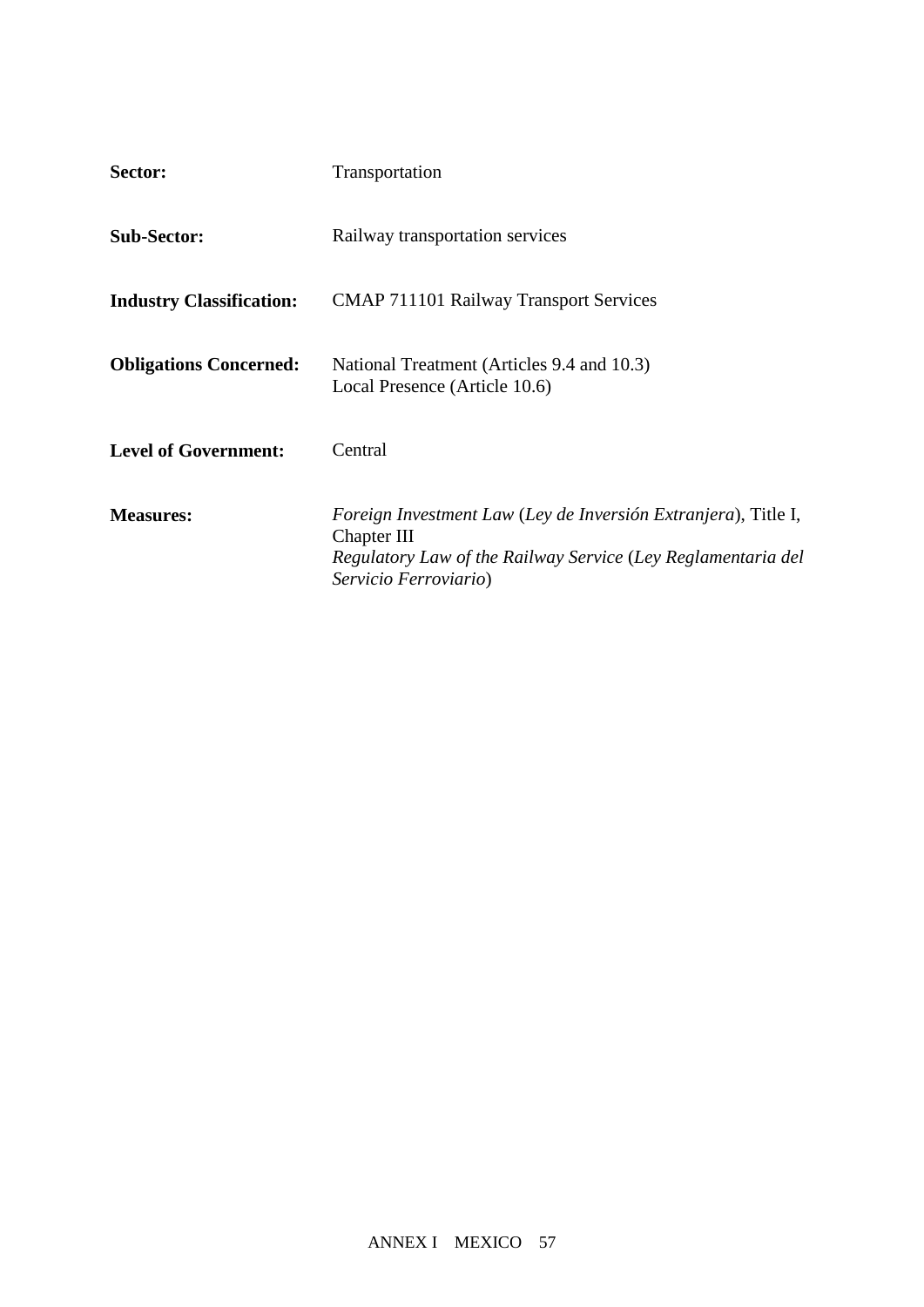**Sector:** Transportation

**Sub-Sector:** Railway transportation services

**Industry Classification:** CMAP 711101 Railway Transport Services

**Obligations Concerned:** National Treatment (Articles 9.4 and 10.3)
Local Presence (Article 10.6)

**Level of Government:** Central

**Measures:** *Foreign Investment Law* (*Ley de Inversión Extranjera*), Title I, Chapter III
*Regulatory Law of the Railway Service* (*Ley Reglamentaria del Servicio Ferroviario*)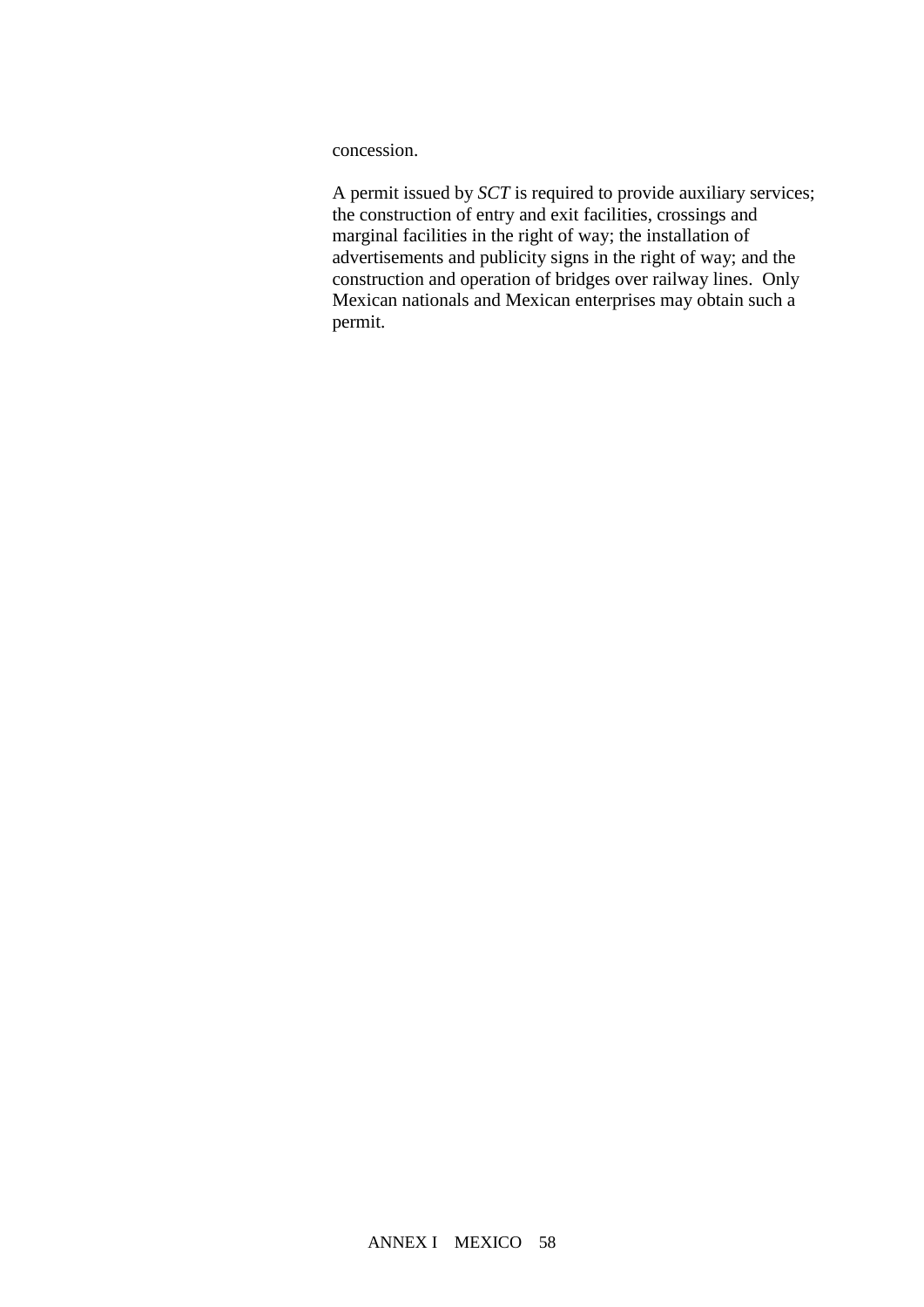concession.

A permit issued by *SCT* is required to provide auxiliary services; the construction of entry and exit facilities, crossings and marginal facilities in the right of way; the installation of advertisements and publicity signs in the right of way; and the construction and operation of bridges over railway lines. Only Mexican nationals and Mexican enterprises may obtain such a permit.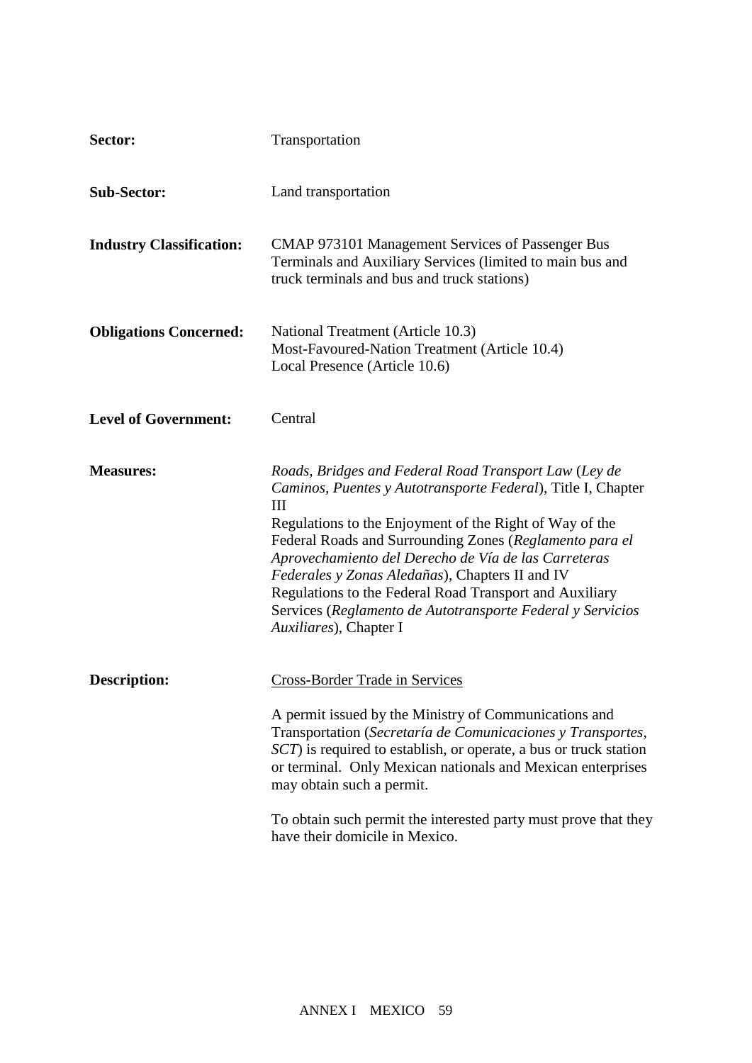**Sector:** Transportation

**Sub-Sector:** Land transportation

**Industry Classification:** CMAP 973101 Management Services of Passenger Bus Terminals and Auxiliary Services (limited to main bus and truck terminals and bus and truck stations)

**Obligations Concerned:** National Treatment (Article 10.3)
Most-Favoured-Nation Treatment (Article 10.4)
Local Presence (Article 10.6)

**Level of Government:** Central

**Measures:** *Roads, Bridges and Federal Road Transport Law* (*Ley de Caminos, Puentes y Autotransporte Federal*), Title I, Chapter III
Regulations to the Enjoyment of the Right of Way of the Federal Roads and Surrounding Zones (*Reglamento para el Aprovechamiento del Derecho de Vía de las Carreteras Federales y Zonas Aledañas*), Chapters II and IV
Regulations to the Federal Road Transport and Auxiliary Services (*Reglamento de Autotransporte Federal y Servicios Auxiliares*), Chapter I

**Description:** Cross-Border Trade in Services

A permit issued by the Ministry of Communications and Transportation (*Secretaría de Comunicaciones y Transportes, SCT*) is required to establish, or operate, a bus or truck station or terminal. Only Mexican nationals and Mexican enterprises may obtain such a permit.

To obtain such permit the interested party must prove that they have their domicile in Mexico.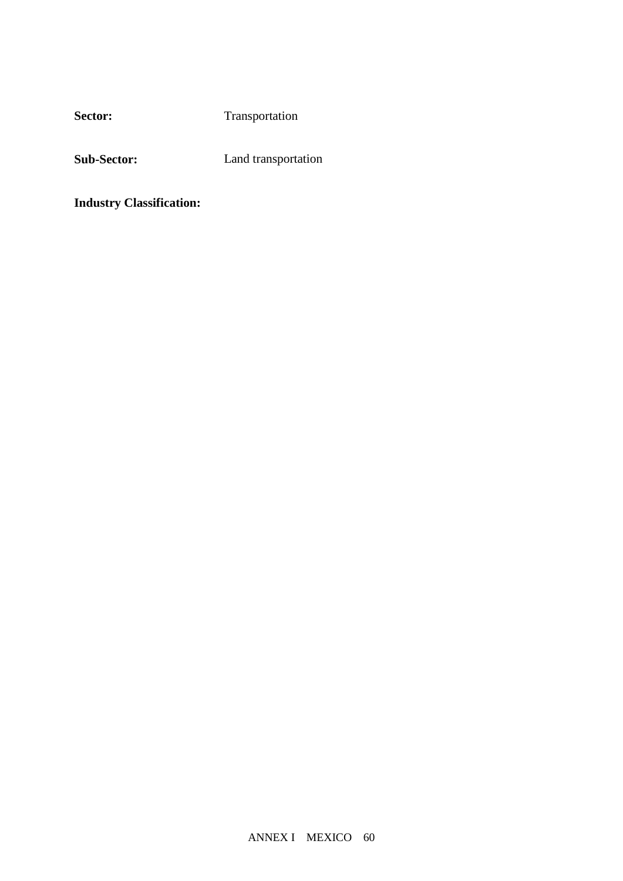**Sector:** Transportation

**Sub-Sector:** Land transportation

**Industry Classification:**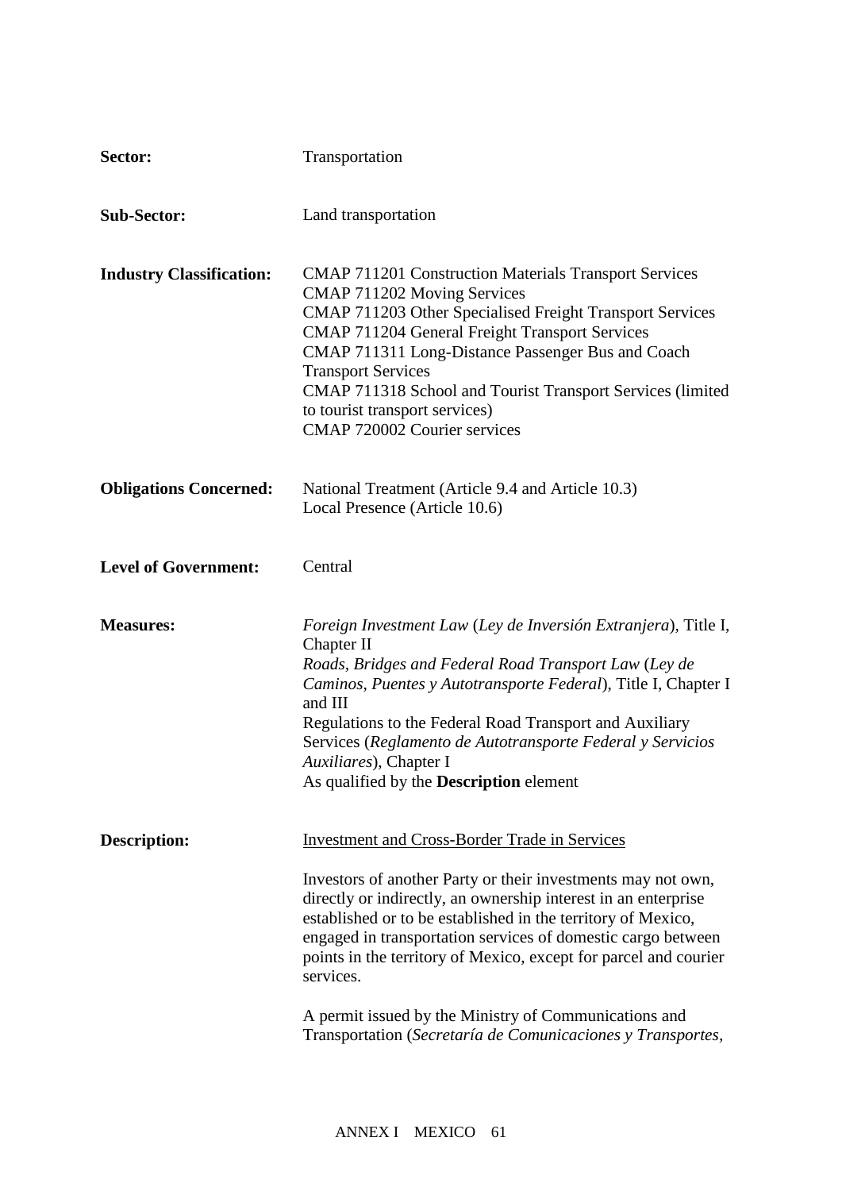**Sector:** Transportation

**Sub-Sector:** Land transportation

**Industry Classification:**
CMAP 711201 Construction Materials Transport Services
CMAP 711202 Moving Services
CMAP 711203 Other Specialised Freight Transport Services
CMAP 711204 General Freight Transport Services
CMAP 711311 Long-Distance Passenger Bus and Coach Transport Services
CMAP 711318 School and Tourist Transport Services (limited to tourist transport services)
CMAP 720002 Courier services

**Obligations Concerned:**
National Treatment (Article 9.4 and Article 10.3)
Local Presence (Article 10.6)

**Level of Government:** Central

**Measures:**
*Foreign Investment Law* (*Ley de Inversión Extranjera*), Title I, Chapter II
*Roads, Bridges and Federal Road Transport Law* (*Ley de Caminos, Puentes y Autotransporte Federal*), Title I, Chapter I and III
Regulations to the Federal Road Transport and Auxiliary Services (*Reglamento de Autotransporte Federal y Servicios Auxiliares*), Chapter I
As qualified by the **Description** element

**Description:**

Investment and Cross-Border Trade in Services

Investors of another Party or their investments may not own, directly or indirectly, an ownership interest in an enterprise established or to be established in the territory of Mexico, engaged in transportation services of domestic cargo between points in the territory of Mexico, except for parcel and courier services.

A permit issued by the Ministry of Communications and Transportation (*Secretaría de Comunicaciones y Transportes,*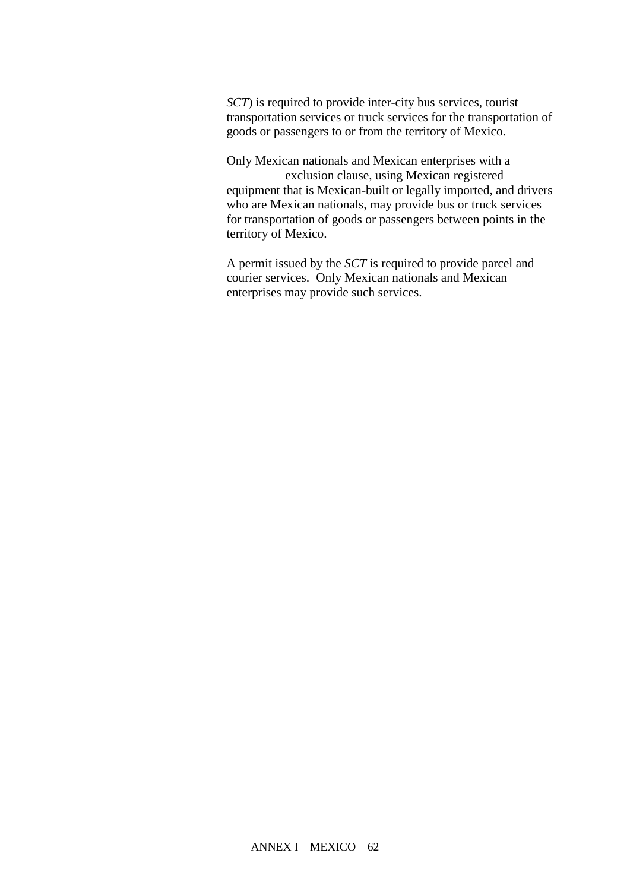*SCT*) is required to provide inter-city bus services, tourist transportation services or truck services for the transportation of goods or passengers to or from the territory of Mexico.

Only Mexican nationals and Mexican enterprises with a exclusion clause, using Mexican registered equipment that is Mexican-built or legally imported, and drivers who are Mexican nationals, may provide bus or truck services for transportation of goods or passengers between points in the territory of Mexico.

A permit issued by the *SCT* is required to provide parcel and courier services. Only Mexican nationals and Mexican enterprises may provide such services.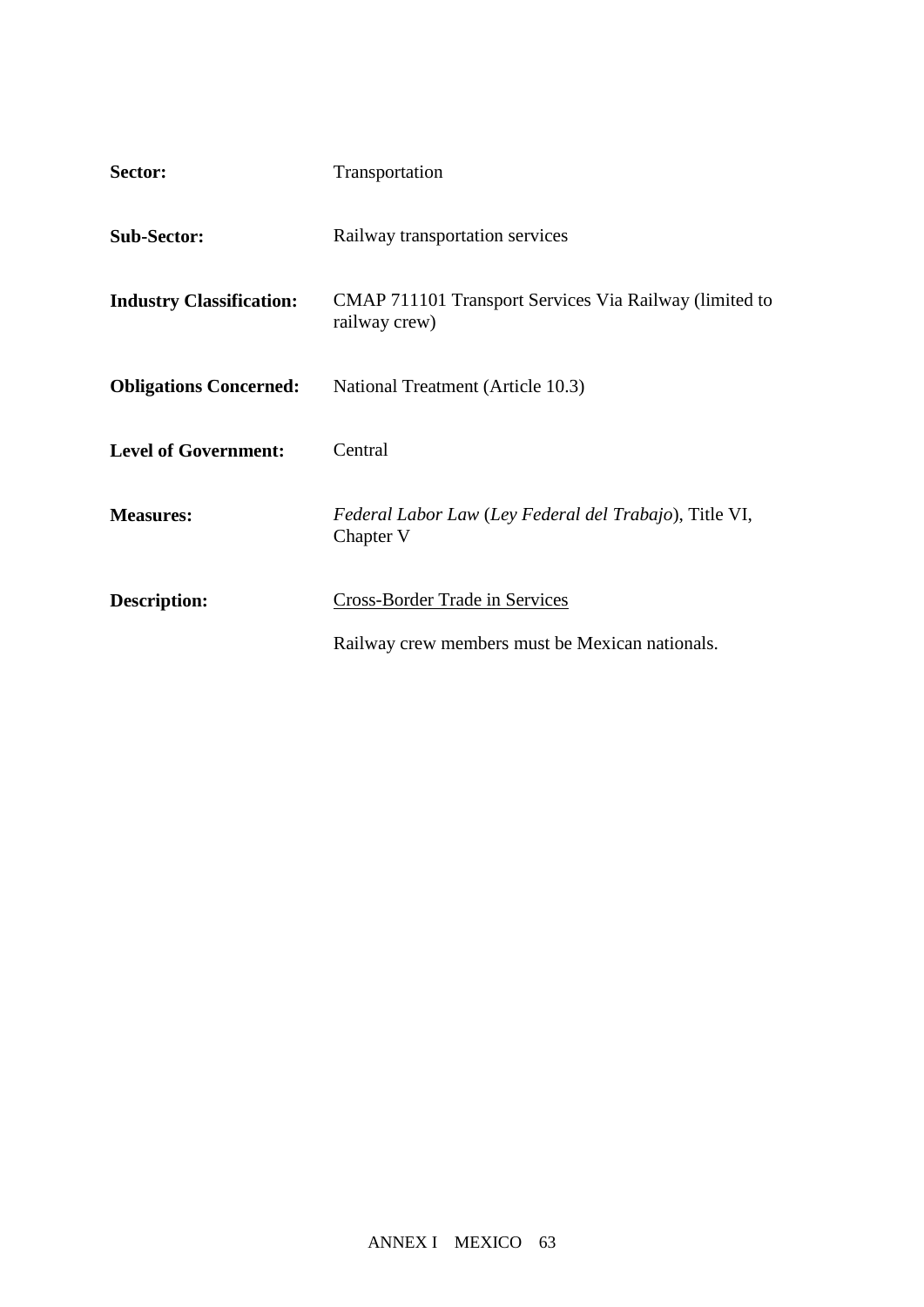**Sector:** Transportation

**Sub-Sector:** Railway transportation services

**Industry Classification:** CMAP 711101 Transport Services Via Railway (limited to railway crew)

**Obligations Concerned:** National Treatment (Article 10.3)

**Level of Government:** Central

**Measures:** *Federal Labor Law* (*Ley Federal del Trabajo*), Title VI, Chapter V

**Description:** <u>Cross-Border Trade in Services</u>

Railway crew members must be Mexican nationals.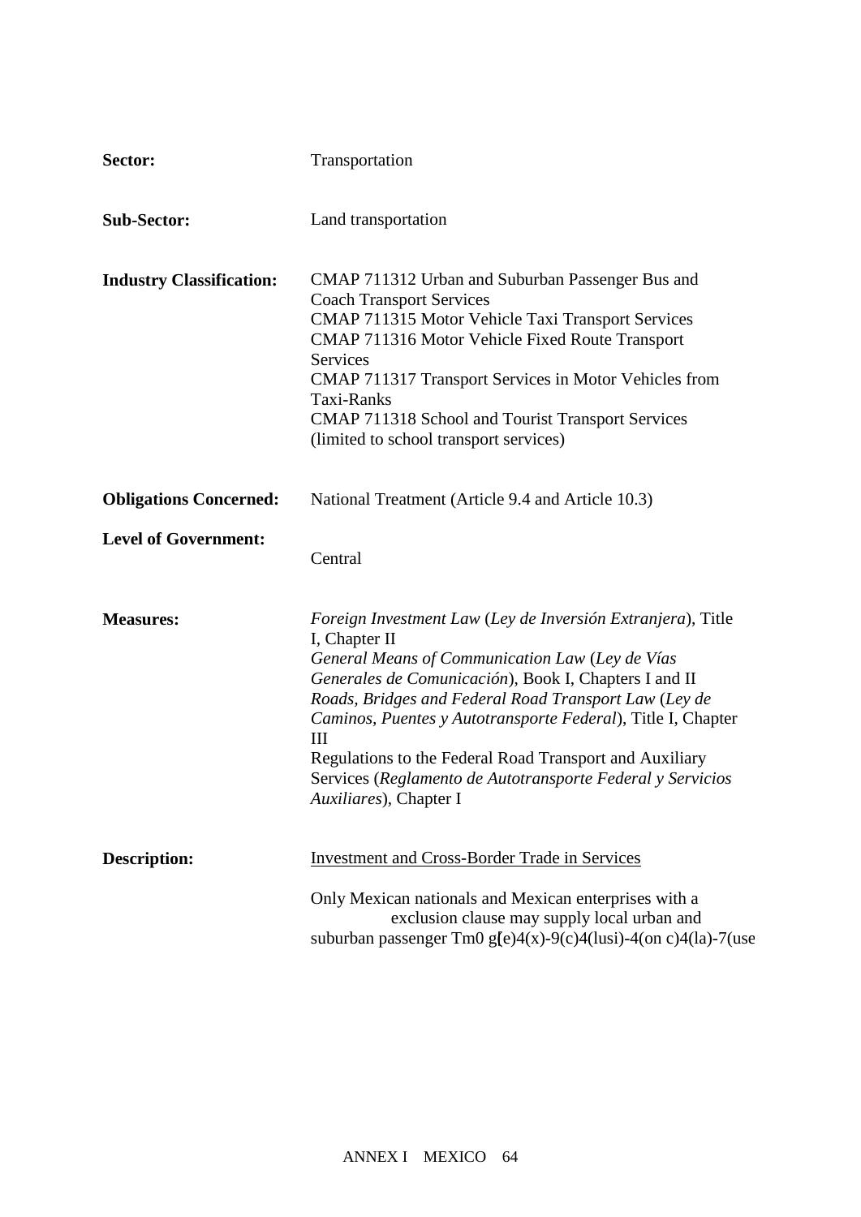| | |
|---|---|
| **Sector:** | Transportation |
| **Sub-Sector:** | Land transportation |
| **Industry Classification:** | CMAP 711312 Urban and Suburban Passenger Bus and Coach Transport Services<br>CMAP 711315 Motor Vehicle Taxi Transport Services<br>CMAP 711316 Motor Vehicle Fixed Route Transport Services<br>CMAP 711317 Transport Services in Motor Vehicles from Taxi-Ranks<br>CMAP 711318 School and Tourist Transport Services (limited to school transport services) |
| **Obligations Concerned:** | National Treatment (Article 9.4 and Article 10.3) |
| **Level of Government:** | Central |
| **Measures:** | *Foreign Investment Law* (*Ley de Inversión Extranjera*), Title I, Chapter II<br>*General Means of Communication Law* (*Ley de Vías Generales de Comunicación*), Book I, Chapters I and II<br>*Roads, Bridges and Federal Road Transport Law* (*Ley de Caminos, Puentes y Autotransporte Federal*), Title I, Chapter III<br>Regulations to the Federal Road Transport and Auxiliary Services (*Reglamento de Autotransporte Federal y Servicios Auxiliares*), Chapter I |
| **Description:** | <u>Investment and Cross-Border Trade in Services</u><br><br>Only Mexican nationals and Mexican enterprises with a exclusion clause may supply local urban and suburban passenger Tm0 g[e)4(x)-9(c)4(lusi)-4(on c)4(la)-7(use |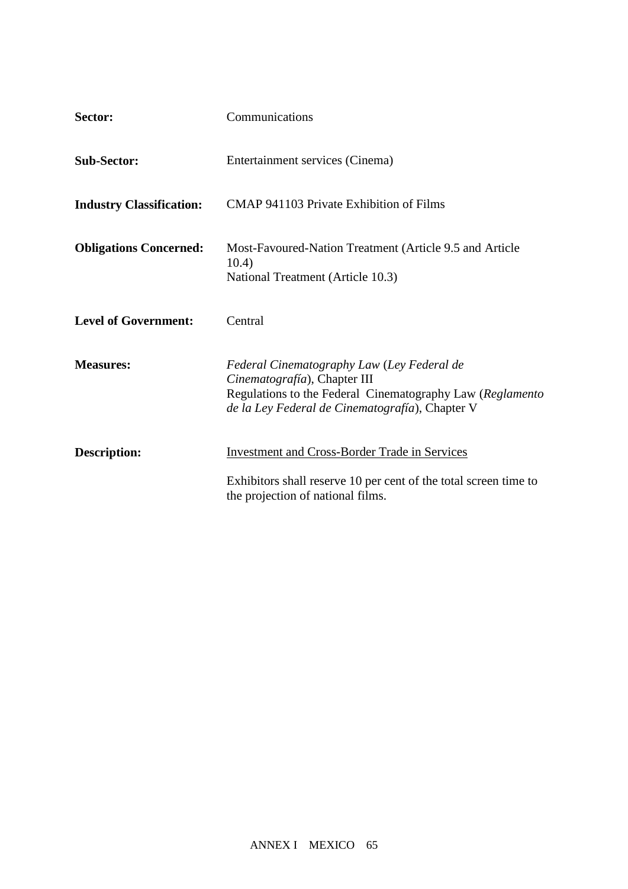| | |
|---|---|
| **Sector:** | Communications |
| **Sub-Sector:** | Entertainment services (Cinema) |
| **Industry Classification:** | CMAP 941103 Private Exhibition of Films |
| **Obligations Concerned:** | Most-Favoured-Nation Treatment (Article 9.5 and Article 10.4)<br>National Treatment (Article 10.3) |
| **Level of Government:** | Central |
| **Measures:** | *Federal Cinematography Law* (*Ley Federal de Cinematografía*), Chapter III<br>Regulations to the Federal Cinematography Law (*Reglamento de la Ley Federal de Cinematografía*), Chapter V |
| **Description:** | Investment and Cross-Border Trade in Services<br><br>Exhibitors shall reserve 10 per cent of the total screen time to the projection of national films. |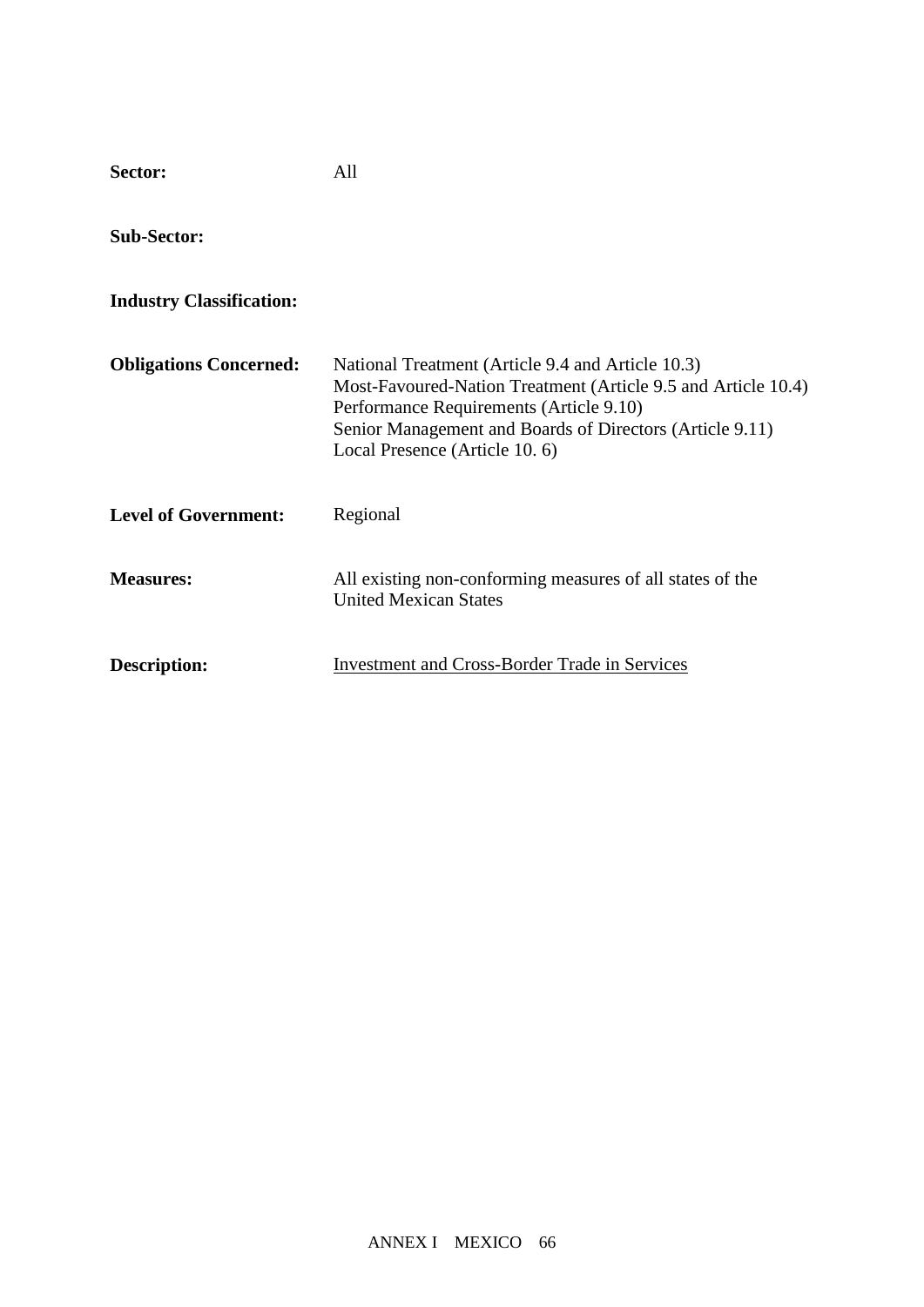**Sector:** All

**Sub-Sector:**

**Industry Classification:**

**Obligations Concerned:** National Treatment (Article 9.4 and Article 10.3)
Most-Favoured-Nation Treatment (Article 9.5 and Article 10.4)
Performance Requirements (Article 9.10)
Senior Management and Boards of Directors (Article 9.11)
Local Presence (Article 10. 6)

**Level of Government:** Regional

**Measures:** All existing non-conforming measures of all states of the United Mexican States

**Description:** <u>Investment and Cross-Border Trade in Services</u>